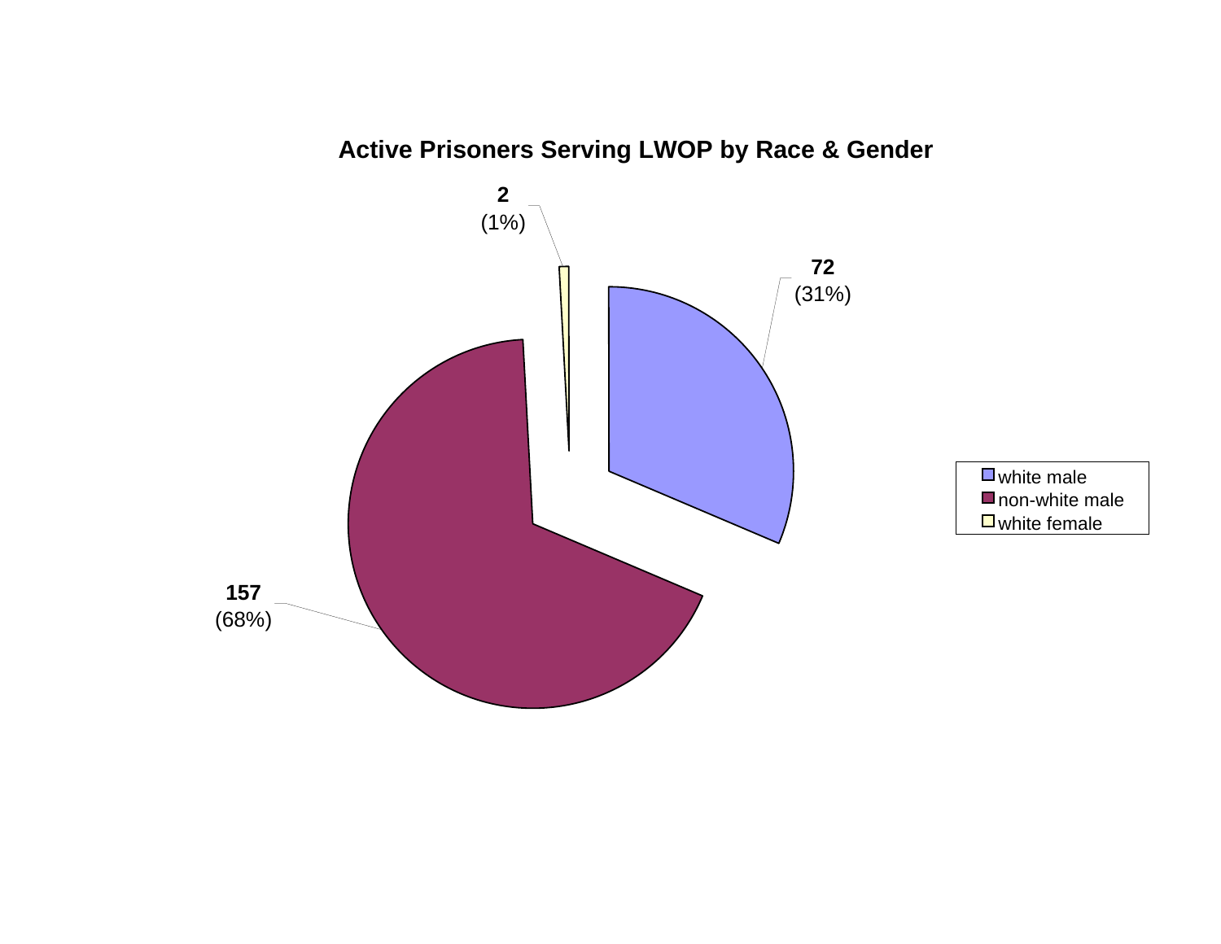# Active Prisoners Serving LWOP by Race & Gender

| Category | Count | Percent |
|---|---|---|
| white male | 72 | (31%) |
| non-white male | 157 | (68%) |
| white female | 2 | (1%) |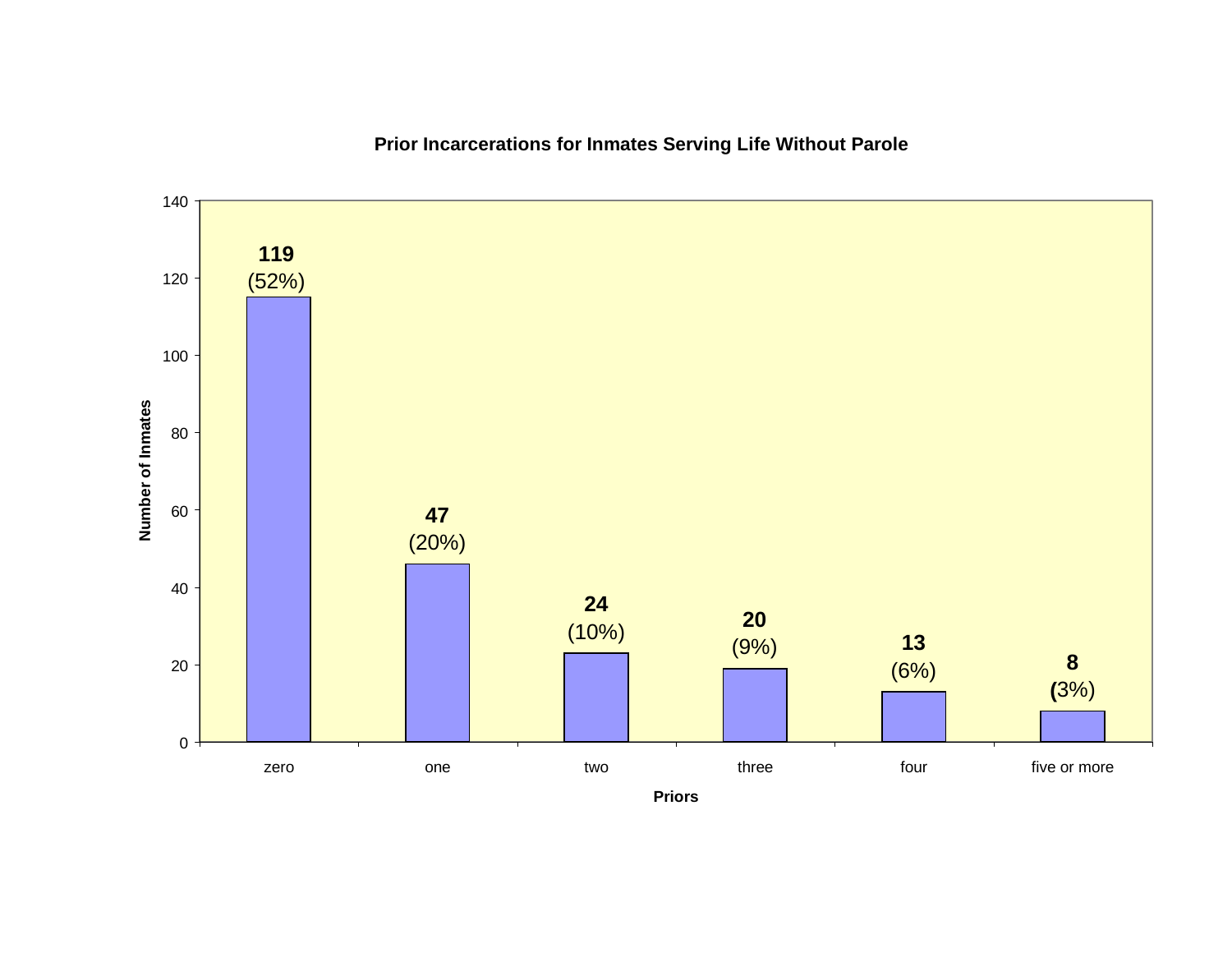## Prior Incarcerations for Inmates Serving Life Without Parole

| Priors | Number of Inmates |
|---|---|
| zero | 119 (52%) |
| one | 47 (20%) |
| two | 24 (10%) |
| three | 20 (9%) |
| four | 13 (6%) |
| five or more | 8 (3%) |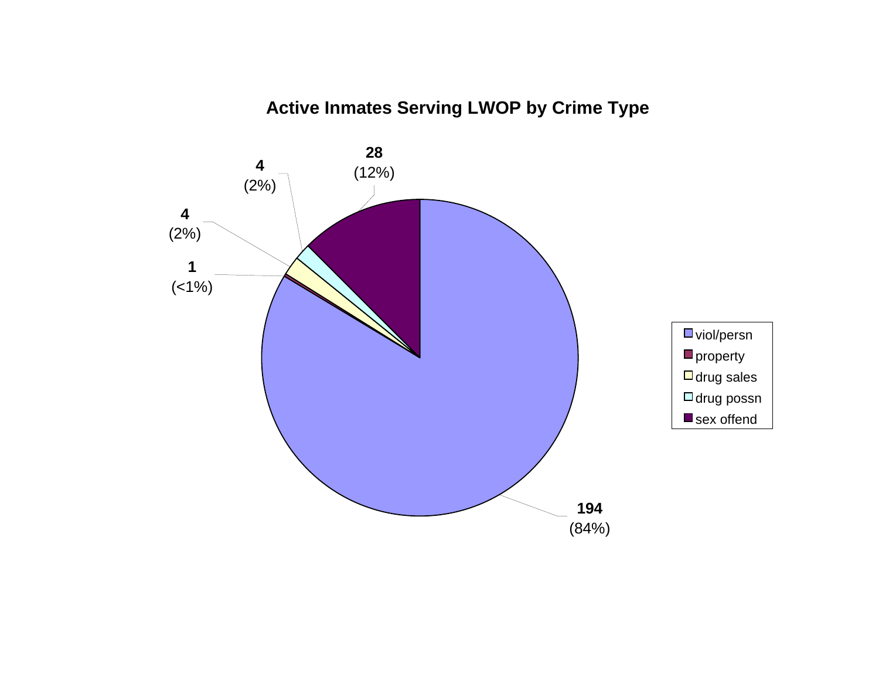# Active Inmates Serving LWOP by Crime Type

| Crime Type | Count | Percent |
|---|---|---|
| viol/persn | 194 | (84%) |
| property | 1 | (<1%) |
| drug sales | 4 | (2%) |
| drug possn | 4 | (2%) |
| sex offend | 28 | (12%) |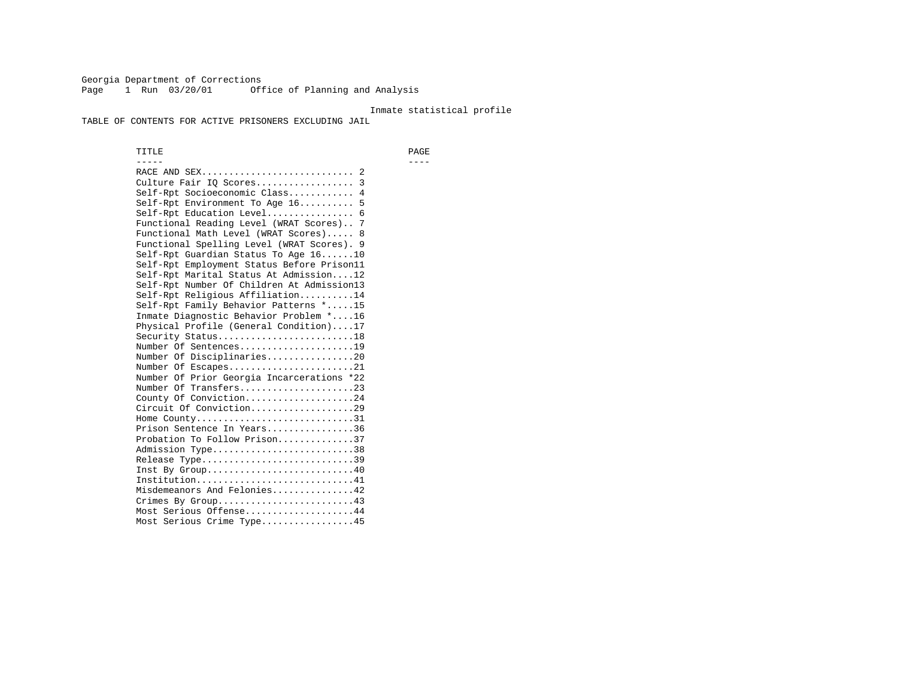Georgia Department of Corrections
Page 1 Run 03/20/01 Office of Planning and Analysis

Inmate statistical profile

TABLE OF CONTENTS FOR ACTIVE PRISONERS EXCLUDING JAIL

| TITLE | PAGE |
| --- | --- |
| RACE AND SEX | 2 |
| Culture Fair IQ Scores | 3 |
| Self-Rpt Socioeconomic Class | 4 |
| Self-Rpt Environment To Age 16 | 5 |
| Self-Rpt Education Level | 6 |
| Functional Reading Level (WRAT Scores) | 7 |
| Functional Math Level (WRAT Scores) | 8 |
| Functional Spelling Level (WRAT Scores) | 9 |
| Self-Rpt Guardian Status To Age 16 | 10 |
| Self-Rpt Employment Status Before Prison | 11 |
| Self-Rpt Marital Status At Admission | 12 |
| Self-Rpt Number Of Children At Admission | 13 |
| Self-Rpt Religious Affiliation | 14 |
| Self-Rpt Family Behavior Patterns * | 15 |
| Inmate Diagnostic Behavior Problem * | 16 |
| Physical Profile (General Condition) | 17 |
| Security Status | 18 |
| Number Of Sentences | 19 |
| Number Of Disciplinaries | 20 |
| Number Of Escapes | 21 |
| Number Of Prior Georgia Incarcerations * | 22 |
| Number Of Transfers | 23 |
| County Of Conviction | 24 |
| Circuit Of Conviction | 29 |
| Home County | 31 |
| Prison Sentence In Years | 36 |
| Probation To Follow Prison | 37 |
| Admission Type | 38 |
| Release Type | 39 |
| Inst By Group | 40 |
| Institution | 41 |
| Misdemeanors And Felonies | 42 |
| Crimes By Group | 43 |
| Most Serious Offense | 44 |
| Most Serious Crime Type | 45 |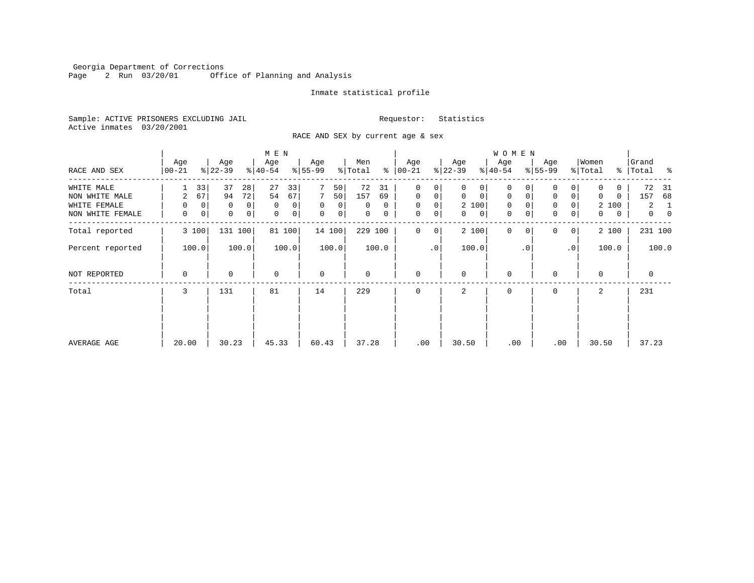Georgia Department of Corrections
Page 2 Run 03/20/01 Office of Planning and Analysis

Inmate statistical profile

Sample: ACTIVE PRISONERS EXCLUDING JAIL    Requestor: Statistics
Active inmates 03/20/2001

RACE AND SEX by current age & sex

| RACE AND SEX | MEN Age 00-21 | % | Age 22-39 | % | Age 40-54 | % | Age 55-99 | % | Men Total | % | WOMEN Age 00-21 | % | Age 22-39 | % | Age 40-54 | % | Age 55-99 | % | Women Total | % | Grand Total | % |
|---|---|---|---|---|---|---|---|---|---|---|---|---|---|---|---|---|---|---|---|---|---|---|
| WHITE MALE | 1 | 33 | 37 | 28 | 27 | 33 | 7 | 50 | 72 | 31 | 0 | 0 | 0 | 0 | 0 | 0 | 0 | 0 | 0 | 0 | 72 | 31 |
| NON WHITE MALE | 2 | 67 | 94 | 72 | 54 | 67 | 7 | 50 | 157 | 69 | 0 | 0 | 0 | 0 | 0 | 0 | 0 | 0 | 0 | 0 | 157 | 68 |
| WHITE FEMALE | 0 | 0 | 0 | 0 | 0 | 0 | 0 | 0 | 0 | 0 | 0 | 0 | 2 | 100 | 0 | 0 | 0 | 0 | 2 | 100 | 2 | 1 |
| NON WHITE FEMALE | 0 | 0 | 0 | 0 | 0 | 0 | 0 | 0 | 0 | 0 | 0 | 0 | 0 | 0 | 0 | 0 | 0 | 0 | 0 | 0 | 0 | 0 |
| Total reported | 3 | 100 | 131 | 100 | 81 | 100 | 14 | 100 | 229 | 100 | 0 | 0 | 2 | 100 | 0 | 0 | 0 | 0 | 2 | 100 | 231 | 100 |
| Percent reported | | 100.0 | | 100.0 | | 100.0 | | 100.0 | | 100.0 | | .0 | | 100.0 | | .0 | | .0 | | 100.0 | | 100.0 |
| NOT REPORTED | 0 | | 0 | | 0 | | 0 | | 0 | | 0 | | 0 | | 0 | | 0 | | 0 | | 0 | |
| Total | 3 | | 131 | | 81 | | 14 | | 229 | | 0 | | 2 | | 0 | | 0 | | 2 | | 231 | |
| AVERAGE AGE | 20.00 | | 30.23 | | 45.33 | | 60.43 | | 37.28 | | .00 | | 30.50 | | .00 | | .00 | | 30.50 | | 37.23 | |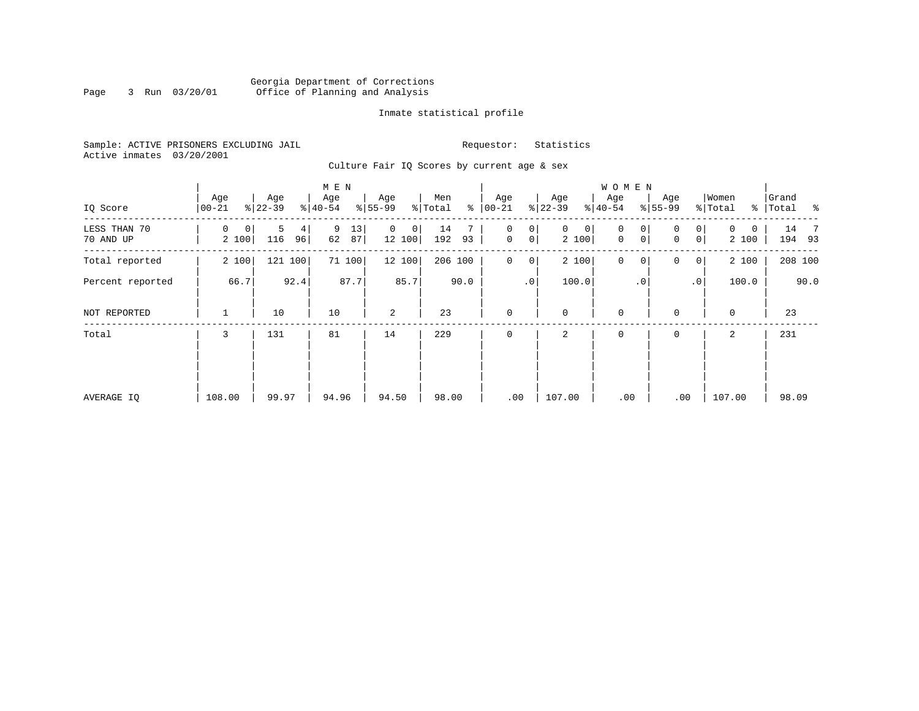Georgia Department of Corrections
Office of Planning and Analysis

Inmate statistical profile

Sample: ACTIVE PRISONERS EXCLUDING JAIL
Active inmates 03/20/2001

Requestor: Statistics

Culture Fair IQ Scores by current age & sex

| IQ Score | MEN Age 00-21 | % | Age 22-39 | % | Age 40-54 | % | Age 55-99 | % | Men Total | % | WOMEN Age 00-21 | % | Age 22-39 | % | Age 40-54 | % | Age 55-99 | % | Women Total | % | Grand Total | % |
|---|---|---|---|---|---|---|---|---|---|---|---|---|---|---|---|---|---|---|---|---|---|---|
| LESS THAN 70 | 0 | 0 | 5 | 4 | 9 | 13 | 0 | 0 | 14 | 7 | 0 | 0 | 0 | 0 | 0 | 0 | 0 | 0 | 0 | 0 | 14 | 7 |
| 70 AND UP | 2 | 100 | 116 | 96 | 62 | 87 | 12 | 100 | 192 | 93 | 0 | 0 | 2 | 100 | 0 | 0 | 0 | 0 | 2 | 100 | 194 | 93 |
| Total reported | 2 | 100 | 121 | 100 | 71 | 100 | 12 | 100 | 206 | 100 | 0 | 0 | 2 | 100 | 0 | 0 | 0 | 0 | 2 | 100 | 208 | 100 |
| Percent reported | | 66.7 | | 92.4 | | 87.7 | | 85.7 | | 90.0 | | .0 | | 100.0 | | .0 | | .0 | | 100.0 | | 90.0 |
| NOT REPORTED | 1 | | 10 | | 10 | | 2 | | 23 | | 0 | | 0 | | 0 | | 0 | | 0 | | 23 | |
| Total | 3 | | 131 | | 81 | | 14 | | 229 | | 0 | | 2 | | 0 | | 0 | | 2 | | 231 | |
| AVERAGE IQ | 108.00 | | 99.97 | | 94.96 | | 94.50 | | 98.00 | | .00 | | 107.00 | | .00 | | .00 | | 107.00 | | 98.09 | |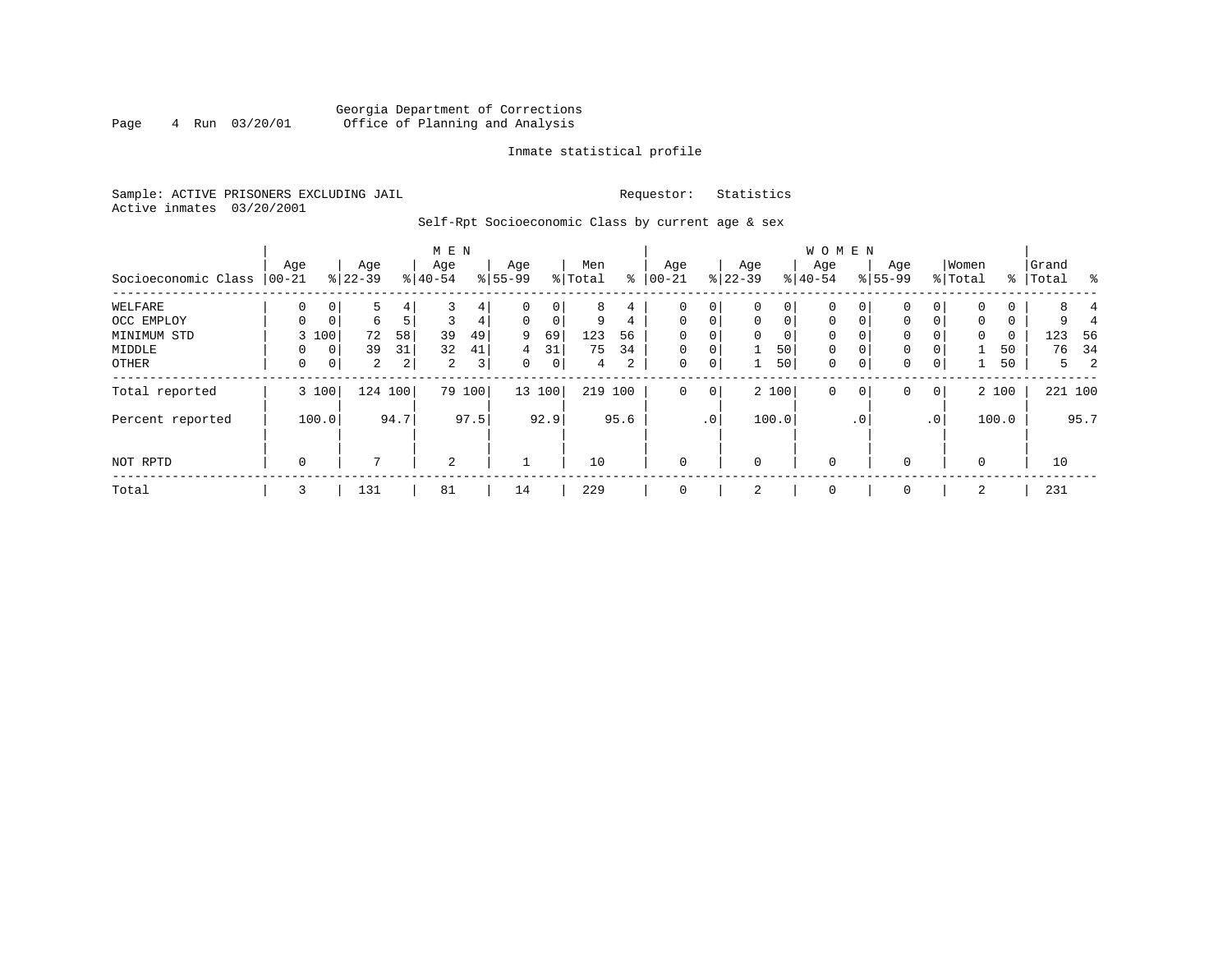Georgia Department of Corrections
Office of Planning and Analysis

Inmate statistical profile

Sample: ACTIVE PRISONERS EXCLUDING JAIL　　　Requestor: Statistics
Active inmates 03/20/2001

Self-Rpt Socioeconomic Class by current age & sex

| Socioeconomic Class | MEN Age 00-21 | % | Age 22-39 | % | Age 40-54 | % | Age 55-99 | % | Men Total | % | WOMEN Age 00-21 | % | Age 22-39 | % | Age 40-54 | % | Age 55-99 | % | Women Total | % | Grand Total | % |
|---|---|---|---|---|---|---|---|---|---|---|---|---|---|---|---|---|---|---|---|---|---|---|
| WELFARE | 0 | 0 | 5 | 4 | 3 | 4 | 0 | 0 | 8 | 4 | 0 | 0 | 0 | 0 | 0 | 0 | 0 | 0 | 0 | 0 | 8 | 4 |
| OCC EMPLOY | 0 | 0 | 6 | 5 | 3 | 4 | 0 | 0 | 9 | 4 | 0 | 0 | 0 | 0 | 0 | 0 | 0 | 0 | 0 | 0 | 9 | 4 |
| MINIMUM STD | 3 | 100 | 72 | 58 | 39 | 49 | 9 | 69 | 123 | 56 | 0 | 0 | 0 | 0 | 0 | 0 | 0 | 0 | 0 | 0 | 123 | 56 |
| MIDDLE | 0 | 0 | 39 | 31 | 32 | 41 | 4 | 31 | 75 | 34 | 0 | 0 | 1 | 50 | 0 | 0 | 0 | 0 | 1 | 50 | 76 | 34 |
| OTHER | 0 | 0 | 2 | 2 | 2 | 3 | 0 | 0 | 4 | 2 | 0 | 0 | 1 | 50 | 0 | 0 | 0 | 0 | 1 | 50 | 5 | 2 |
| Total reported | 3 | 100 | 124 | 100 | 79 | 100 | 13 | 100 | 219 | 100 | 0 | 0 | 2 | 100 | 0 | 0 | 0 | 0 | 2 | 100 | 221 | 100 |
| Percent reported | | 100.0 | | 94.7 | | 97.5 | | 92.9 | | 95.6 | | .0 | | 100.0 | | .0 | | .0 | | 100.0 | | 95.7 |
| NOT RPTD | 0 | | 7 | | 2 | | 1 | | 10 | | 0 | | 0 | | 0 | | 0 | | 0 | | 10 | |
| Total | 3 | | 131 | | 81 | | 14 | | 229 | | 0 | | 2 | | 0 | | 0 | | 2 | | 231 | |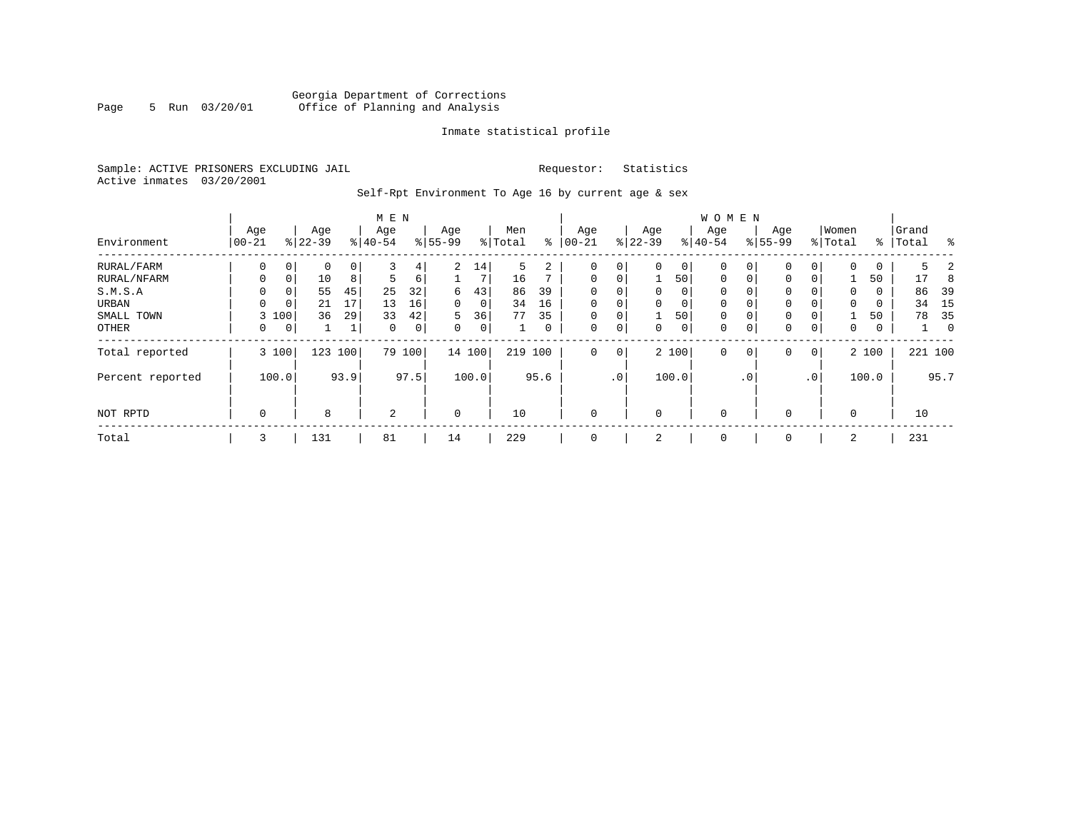Georgia Department of Corrections
Office of Planning and Analysis

Inmate statistical profile

Sample: ACTIVE PRISONERS EXCLUDING JAIL

Requestor: Statistics

Active inmates 03/20/2001

Self-Rpt Environment To Age 16 by current age & sex

| Environment | MEN Age 00-21 | % | Age 22-39 | % | Age 40-54 | % | Age 55-99 | % | Men Total | % | WOMEN Age 00-21 | % | Age 22-39 | % | Age 40-54 | % | Age 55-99 | % | Women Total | % | Grand Total | % |
|---|---|---|---|---|---|---|---|---|---|---|---|---|---|---|---|---|---|---|---|---|---|---|
| RURAL/FARM | 0 | 0 | 0 | 0 | 3 | 4 | 2 | 14 | 5 | 2 | 0 | 0 | 0 | 0 | 0 | 0 | 0 | 0 | 0 | 0 | 5 | 2 |
| RURAL/NFARM | 0 | 0 | 10 | 8 | 5 | 6 | 1 | 7 | 16 | 7 | 0 | 0 | 1 | 50 | 0 | 0 | 0 | 0 | 1 | 50 | 17 | 8 |
| S.M.S.A | 0 | 0 | 55 | 45 | 25 | 32 | 6 | 43 | 86 | 39 | 0 | 0 | 0 | 0 | 0 | 0 | 0 | 0 | 0 | 0 | 86 | 39 |
| URBAN | 0 | 0 | 21 | 17 | 13 | 16 | 0 | 0 | 34 | 16 | 0 | 0 | 0 | 0 | 0 | 0 | 0 | 0 | 0 | 0 | 34 | 15 |
| SMALL TOWN | 3 | 100 | 36 | 29 | 33 | 42 | 5 | 36 | 77 | 35 | 0 | 0 | 1 | 50 | 0 | 0 | 0 | 0 | 1 | 50 | 78 | 35 |
| OTHER | 0 | 0 | 1 | 1 | 0 | 0 | 0 | 0 | 1 | 0 | 0 | 0 | 0 | 0 | 0 | 0 | 0 | 0 | 0 | 0 | 1 | 0 |
| Total reported | 3 | 100 | 123 | 100 | 79 | 100 | 14 | 100 | 219 | 100 | 0 | 0 | 2 | 100 | 0 | 0 | 0 | 0 | 2 | 100 | 221 | 100 |
| Percent reported | | 100.0 | | 93.9 | | 97.5 | | 100.0 | | 95.6 | | .0 | | 100.0 | | .0 | | .0 | | 100.0 | | 95.7 |
| NOT RPTD | 0 | | 8 | | 2 | | 0 | | 10 | | 0 | | 0 | | 0 | | 0 | | 0 | | 10 | |
| Total | 3 | | 131 | | 81 | | 14 | | 229 | | 0 | | 2 | | 0 | | 0 | | 2 | | 231 | |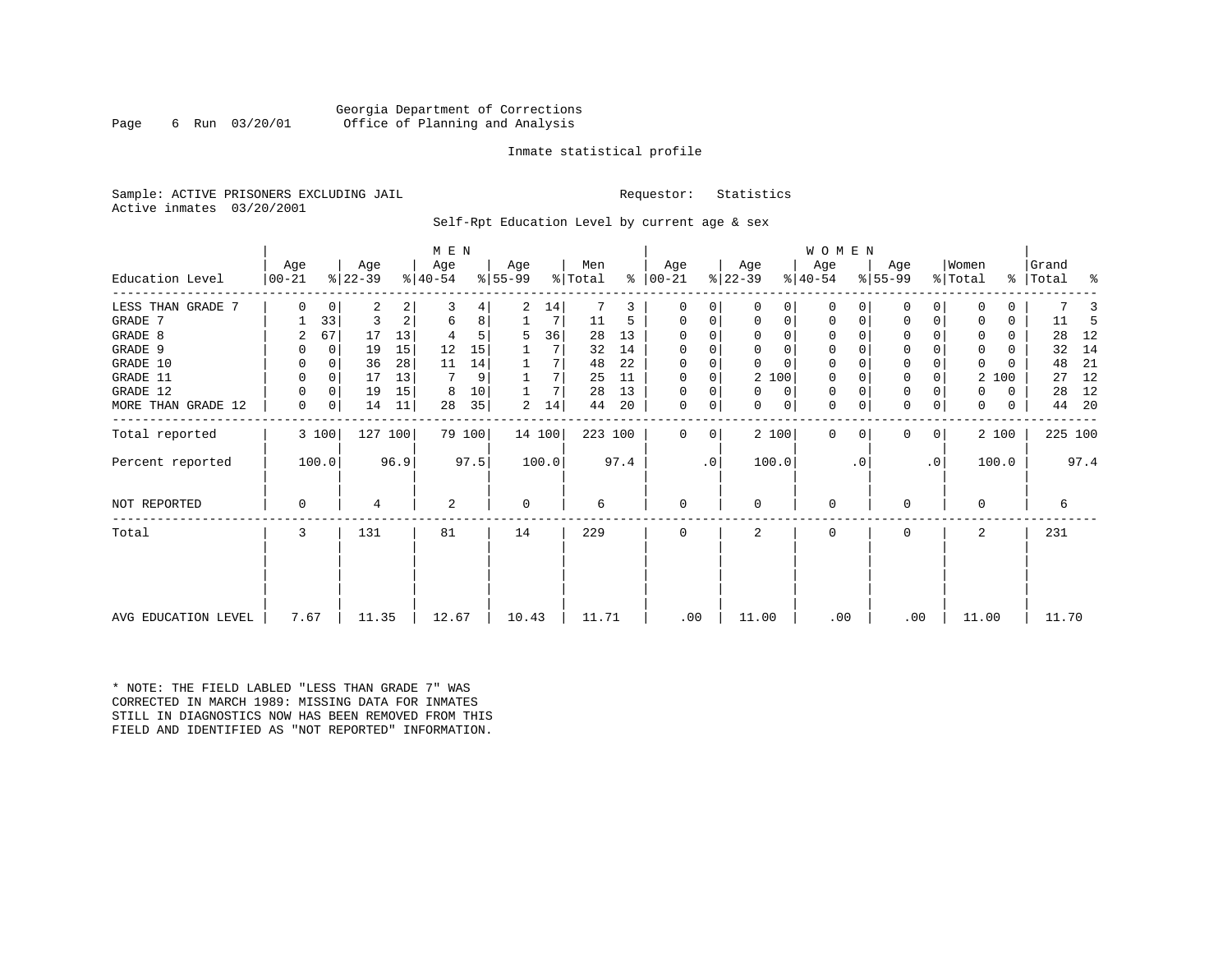Georgia Department of Corrections
Office of Planning and Analysis

Inmate statistical profile

Sample: ACTIVE PRISONERS EXCLUDING JAIL

Requestor: Statistics

Active inmates 03/20/2001

Self-Rpt Education Level by current age & sex

| Education Level | MEN Age 00-21 | % | Age 22-39 | % | Age 40-54 | % | Age 55-99 | % | Men Total | % | WOMEN Age 00-21 | % | Age 22-39 | % | Age 40-54 | % | Age 55-99 | % | Women Total | % | Grand Total | % |
|---|---|---|---|---|---|---|---|---|---|---|---|---|---|---|---|---|---|---|---|---|---|---|
| LESS THAN GRADE 7 | 0 | 0 | 2 | 2 | 3 | 4 | 2 | 14 | 7 | 3 | 0 | 0 | 0 | 0 | 0 | 0 | 0 | 0 | 0 | 0 | 7 | 3 |
| GRADE 7 | 1 | 33 | 3 | 2 | 6 | 8 | 1 | 7 | 11 | 5 | 0 | 0 | 0 | 0 | 0 | 0 | 0 | 0 | 0 | 0 | 11 | 5 |
| GRADE 8 | 2 | 67 | 17 | 13 | 4 | 5 | 5 | 36 | 28 | 13 | 0 | 0 | 0 | 0 | 0 | 0 | 0 | 0 | 0 | 0 | 28 | 12 |
| GRADE 9 | 0 | 0 | 19 | 15 | 12 | 15 | 1 | 7 | 32 | 14 | 0 | 0 | 0 | 0 | 0 | 0 | 0 | 0 | 0 | 0 | 32 | 14 |
| GRADE 10 | 0 | 0 | 36 | 28 | 11 | 14 | 1 | 7 | 48 | 22 | 0 | 0 | 0 | 0 | 0 | 0 | 0 | 0 | 0 | 0 | 48 | 21 |
| GRADE 11 | 0 | 0 | 17 | 13 | 7 | 9 | 1 | 7 | 25 | 11 | 0 | 0 | 2 | 100 | 0 | 0 | 0 | 0 | 2 | 100 | 27 | 12 |
| GRADE 12 | 0 | 0 | 19 | 15 | 8 | 10 | 1 | 7 | 28 | 13 | 0 | 0 | 0 | 0 | 0 | 0 | 0 | 0 | 0 | 0 | 28 | 12 |
| MORE THAN GRADE 12 | 0 | 0 | 14 | 11 | 28 | 35 | 2 | 14 | 44 | 20 | 0 | 0 | 0 | 0 | 0 | 0 | 0 | 0 | 0 | 0 | 44 | 20 |
| Total reported | 3 | 100 | 127 | 100 | 79 | 100 | 14 | 100 | 223 | 100 | 0 | 0 | 2 | 100 | 0 | 0 | 0 | 0 | 2 | 100 | 225 | 100 |
| Percent reported | 100.0 | | 96.9 | | 97.5 | | 100.0 | | 97.4 | | .0 | | 100.0 | | .0 | | .0 | | 100.0 | | 97.4 | |
| NOT REPORTED | 0 | | 4 | | 2 | | 0 | | 6 | | 0 | | 0 | | 0 | | 0 | | 0 | | 6 | |
| Total | 3 | | 131 | | 81 | | 14 | | 229 | | 0 | | 2 | | 0 | | 0 | | 2 | | 231 | |
| AVG EDUCATION LEVEL | 7.67 | | 11.35 | | 12.67 | | 10.43 | | 11.71 | | .00 | | 11.00 | | .00 | | .00 | | 11.00 | | 11.70 | |

* NOTE: THE FIELD LABLED "LESS THAN GRADE 7" WAS CORRECTED IN MARCH 1989: MISSING DATA FOR INMATES STILL IN DIAGNOSTICS NOW HAS BEEN REMOVED FROM THIS FIELD AND IDENTIFIED AS "NOT REPORTED" INFORMATION.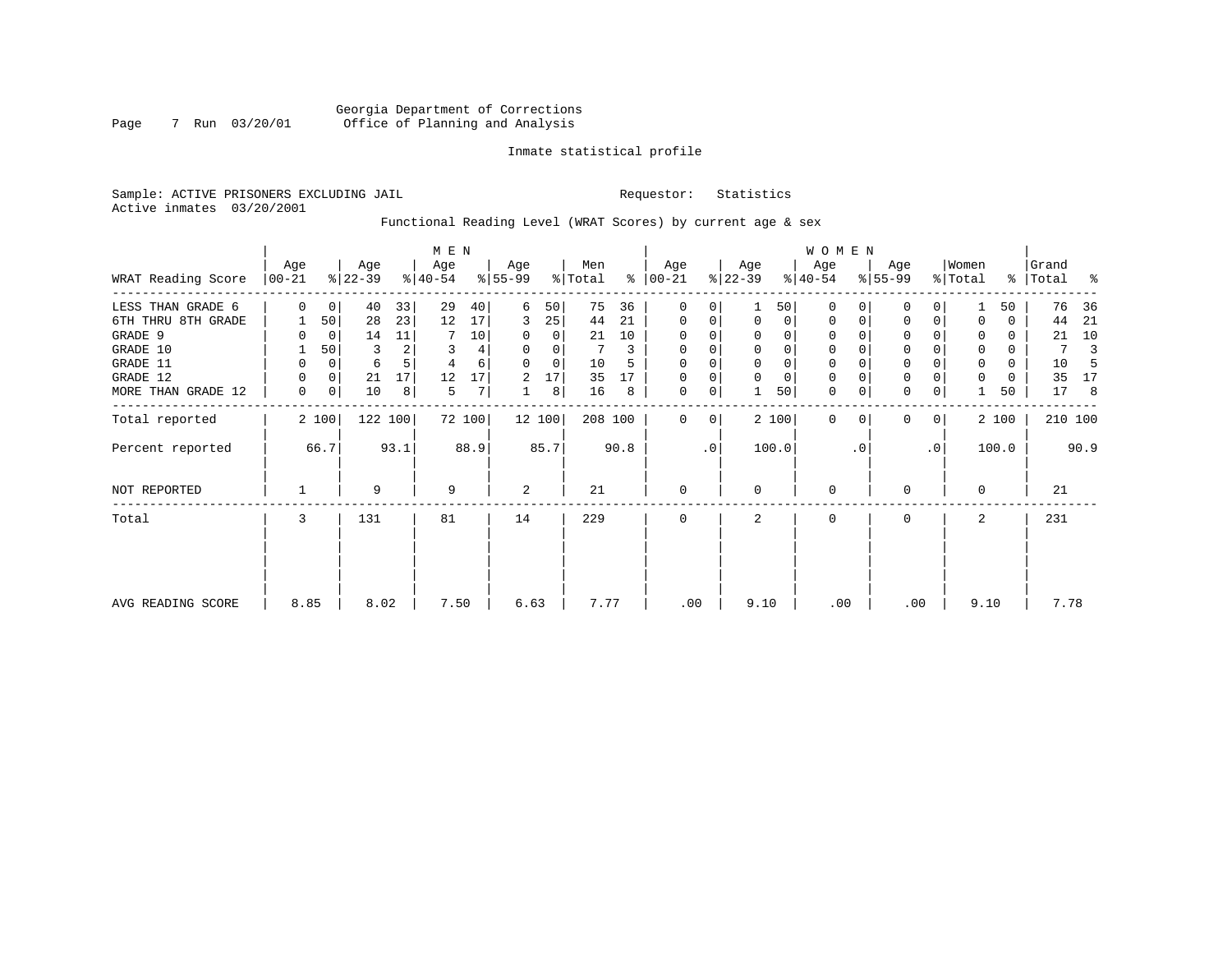Georgia Department of Corrections
Office of Planning and Analysis

Inmate statistical profile

Sample: ACTIVE PRISONERS EXCLUDING JAIL

Requestor: Statistics

Active inmates 03/20/2001

Functional Reading Level (WRAT Scores) by current age & sex

| WRAT Reading Score | MEN Age 00-21 | % | Age 22-39 | % | Age 40-54 | % | Age 55-99 | % | Men Total | % | WOMEN Age 00-21 | % | Age 22-39 | % | Age 40-54 | % | Age 55-99 | % | Women Total | % | Grand Total | % |
|---|---|---|---|---|---|---|---|---|---|---|---|---|---|---|---|---|---|---|---|---|---|---|
| LESS THAN GRADE 6 | 0 | 0 | 40 | 33 | 29 | 40 | 6 | 50 | 75 | 36 | 0 | 0 | 1 | 50 | 0 | 0 | 0 | 0 | 1 | 50 | 76 | 36 |
| 6TH THRU 8TH GRADE | 1 | 50 | 28 | 23 | 12 | 17 | 3 | 25 | 44 | 21 | 0 | 0 | 0 | 0 | 0 | 0 | 0 | 0 | 0 | 0 | 44 | 21 |
| GRADE 9 | 0 | 0 | 14 | 11 | 7 | 10 | 0 | 0 | 21 | 10 | 0 | 0 | 0 | 0 | 0 | 0 | 0 | 0 | 0 | 0 | 21 | 10 |
| GRADE 10 | 1 | 50 | 3 | 2 | 3 | 4 | 0 | 0 | 7 | 3 | 0 | 0 | 0 | 0 | 0 | 0 | 0 | 0 | 0 | 0 | 7 | 3 |
| GRADE 11 | 0 | 0 | 6 | 5 | 4 | 6 | 0 | 0 | 10 | 5 | 0 | 0 | 0 | 0 | 0 | 0 | 0 | 0 | 0 | 0 | 10 | 5 |
| GRADE 12 | 0 | 0 | 21 | 17 | 12 | 17 | 2 | 17 | 35 | 17 | 0 | 0 | 0 | 0 | 0 | 0 | 0 | 0 | 0 | 0 | 35 | 17 |
| MORE THAN GRADE 12 | 0 | 0 | 10 | 8 | 5 | 7 | 1 | 8 | 16 | 8 | 0 | 0 | 1 | 50 | 0 | 0 | 0 | 0 | 1 | 50 | 17 | 8 |
| Total reported | 2 | 100 | 122 | 100 | 72 | 100 | 12 | 100 | 208 | 100 | 0 | 0 | 2 | 100 | 0 | 0 | 0 | 0 | 2 | 100 | 210 | 100 |
| Percent reported | | 66.7 | | 93.1 | | 88.9 | | 85.7 | | 90.8 | | .0 | | 100.0 | | .0 | | .0 | | 100.0 | | 90.9 |
| NOT REPORTED | 1 | | 9 | | 9 | | 2 | | 21 | | 0 | | 0 | | 0 | | 0 | | 0 | | 21 | |
| Total | 3 | | 131 | | 81 | | 14 | | 229 | | 0 | | 2 | | 0 | | 0 | | 2 | | 231 | |
| AVG READING SCORE | 8.85 | | 8.02 | | 7.50 | | 6.63 | | 7.77 | | .00 | | 9.10 | | .00 | | .00 | | 9.10 | | 7.78 | |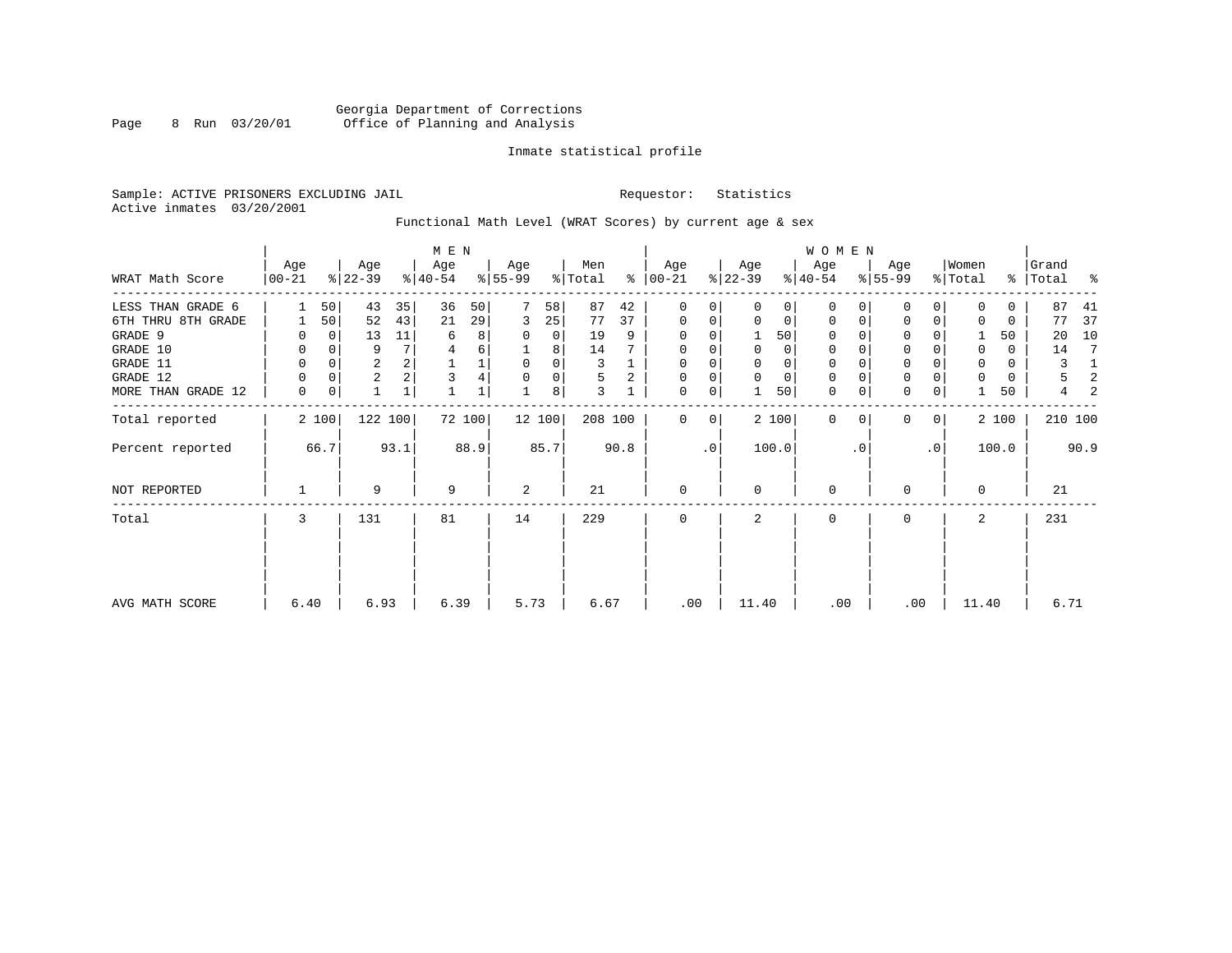Georgia Department of Corrections
Office of Planning and Analysis

Inmate statistical profile

Sample: ACTIVE PRISONERS EXCLUDING JAIL    Requestor: Statistics
Active inmates 03/20/2001

Functional Math Level (WRAT Scores) by current age & sex

| WRAT Math Score | MEN Age 00-21 | % | Age 22-39 | % | Age 40-54 | % | Age 55-99 | % | Men Total | % | WOMEN Age 00-21 | % | Age 22-39 | % | Age 40-54 | % | Age 55-99 | % | Women Total | % | Grand Total | % |
|---|---|---|---|---|---|---|---|---|---|---|---|---|---|---|---|---|---|---|---|---|---|---|
| LESS THAN GRADE 6 | 1 | 50 | 43 | 35 | 36 | 50 | 7 | 58 | 87 | 42 | 0 | 0 | 0 | 0 | 0 | 0 | 0 | 0 | 0 | 0 | 87 | 41 |
| 6TH THRU 8TH GRADE | 1 | 50 | 52 | 43 | 21 | 29 | 3 | 25 | 77 | 37 | 0 | 0 | 0 | 0 | 0 | 0 | 0 | 0 | 0 | 0 | 77 | 37 |
| GRADE 9 | 0 | 0 | 13 | 11 | 6 | 8 | 0 | 0 | 19 | 9 | 0 | 0 | 1 | 50 | 0 | 0 | 0 | 0 | 1 | 50 | 20 | 10 |
| GRADE 10 | 0 | 0 | 9 | 7 | 4 | 6 | 1 | 8 | 14 | 7 | 0 | 0 | 0 | 0 | 0 | 0 | 0 | 0 | 0 | 0 | 14 | 7 |
| GRADE 11 | 0 | 0 | 2 | 2 | 1 | 1 | 0 | 0 | 3 | 1 | 0 | 0 | 0 | 0 | 0 | 0 | 0 | 0 | 0 | 0 | 3 | 1 |
| GRADE 12 | 0 | 0 | 2 | 2 | 3 | 4 | 0 | 0 | 5 | 2 | 0 | 0 | 0 | 0 | 0 | 0 | 0 | 0 | 0 | 0 | 5 | 2 |
| MORE THAN GRADE 12 | 0 | 0 | 1 | 1 | 1 | 1 | 1 | 8 | 3 | 1 | 0 | 0 | 1 | 50 | 0 | 0 | 0 | 0 | 1 | 50 | 4 | 2 |
| Total reported | 2 | 100 | 122 | 100 | 72 | 100 | 12 | 100 | 208 | 100 | 0 | 0 | 2 | 100 | 0 | 0 | 0 | 0 | 2 | 100 | 210 | 100 |
| Percent reported | | 66.7 | | 93.1 | | 88.9 | | 85.7 | | 90.8 | | .0 | | 100.0 | | .0 | | .0 | | 100.0 | | 90.9 |
| NOT REPORTED | 1 | | 9 | | 9 | | 2 | | 21 | | 0 | | 0 | | 0 | | 0 | | 0 | | 21 | |
| Total | 3 | | 131 | | 81 | | 14 | | 229 | | 0 | | 2 | | 0 | | 0 | | 2 | | 231 | |
| AVG MATH SCORE | 6.40 | | 6.93 | | 6.39 | | 5.73 | | 6.67 | | .00 | | 11.40 | | .00 | | .00 | | 11.40 | | 6.71 | |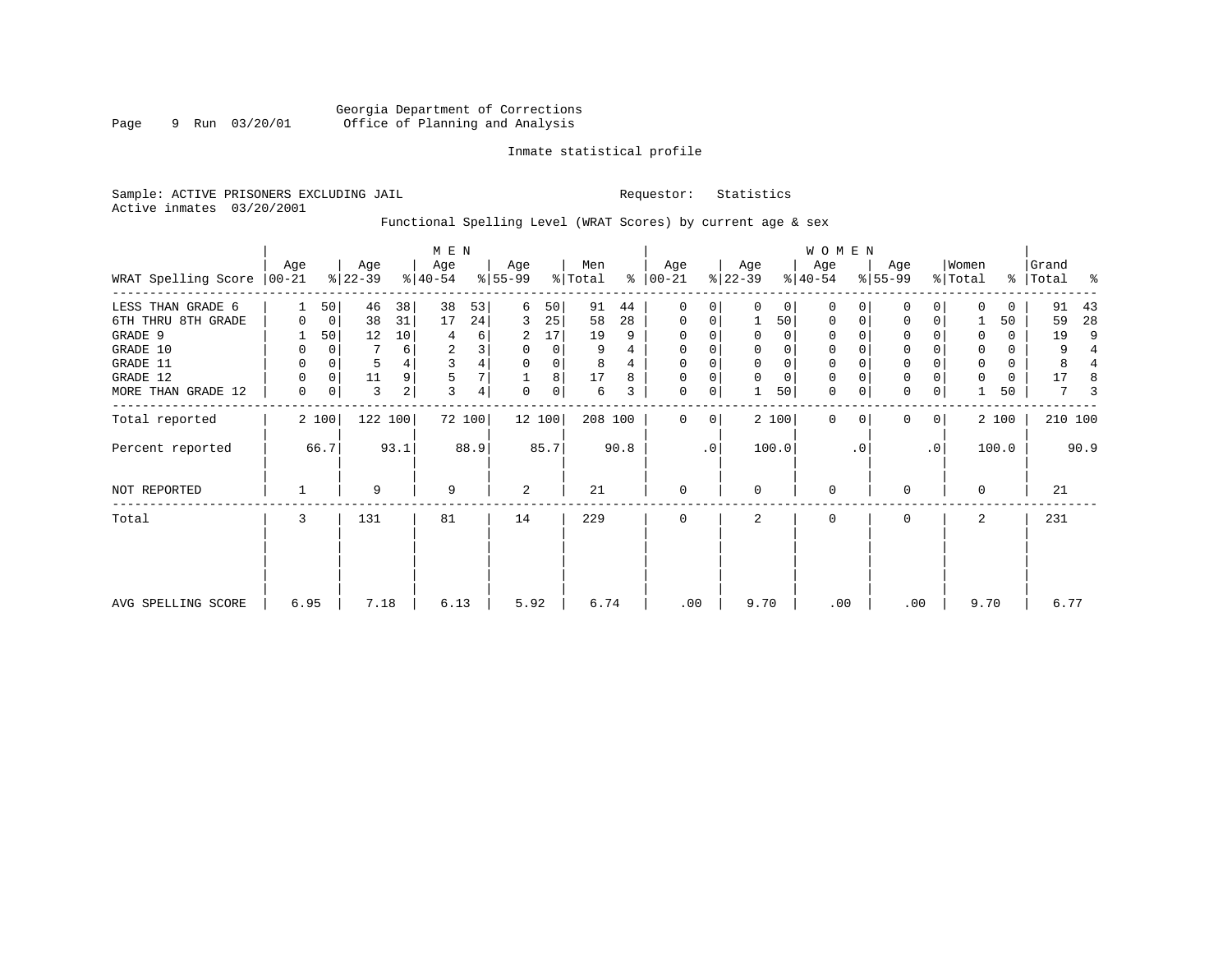Georgia Department of Corrections
Office of Planning and Analysis

Inmate statistical profile

Sample: ACTIVE PRISONERS EXCLUDING JAIL

Requestor: Statistics

Active inmates 03/20/2001

Functional Spelling Level (WRAT Scores) by current age & sex

| WRAT Spelling Score | MEN Age 00-21 | % | Age 22-39 | % | Age 40-54 | % | Age 55-99 | % | Men Total | % | WOMEN Age 00-21 | % | Age 22-39 | % | Age 40-54 | % | Age 55-99 | % | Women Total | % | Grand Total | % |
|---|---|---|---|---|---|---|---|---|---|---|---|---|---|---|---|---|---|---|---|---|---|---|
| LESS THAN GRADE 6 | 1 | 50 | 46 | 38 | 38 | 53 | 6 | 50 | 91 | 44 | 0 | 0 | 0 | 0 | 0 | 0 | 0 | 0 | 0 | 0 | 91 | 43 |
| 6TH THRU 8TH GRADE | 0 | 0 | 38 | 31 | 17 | 24 | 3 | 25 | 58 | 28 | 0 | 0 | 1 | 50 | 0 | 0 | 0 | 0 | 1 | 50 | 59 | 28 |
| GRADE 9 | 1 | 50 | 12 | 10 | 4 | 6 | 2 | 17 | 19 | 9 | 0 | 0 | 0 | 0 | 0 | 0 | 0 | 0 | 0 | 0 | 19 | 9 |
| GRADE 10 | 0 | 0 | 7 | 6 | 2 | 3 | 0 | 0 | 9 | 4 | 0 | 0 | 0 | 0 | 0 | 0 | 0 | 0 | 0 | 0 | 9 | 4 |
| GRADE 11 | 0 | 0 | 5 | 4 | 3 | 4 | 0 | 0 | 8 | 4 | 0 | 0 | 0 | 0 | 0 | 0 | 0 | 0 | 0 | 0 | 8 | 4 |
| GRADE 12 | 0 | 0 | 11 | 9 | 5 | 7 | 1 | 8 | 17 | 8 | 0 | 0 | 0 | 0 | 0 | 0 | 0 | 0 | 0 | 0 | 17 | 8 |
| MORE THAN GRADE 12 | 0 | 0 | 3 | 2 | 3 | 4 | 0 | 0 | 6 | 3 | 0 | 0 | 1 | 50 | 0 | 0 | 0 | 0 | 1 | 50 | 7 | 3 |
| Total reported | 2 | 100 | 122 | 100 | 72 | 100 | 12 | 100 | 208 | 100 | 0 | 0 | 2 | 100 | 0 | 0 | 0 | 0 | 2 | 100 | 210 | 100 |
| Percent reported | | 66.7 | | 93.1 | | 88.9 | | 85.7 | | 90.8 | | .0 | | 100.0 | | .0 | | .0 | | 100.0 | | 90.9 |
| NOT REPORTED | 1 | | 9 | | 9 | | 2 | | 21 | | 0 | | 0 | | 0 | | 0 | | 0 | | 21 | |
| Total | 3 | | 131 | | 81 | | 14 | | 229 | | 0 | | 2 | | 0 | | 0 | | 2 | | 231 | |
| AVG SPELLING SCORE | 6.95 | | 7.18 | | 6.13 | | 5.92 | | 6.74 | | .00 | | 9.70 | | .00 | | .00 | | 9.70 | | 6.77 | |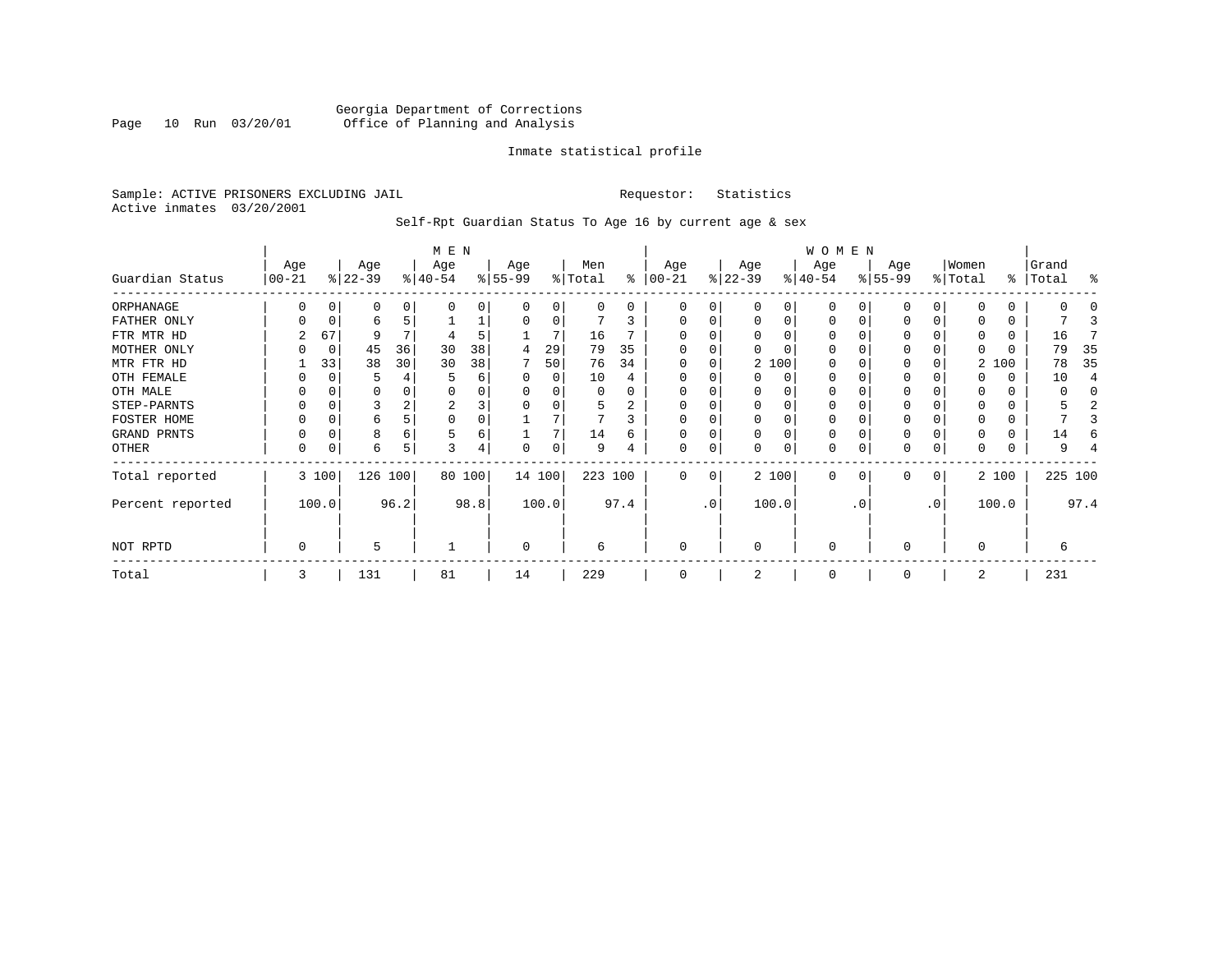Georgia Department of Corrections
Office of Planning and Analysis

Inmate statistical profile

Sample: ACTIVE PRISONERS EXCLUDING JAIL

Requestor: Statistics

Active inmates 03/20/2001

Self-Rpt Guardian Status To Age 16 by current age & sex

| Guardian Status | MEN Age 00-21 | % | Age 22-39 | % | Age 40-54 | % | Age 55-99 | % | Men Total | % | WOMEN Age 00-21 | % | Age 22-39 | % | Age 40-54 | % | Age 55-99 | % | Women Total | % | Grand Total | % |
|---|---|---|---|---|---|---|---|---|---|---|---|---|---|---|---|---|---|---|---|---|---|---|
| ORPHANAGE | 0 | 0 | 0 | 0 | 0 | 0 | 0 | 0 | 0 | 0 | 0 | 0 | 0 | 0 | 0 | 0 | 0 | 0 | 0 | 0 | 0 | 0 |
| FATHER ONLY | 0 | 0 | 6 | 5 | 1 | 1 | 0 | 0 | 7 | 3 | 0 | 0 | 0 | 0 | 0 | 0 | 0 | 0 | 0 | 0 | 7 | 3 |
| FTR MTR HD | 2 | 67 | 9 | 7 | 4 | 5 | 1 | 7 | 16 | 7 | 0 | 0 | 0 | 0 | 0 | 0 | 0 | 0 | 0 | 0 | 16 | 7 |
| MOTHER ONLY | 0 | 0 | 45 | 36 | 30 | 38 | 4 | 29 | 79 | 35 | 0 | 0 | 0 | 0 | 0 | 0 | 0 | 0 | 0 | 0 | 79 | 35 |
| MTR FTR HD | 1 | 33 | 38 | 30 | 30 | 38 | 7 | 50 | 76 | 34 | 0 | 0 | 2 | 100 | 0 | 0 | 0 | 0 | 2 | 100 | 78 | 35 |
| OTH FEMALE | 0 | 0 | 5 | 4 | 5 | 6 | 0 | 0 | 10 | 4 | 0 | 0 | 0 | 0 | 0 | 0 | 0 | 0 | 0 | 0 | 10 | 4 |
| OTH MALE | 0 | 0 | 0 | 0 | 0 | 0 | 0 | 0 | 0 | 0 | 0 | 0 | 0 | 0 | 0 | 0 | 0 | 0 | 0 | 0 | 0 | 0 |
| STEP-PARNTS | 0 | 0 | 3 | 2 | 2 | 3 | 0 | 0 | 5 | 2 | 0 | 0 | 0 | 0 | 0 | 0 | 0 | 0 | 0 | 0 | 5 | 2 |
| FOSTER HOME | 0 | 0 | 6 | 5 | 0 | 0 | 1 | 7 | 7 | 3 | 0 | 0 | 0 | 0 | 0 | 0 | 0 | 0 | 0 | 0 | 7 | 3 |
| GRAND PRNTS | 0 | 0 | 8 | 6 | 5 | 6 | 1 | 7 | 14 | 6 | 0 | 0 | 0 | 0 | 0 | 0 | 0 | 0 | 0 | 0 | 14 | 6 |
| OTHER | 0 | 0 | 6 | 5 | 3 | 4 | 0 | 0 | 9 | 4 | 0 | 0 | 0 | 0 | 0 | 0 | 0 | 0 | 0 | 0 | 9 | 4 |
| Total reported | 3 | 100 | 126 | 100 | 80 | 100 | 14 | 100 | 223 | 100 | 0 | 0 | 2 | 100 | 0 | 0 | 0 | 0 | 2 | 100 | 225 | 100 |
| Percent reported | | 100.0 | | 96.2 | | 98.8 | | 100.0 | | 97.4 | | .0 | | 100.0 | | .0 | | .0 | | 100.0 | | 97.4 |
| NOT RPTD | 0 | | 5 | | 1 | | 0 | | 6 | | 0 | | 0 | | 0 | | 0 | | 0 | | 6 | |
| Total | 3 | | 131 | | 81 | | 14 | | 229 | | 0 | | 2 | | 0 | | 0 | | 2 | | 231 | |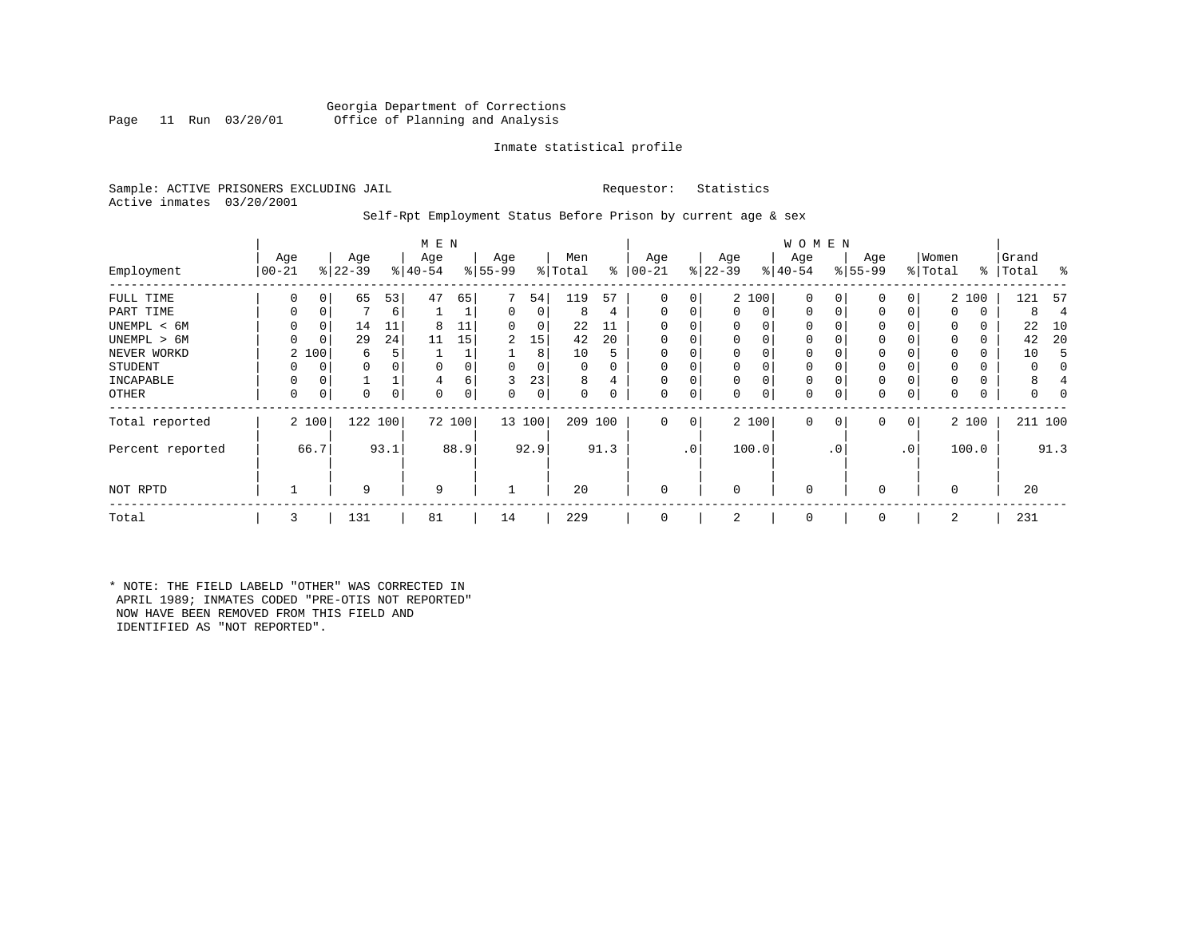Georgia Department of Corrections
Office of Planning and Analysis

Inmate statistical profile

Sample: ACTIVE PRISONERS EXCLUDING JAIL    Requestor: Statistics
Active inmates 03/20/2001

Self-Rpt Employment Status Before Prison by current age & sex

| Employment | MEN Age 00-21 | % | Age 22-39 | % | Age 40-54 | % | Age 55-99 | % | Men Total | % | WOMEN Age 00-21 | % | Age 22-39 | % | Age 40-54 | % | Age 55-99 | % | Women Total | % | Grand Total | % |
|---|---|---|---|---|---|---|---|---|---|---|---|---|---|---|---|---|---|---|---|---|---|---|
| FULL TIME | 0 | 0 | 65 | 53 | 47 | 65 | 7 | 54 | 119 | 57 | 0 | 0 | 2 | 100 | 0 | 0 | 0 | 0 | 2 | 100 | 121 | 57 |
| PART TIME | 0 | 0 | 7 | 6 | 1 | 1 | 0 | 0 | 8 | 4 | 0 | 0 | 0 | 0 | 0 | 0 | 0 | 0 | 0 | 0 | 8 | 4 |
| UNEMPL < 6M | 0 | 0 | 14 | 11 | 8 | 11 | 0 | 0 | 22 | 11 | 0 | 0 | 0 | 0 | 0 | 0 | 0 | 0 | 0 | 0 | 22 | 10 |
| UNEMPL > 6M | 0 | 0 | 29 | 24 | 11 | 15 | 2 | 15 | 42 | 20 | 0 | 0 | 0 | 0 | 0 | 0 | 0 | 0 | 0 | 0 | 42 | 20 |
| NEVER WORKD | 2 | 100 | 6 | 5 | 1 | 1 | 1 | 8 | 10 | 5 | 0 | 0 | 0 | 0 | 0 | 0 | 0 | 0 | 0 | 0 | 10 | 5 |
| STUDENT | 0 | 0 | 0 | 0 | 0 | 0 | 0 | 0 | 0 | 0 | 0 | 0 | 0 | 0 | 0 | 0 | 0 | 0 | 0 | 0 | 0 | 0 |
| INCAPABLE | 0 | 0 | 1 | 1 | 4 | 6 | 3 | 23 | 8 | 4 | 0 | 0 | 0 | 0 | 0 | 0 | 0 | 0 | 0 | 0 | 8 | 4 |
| OTHER | 0 | 0 | 0 | 0 | 0 | 0 | 0 | 0 | 0 | 0 | 0 | 0 | 0 | 0 | 0 | 0 | 0 | 0 | 0 | 0 | 0 | 0 |
| Total reported | 2 | 100 | 122 | 100 | 72 | 100 | 13 | 100 | 209 | 100 | 0 | 0 | 2 | 100 | 0 | 0 | 0 | 0 | 2 | 100 | 211 | 100 |
| Percent reported | | 66.7 | | 93.1 | | 88.9 | | 92.9 | | 91.3 | | .0 | | 100.0 | | .0 | | .0 | | 100.0 | | 91.3 |
| NOT RPTD | 1 | | 9 | | 9 | | 1 | | 20 | | 0 | | 0 | | 0 | | 0 | | 0 | | 20 | |
| Total | 3 | | 131 | | 81 | | 14 | | 229 | | 0 | | 2 | | 0 | | 0 | | 2 | | 231 | |

* NOTE: THE FIELD LABELD "OTHER" WAS CORRECTED IN APRIL 1989; INMATES CODED "PRE-OTIS NOT REPORTED" NOW HAVE BEEN REMOVED FROM THIS FIELD AND IDENTIFIED AS "NOT REPORTED".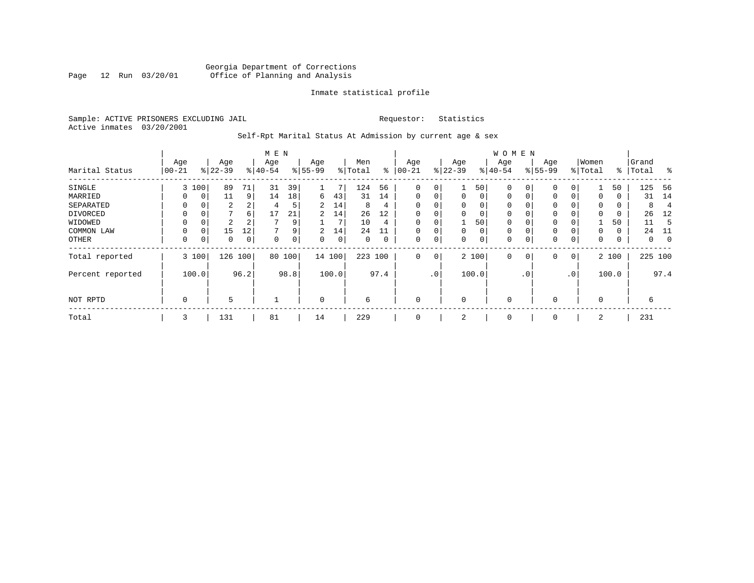Georgia Department of Corrections
Office of Planning and Analysis

Inmate statistical profile

Sample: ACTIVE PRISONERS EXCLUDING JAIL
Active inmates 03/20/2001

Requestor: Statistics

Self-Rpt Marital Status At Admission by current age & sex

| Marital Status | MEN Age 00-21 | % | Age 22-39 | % | Age 40-54 | % | Age 55-99 | % | Men Total | % | WOMEN Age 00-21 | % | Age 22-39 | % | Age 40-54 | % | Age 55-99 | % | Women Total | % | Grand Total | % |
|---|---|---|---|---|---|---|---|---|---|---|---|---|---|---|---|---|---|---|---|---|---|---|
| SINGLE | 3 | 100 | 89 | 71 | 31 | 39 | 1 | 7 | 124 | 56 | 0 | 0 | 1 | 50 | 0 | 0 | 0 | 0 | 1 | 50 | 125 | 56 |
| MARRIED | 0 | 0 | 11 | 9 | 14 | 18 | 6 | 43 | 31 | 14 | 0 | 0 | 0 | 0 | 0 | 0 | 0 | 0 | 0 | 0 | 31 | 14 |
| SEPARATED | 0 | 0 | 2 | 2 | 4 | 5 | 2 | 14 | 8 | 4 | 0 | 0 | 0 | 0 | 0 | 0 | 0 | 0 | 0 | 0 | 8 | 4 |
| DIVORCED | 0 | 0 | 7 | 6 | 17 | 21 | 2 | 14 | 26 | 12 | 0 | 0 | 0 | 0 | 0 | 0 | 0 | 0 | 0 | 0 | 26 | 12 |
| WIDOWED | 0 | 0 | 2 | 2 | 7 | 9 | 1 | 7 | 10 | 4 | 0 | 0 | 1 | 50 | 0 | 0 | 0 | 0 | 1 | 50 | 11 | 5 |
| COMMON LAW | 0 | 0 | 15 | 12 | 7 | 9 | 2 | 14 | 24 | 11 | 0 | 0 | 0 | 0 | 0 | 0 | 0 | 0 | 0 | 0 | 24 | 11 |
| OTHER | 0 | 0 | 0 | 0 | 0 | 0 | 0 | 0 | 0 | 0 | 0 | 0 | 0 | 0 | 0 | 0 | 0 | 0 | 0 | 0 | 0 | 0 |
| Total reported | 3 | 100 | 126 | 100 | 80 | 100 | 14 | 100 | 223 | 100 | 0 | 0 | 2 | 100 | 0 | 0 | 0 | 0 | 2 | 100 | 225 | 100 |
| Percent reported | | 100.0 | | 96.2 | | 98.8 | | 100.0 | | 97.4 | | .0 | | 100.0 | | .0 | | .0 | | 100.0 | | 97.4 |
| NOT RPTD | 0 | | 5 | | 1 | | 0 | | 6 | | 0 | | 0 | | 0 | | 0 | | 0 | | 6 | |
| Total | 3 | | 131 | | 81 | | 14 | | 229 | | 0 | | 2 | | 0 | | 0 | | 2 | | 231 | |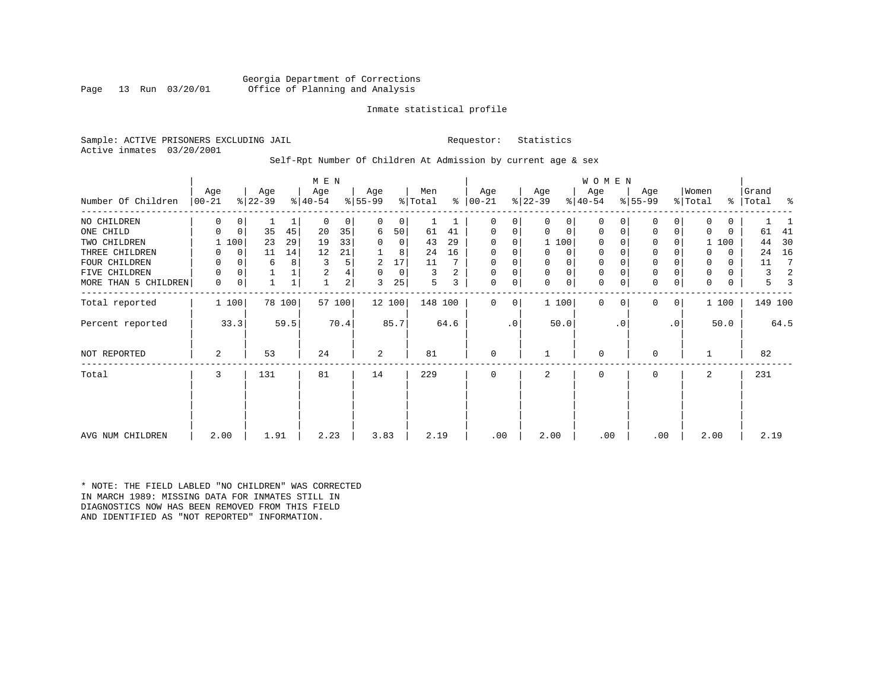Georgia Department of Corrections
Office of Planning and Analysis

Inmate statistical profile

Sample: ACTIVE PRISONERS EXCLUDING JAIL
Active inmates 03/20/2001

Requestor: Statistics

Self-Rpt Number Of Children At Admission by current age & sex

| Number Of Children | MEN Age 00-21 | % | Age 22-39 | % | Age 40-54 | % | Age 55-99 | % | Men Total | % | WOMEN Age 00-21 | % | Age 22-39 | % | Age 40-54 | % | Age 55-99 | % | Women Total | % | Grand Total | % |
|---|---|---|---|---|---|---|---|---|---|---|---|---|---|---|---|---|---|---|---|---|---|---|
| NO CHILDREN | 0 | 0 | 1 | 1 | 0 | 0 | 0 | 0 | 1 | 1 | 0 | 0 | 0 | 0 | 0 | 0 | 0 | 0 | 0 | 0 | 1 | 1 |
| ONE CHILD | 0 | 0 | 35 | 45 | 20 | 35 | 6 | 50 | 61 | 41 | 0 | 0 | 0 | 0 | 0 | 0 | 0 | 0 | 0 | 0 | 61 | 41 |
| TWO CHILDREN | 1 | 100 | 23 | 29 | 19 | 33 | 0 | 0 | 43 | 29 | 0 | 0 | 1 | 100 | 0 | 0 | 0 | 0 | 1 | 100 | 44 | 30 |
| THREE CHILDREN | 0 | 0 | 11 | 14 | 12 | 21 | 1 | 8 | 24 | 16 | 0 | 0 | 0 | 0 | 0 | 0 | 0 | 0 | 0 | 0 | 24 | 16 |
| FOUR CHILDREN | 0 | 0 | 6 | 8 | 3 | 5 | 2 | 17 | 11 | 7 | 0 | 0 | 0 | 0 | 0 | 0 | 0 | 0 | 0 | 0 | 11 | 7 |
| FIVE CHILDREN | 0 | 0 | 1 | 1 | 2 | 4 | 0 | 0 | 3 | 2 | 0 | 0 | 0 | 0 | 0 | 0 | 0 | 0 | 0 | 0 | 3 | 2 |
| MORE THAN 5 CHILDREN | 0 | 0 | 1 | 1 | 1 | 2 | 3 | 25 | 5 | 3 | 0 | 0 | 0 | 0 | 0 | 0 | 0 | 0 | 0 | 0 | 5 | 3 |
| Total reported | 1 | 100 | 78 | 100 | 57 | 100 | 12 | 100 | 148 | 100 | 0 | 0 | 1 | 100 | 0 | 0 | 0 | 0 | 1 | 100 | 149 | 100 |
| Percent reported | | 33.3 | | 59.5 | | 70.4 | | 85.7 | | 64.6 | | .0 | | 50.0 | | .0 | | .0 | | 50.0 | | 64.5 |
| NOT REPORTED | 2 | | 53 | | 24 | | 2 | | 81 | | 0 | | 1 | | 0 | | 0 | | 1 | | 82 | |
| Total | 3 | | 131 | | 81 | | 14 | | 229 | | 0 | | 2 | | 0 | | 0 | | 2 | | 231 | |
| AVG NUM CHILDREN | 2.00 | | 1.91 | | 2.23 | | 3.83 | | 2.19 | | .00 | | 2.00 | | .00 | | .00 | | 2.00 | | 2.19 | |

* NOTE: THE FIELD LABLED "NO CHILDREN" WAS CORRECTED IN MARCH 1989: MISSING DATA FOR INMATES STILL IN DIAGNOSTICS NOW HAS BEEN REMOVED FROM THIS FIELD AND IDENTIFIED AS "NOT REPORTED" INFORMATION.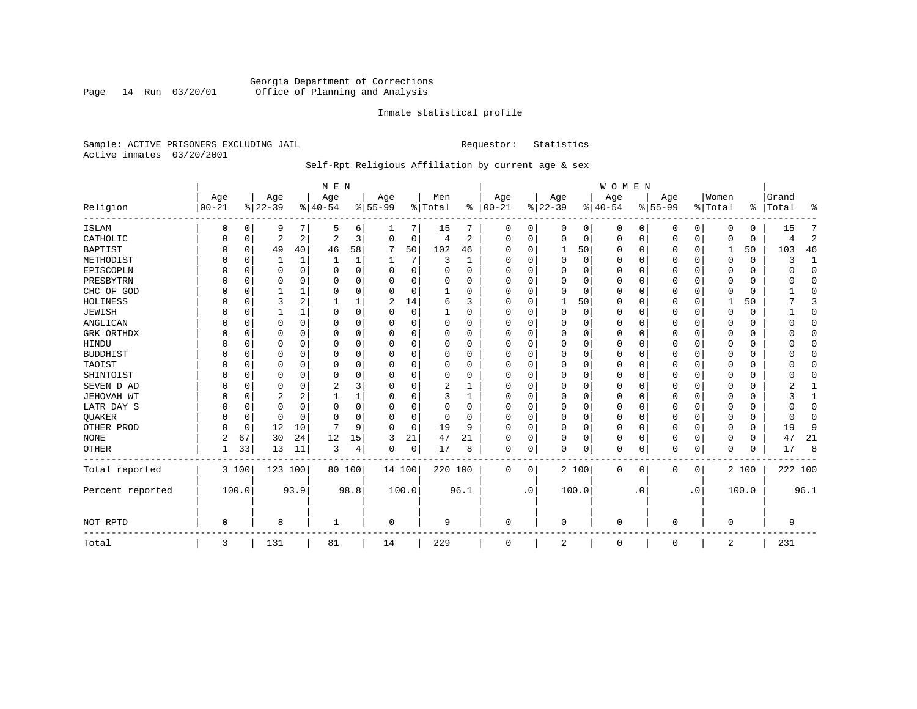Georgia Department of Corrections
Office of Planning and Analysis

Inmate statistical profile

Sample: ACTIVE PRISONERS EXCLUDING JAIL

Requestor: Statistics

Active inmates 03/20/2001

Self-Rpt Religious Affiliation by current age & sex

| Religion | MEN Age 00-21 | % | Age 22-39 | % | Age 40-54 | % | Age 55-99 | % | Men Total | % | WOMEN Age 00-21 | % | Age 22-39 | % | Age 40-54 | % | Age 55-99 | % | Women Total | % | Grand Total | % |
|---|---|---|---|---|---|---|---|---|---|---|---|---|---|---|---|---|---|---|---|---|---|---|
| ISLAM | 0 | 0 | 9 | 7 | 5 | 6 | 1 | 7 | 15 | 7 | 0 | 0 | 0 | 0 | 0 | 0 | 0 | 0 | 0 | 0 | 15 | 7 |
| CATHOLIC | 0 | 0 | 2 | 2 | 2 | 3 | 0 | 0 | 4 | 2 | 0 | 0 | 0 | 0 | 0 | 0 | 0 | 0 | 0 | 0 | 4 | 2 |
| BAPTIST | 0 | 0 | 49 | 40 | 46 | 58 | 7 | 50 | 102 | 46 | 0 | 0 | 1 | 50 | 0 | 0 | 0 | 0 | 1 | 50 | 103 | 46 |
| METHODIST | 0 | 0 | 1 | 1 | 1 | 1 | 1 | 7 | 3 | 1 | 0 | 0 | 0 | 0 | 0 | 0 | 0 | 0 | 0 | 0 | 3 | 1 |
| EPISCOPLN | 0 | 0 | 0 | 0 | 0 | 0 | 0 | 0 | 0 | 0 | 0 | 0 | 0 | 0 | 0 | 0 | 0 | 0 | 0 | 0 | 0 | 0 |
| PRESBYTRN | 0 | 0 | 0 | 0 | 0 | 0 | 0 | 0 | 0 | 0 | 0 | 0 | 0 | 0 | 0 | 0 | 0 | 0 | 0 | 0 | 0 | 0 |
| CHC OF GOD | 0 | 0 | 1 | 1 | 0 | 0 | 0 | 0 | 1 | 0 | 0 | 0 | 0 | 0 | 0 | 0 | 0 | 0 | 0 | 0 | 1 | 0 |
| HOLINESS | 0 | 0 | 3 | 2 | 1 | 1 | 2 | 14 | 6 | 3 | 0 | 0 | 1 | 50 | 0 | 0 | 0 | 0 | 1 | 50 | 7 | 3 |
| JEWISH | 0 | 0 | 1 | 1 | 0 | 0 | 0 | 0 | 1 | 0 | 0 | 0 | 0 | 0 | 0 | 0 | 0 | 0 | 0 | 0 | 1 | 0 |
| ANGLICAN | 0 | 0 | 0 | 0 | 0 | 0 | 0 | 0 | 0 | 0 | 0 | 0 | 0 | 0 | 0 | 0 | 0 | 0 | 0 | 0 | 0 | 0 |
| GRK ORTHDX | 0 | 0 | 0 | 0 | 0 | 0 | 0 | 0 | 0 | 0 | 0 | 0 | 0 | 0 | 0 | 0 | 0 | 0 | 0 | 0 | 0 | 0 |
| HINDU | 0 | 0 | 0 | 0 | 0 | 0 | 0 | 0 | 0 | 0 | 0 | 0 | 0 | 0 | 0 | 0 | 0 | 0 | 0 | 0 | 0 | 0 |
| BUDDHIST | 0 | 0 | 0 | 0 | 0 | 0 | 0 | 0 | 0 | 0 | 0 | 0 | 0 | 0 | 0 | 0 | 0 | 0 | 0 | 0 | 0 | 0 |
| TAOIST | 0 | 0 | 0 | 0 | 0 | 0 | 0 | 0 | 0 | 0 | 0 | 0 | 0 | 0 | 0 | 0 | 0 | 0 | 0 | 0 | 0 | 0 |
| SHINTOIST | 0 | 0 | 0 | 0 | 0 | 0 | 0 | 0 | 0 | 0 | 0 | 0 | 0 | 0 | 0 | 0 | 0 | 0 | 0 | 0 | 0 | 0 |
| SEVEN D AD | 0 | 0 | 0 | 0 | 2 | 3 | 0 | 0 | 2 | 1 | 0 | 0 | 0 | 0 | 0 | 0 | 0 | 0 | 0 | 0 | 2 | 1 |
| JEHOVAH WT | 0 | 0 | 2 | 2 | 1 | 1 | 0 | 0 | 3 | 1 | 0 | 0 | 0 | 0 | 0 | 0 | 0 | 0 | 0 | 0 | 3 | 1 |
| LATR DAY S | 0 | 0 | 0 | 0 | 0 | 0 | 0 | 0 | 0 | 0 | 0 | 0 | 0 | 0 | 0 | 0 | 0 | 0 | 0 | 0 | 0 | 0 |
| QUAKER | 0 | 0 | 0 | 0 | 0 | 0 | 0 | 0 | 0 | 0 | 0 | 0 | 0 | 0 | 0 | 0 | 0 | 0 | 0 | 0 | 0 | 0 |
| OTHER PROD | 0 | 0 | 12 | 10 | 7 | 9 | 0 | 0 | 19 | 9 | 0 | 0 | 0 | 0 | 0 | 0 | 0 | 0 | 0 | 0 | 19 | 9 |
| NONE | 2 | 67 | 30 | 24 | 12 | 15 | 3 | 21 | 47 | 21 | 0 | 0 | 0 | 0 | 0 | 0 | 0 | 0 | 0 | 0 | 47 | 21 |
| OTHER | 1 | 33 | 13 | 11 | 3 | 4 | 0 | 0 | 17 | 8 | 0 | 0 | 0 | 0 | 0 | 0 | 0 | 0 | 0 | 0 | 17 | 8 |
| Total reported | 3 | 100 | 123 | 100 | 80 | 100 | 14 | 100 | 220 | 100 | 0 | 0 | 2 | 100 | 0 | 0 | 0 | 0 | 2 | 100 | 222 | 100 |
| Percent reported | | 100.0 | | 93.9 | | 98.8 | | 100.0 | | 96.1 | | .0 | | 100.0 | | .0 | | .0 | | 100.0 | | 96.1 |
| NOT RPTD | 0 | | 8 | | 1 | | 0 | | 9 | | 0 | | 0 | | 0 | | 0 | | 0 | | 9 | |
| Total | 3 | | 131 | | 81 | | 14 | | 229 | | 0 | | 2 | | 0 | | 0 | | 2 | | 231 | |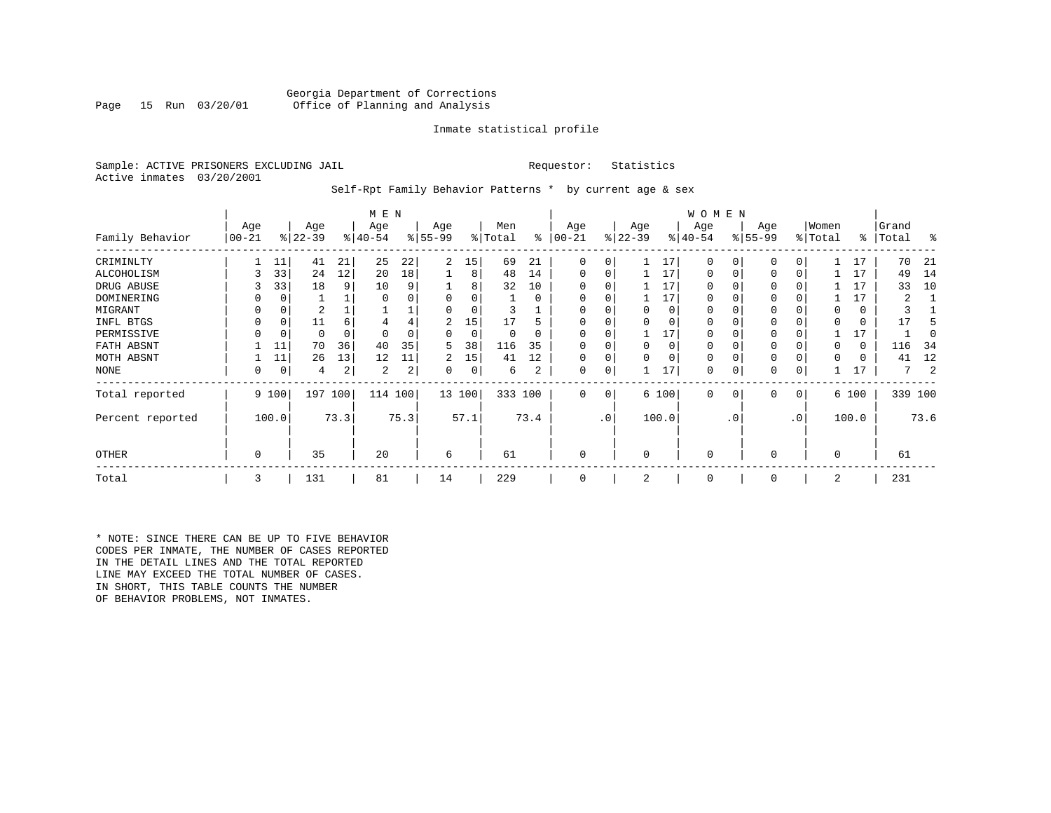Georgia Department of Corrections
Office of Planning and Analysis

Inmate statistical profile

Sample: ACTIVE PRISONERS EXCLUDING JAIL　　　Requestor: Statistics
Active inmates 03/20/2001

Self-Rpt Family Behavior Patterns * by current age & sex

| Family Behavior | MEN Age 00-21 | % | Age 22-39 | % | Age 40-54 | % | Age 55-99 | % | Men Total | % | WOMEN Age 00-21 | % | Age 22-39 | % | Age 40-54 | % | Age 55-99 | % | Women Total | % | Grand Total | % |
|---|---|---|---|---|---|---|---|---|---|---|---|---|---|---|---|---|---|---|---|---|---|---|
| CRIMINLTY | 1 | 11 | 41 | 21 | 25 | 22 | 2 | 15 | 69 | 21 | 0 | 0 | 1 | 17 | 0 | 0 | 0 | 0 | 1 | 17 | 70 | 21 |
| ALCOHOLISM | 3 | 33 | 24 | 12 | 20 | 18 | 1 | 8 | 48 | 14 | 0 | 0 | 1 | 17 | 0 | 0 | 0 | 0 | 1 | 17 | 49 | 14 |
| DRUG ABUSE | 3 | 33 | 18 | 9 | 10 | 9 | 1 | 8 | 32 | 10 | 0 | 0 | 1 | 17 | 0 | 0 | 0 | 0 | 1 | 17 | 33 | 10 |
| DOMINERING | 0 | 0 | 1 | 1 | 0 | 0 | 0 | 0 | 1 | 0 | 0 | 0 | 1 | 17 | 0 | 0 | 0 | 0 | 1 | 17 | 2 | 1 |
| MIGRANT | 0 | 0 | 2 | 1 | 1 | 1 | 0 | 0 | 3 | 1 | 0 | 0 | 0 | 0 | 0 | 0 | 0 | 0 | 0 | 0 | 3 | 1 |
| INFL BTGS | 0 | 0 | 11 | 6 | 4 | 4 | 2 | 15 | 17 | 5 | 0 | 0 | 0 | 0 | 0 | 0 | 0 | 0 | 0 | 0 | 17 | 5 |
| PERMISSIVE | 0 | 0 | 0 | 0 | 0 | 0 | 0 | 0 | 0 | 0 | 0 | 0 | 1 | 17 | 0 | 0 | 0 | 0 | 1 | 17 | 1 | 0 |
| FATH ABSNT | 1 | 11 | 70 | 36 | 40 | 35 | 5 | 38 | 116 | 35 | 0 | 0 | 0 | 0 | 0 | 0 | 0 | 0 | 0 | 0 | 116 | 34 |
| MOTH ABSNT | 1 | 11 | 26 | 13 | 12 | 11 | 2 | 15 | 41 | 12 | 0 | 0 | 0 | 0 | 0 | 0 | 0 | 0 | 0 | 0 | 41 | 12 |
| NONE | 0 | 0 | 4 | 2 | 2 | 2 | 0 | 0 | 6 | 2 | 0 | 0 | 1 | 17 | 0 | 0 | 0 | 0 | 1 | 17 | 7 | 2 |
| Total reported | 9 | 100 | 197 | 100 | 114 | 100 | 13 | 100 | 333 | 100 | 0 | 0 | 6 | 100 | 0 | 0 | 0 | 0 | 6 | 100 | 339 | 100 |
| Percent reported | | 100.0 | | 73.3 | | 75.3 | | 57.1 | | 73.4 | | .0 | | 100.0 | | .0 | | .0 | | 100.0 | | 73.6 |
| OTHER | 0 | | 35 | | 20 | | 6 | | 61 | | 0 | | 0 | | 0 | | 0 | | 0 | | 61 | |
| Total | 3 | | 131 | | 81 | | 14 | | 229 | | 0 | | 2 | | 0 | | 0 | | 2 | | 231 | |

* NOTE: SINCE THERE CAN BE UP TO FIVE BEHAVIOR CODES PER INMATE, THE NUMBER OF CASES REPORTED IN THE DETAIL LINES AND THE TOTAL REPORTED LINE MAY EXCEED THE TOTAL NUMBER OF CASES. IN SHORT, THIS TABLE COUNTS THE NUMBER OF BEHAVIOR PROBLEMS, NOT INMATES.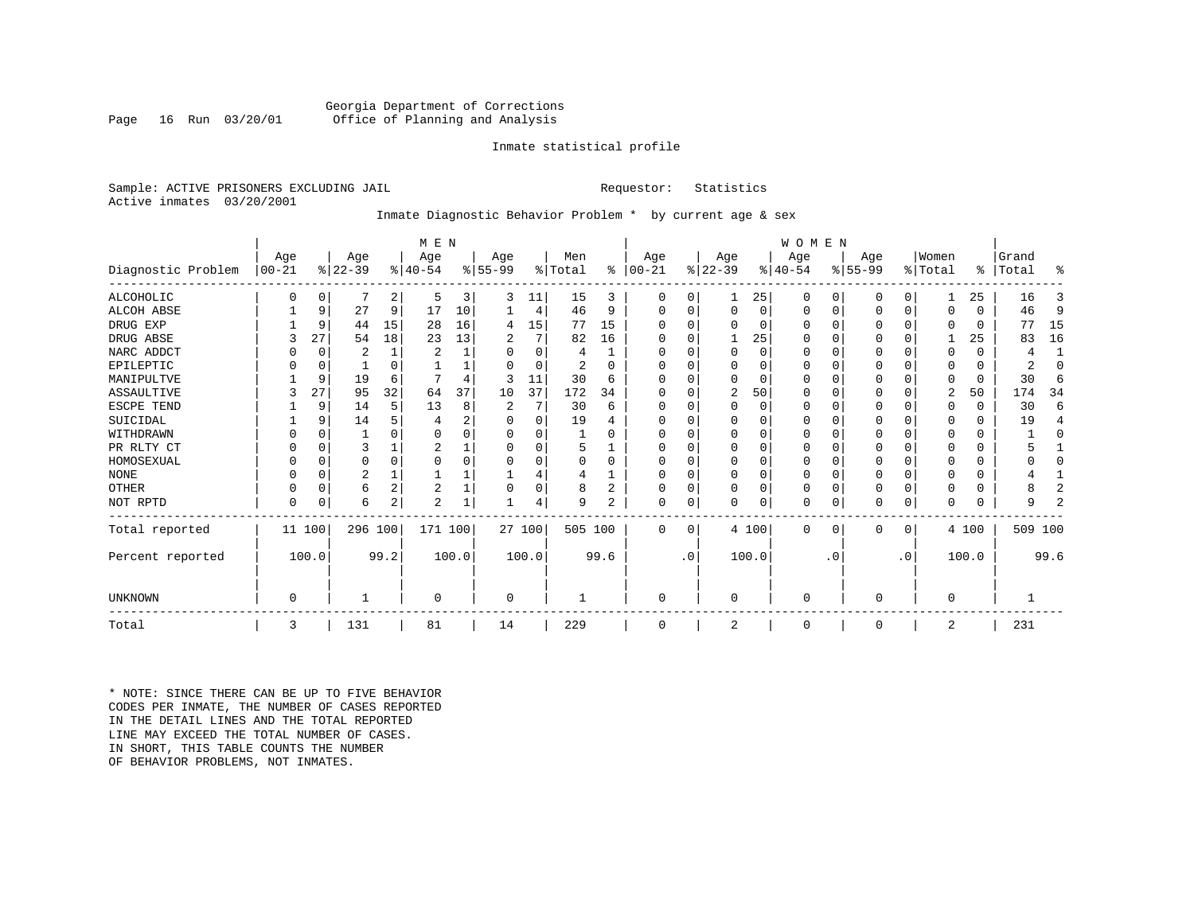Georgia Department of Corrections
Office of Planning and Analysis

Inmate statistical profile

Sample: ACTIVE PRISONERS EXCLUDING JAIL

Requestor: Statistics

Active inmates 03/20/2001

Inmate Diagnostic Behavior Problem * by current age & sex

| Diagnostic Problem | MEN Age 00-21 | % | Age 22-39 | % | Age 40-54 | % | Age 55-99 | % | Men Total | % | WOMEN Age 00-21 | % | Age 22-39 | % | Age 40-54 | % | Age 55-99 | % | Women Total | % | Grand Total | % |
|---|---|---|---|---|---|---|---|---|---|---|---|---|---|---|---|---|---|---|---|---|---|---|
| ALCOHOLIC | 0 | 0 | 7 | 2 | 5 | 3 | 3 | 11 | 15 | 3 | 0 | 0 | 1 | 25 | 0 | 0 | 0 | 0 | 1 | 25 | 16 | 3 |
| ALCOH ABSE | 1 | 9 | 27 | 9 | 17 | 10 | 1 | 4 | 46 | 9 | 0 | 0 | 0 | 0 | 0 | 0 | 0 | 0 | 0 | 0 | 46 | 9 |
| DRUG EXP | 1 | 9 | 44 | 15 | 28 | 16 | 4 | 15 | 77 | 15 | 0 | 0 | 0 | 0 | 0 | 0 | 0 | 0 | 0 | 0 | 77 | 15 |
| DRUG ABSE | 3 | 27 | 54 | 18 | 23 | 13 | 2 | 7 | 82 | 16 | 0 | 0 | 1 | 25 | 0 | 0 | 0 | 0 | 1 | 25 | 83 | 16 |
| NARC ADDCT | 0 | 0 | 2 | 1 | 2 | 1 | 0 | 0 | 4 | 1 | 0 | 0 | 0 | 0 | 0 | 0 | 0 | 0 | 0 | 0 | 4 | 1 |
| EPILEPTIC | 0 | 0 | 1 | 0 | 1 | 1 | 0 | 0 | 2 | 0 | 0 | 0 | 0 | 0 | 0 | 0 | 0 | 0 | 0 | 0 | 2 | 0 |
| MANIPULTVE | 1 | 9 | 19 | 6 | 7 | 4 | 3 | 11 | 30 | 6 | 0 | 0 | 0 | 0 | 0 | 0 | 0 | 0 | 0 | 0 | 30 | 6 |
| ASSAULTIVE | 3 | 27 | 95 | 32 | 64 | 37 | 10 | 37 | 172 | 34 | 0 | 0 | 2 | 50 | 0 | 0 | 0 | 0 | 2 | 50 | 174 | 34 |
| ESCPE TEND | 1 | 9 | 14 | 5 | 13 | 8 | 2 | 7 | 30 | 6 | 0 | 0 | 0 | 0 | 0 | 0 | 0 | 0 | 0 | 0 | 30 | 6 |
| SUICIDAL | 1 | 9 | 14 | 5 | 4 | 2 | 0 | 0 | 19 | 4 | 0 | 0 | 0 | 0 | 0 | 0 | 0 | 0 | 0 | 0 | 19 | 4 |
| WITHDRAWN | 0 | 0 | 1 | 0 | 0 | 0 | 0 | 0 | 1 | 0 | 0 | 0 | 0 | 0 | 0 | 0 | 0 | 0 | 0 | 0 | 1 | 0 |
| PR RLTY CT | 0 | 0 | 3 | 1 | 2 | 1 | 0 | 0 | 5 | 1 | 0 | 0 | 0 | 0 | 0 | 0 | 0 | 0 | 0 | 0 | 5 | 1 |
| HOMOSEXUAL | 0 | 0 | 0 | 0 | 0 | 0 | 0 | 0 | 0 | 0 | 0 | 0 | 0 | 0 | 0 | 0 | 0 | 0 | 0 | 0 | 0 | 0 |
| NONE | 0 | 0 | 2 | 1 | 1 | 1 | 1 | 4 | 4 | 1 | 0 | 0 | 0 | 0 | 0 | 0 | 0 | 0 | 0 | 0 | 4 | 1 |
| OTHER | 0 | 0 | 6 | 2 | 2 | 1 | 0 | 0 | 8 | 2 | 0 | 0 | 0 | 0 | 0 | 0 | 0 | 0 | 0 | 0 | 8 | 2 |
| NOT RPTD | 0 | 0 | 6 | 2 | 2 | 1 | 1 | 4 | 9 | 2 | 0 | 0 | 0 | 0 | 0 | 0 | 0 | 0 | 0 | 0 | 9 | 2 |
| Total reported | 11 | 100 | 296 | 100 | 171 | 100 | 27 | 100 | 505 | 100 | 0 | 0 | 4 | 100 | 0 | 0 | 0 | 0 | 4 | 100 | 509 | 100 |
| Percent reported | 100.0 | | 99.2 | | 100.0 | | 100.0 | | 99.6 | | .0 | | 100.0 | | .0 | | .0 | | 100.0 | | 99.6 | |
| UNKNOWN | 0 | | 1 | | 0 | | 0 | | 1 | | 0 | | 0 | | 0 | | 0 | | 0 | | 1 | |
| Total | 3 | | 131 | | 81 | | 14 | | 229 | | 0 | | 2 | | 0 | | 0 | | 2 | | 231 | |

* NOTE: SINCE THERE CAN BE UP TO FIVE BEHAVIOR CODES PER INMATE, THE NUMBER OF CASES REPORTED IN THE DETAIL LINES AND THE TOTAL REPORTED LINE MAY EXCEED THE TOTAL NUMBER OF CASES. IN SHORT, THIS TABLE COUNTS THE NUMBER OF BEHAVIOR PROBLEMS, NOT INMATES.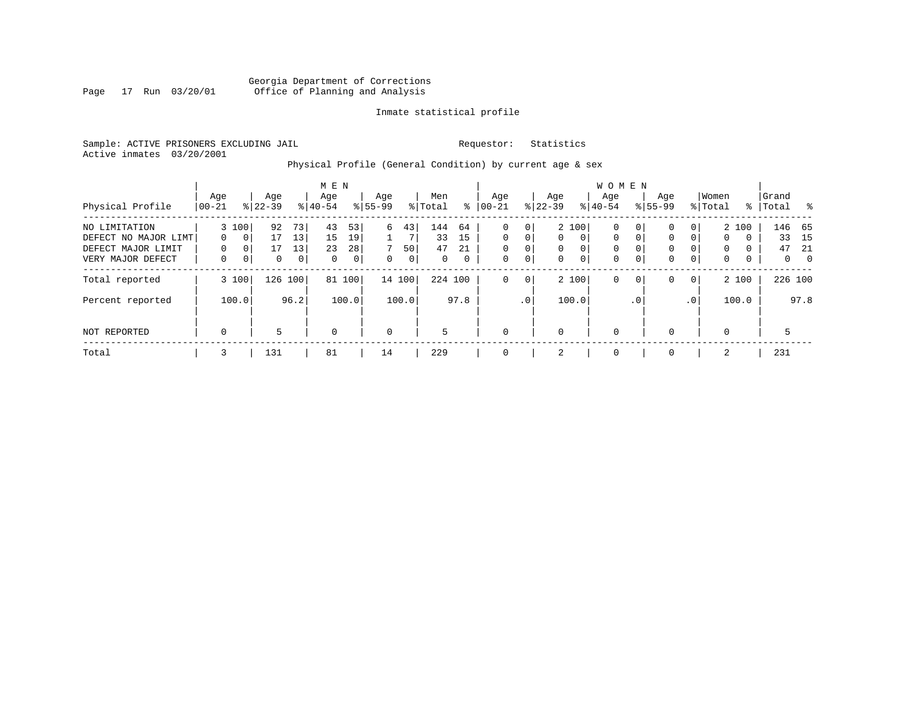Georgia Department of Corrections
Office of Planning and Analysis

Inmate statistical profile

Sample: ACTIVE PRISONERS EXCLUDING JAIL    Requestor: Statistics
Active inmates 03/20/2001

Physical Profile (General Condition) by current age & sex

| | MEN | | | | | | | | | | WOMEN | | | | | | | | | | | |
|---|---|---|---|---|---|---|---|---|---|---|---|---|---|---|---|---|---|---|---|---|---|---|
| Physical Profile | Age 00-21 | % | Age 22-39 | % | Age 40-54 | % | Age 55-99 | % | Men Total | % | Age 00-21 | % | Age 22-39 | % | Age 40-54 | % | Age 55-99 | % | Women Total | % | Grand Total | % |
| NO LIMITATION | 3 | 100 | 92 | 73 | 43 | 53 | 6 | 43 | 144 | 64 | 0 | 0 | 2 | 100 | 0 | 0 | 0 | 0 | 2 | 100 | 146 | 65 |
| DEFECT NO MAJOR LIMT | 0 | 0 | 17 | 13 | 15 | 19 | 1 | 7 | 33 | 15 | 0 | 0 | 0 | 0 | 0 | 0 | 0 | 0 | 0 | 0 | 33 | 15 |
| DEFECT MAJOR LIMIT | 0 | 0 | 17 | 13 | 23 | 28 | 7 | 50 | 47 | 21 | 0 | 0 | 0 | 0 | 0 | 0 | 0 | 0 | 0 | 0 | 47 | 21 |
| VERY MAJOR DEFECT | 0 | 0 | 0 | 0 | 0 | 0 | 0 | 0 | 0 | 0 | 0 | 0 | 0 | 0 | 0 | 0 | 0 | 0 | 0 | 0 | 0 | 0 |
| Total reported | 3 | 100 | 126 | 100 | 81 | 100 | 14 | 100 | 224 | 100 | 0 | 0 | 2 | 100 | 0 | 0 | 0 | 0 | 2 | 100 | 226 | 100 |
| Percent reported | | 100.0 | | 96.2 | | 100.0 | | 100.0 | | 97.8 | | .0 | | 100.0 | | .0 | | .0 | | 100.0 | | 97.8 |
| NOT REPORTED | 0 | | 5 | | 0 | | 0 | | 5 | | 0 | | 0 | | 0 | | 0 | | 0 | | 5 | |
| Total | 3 | | 131 | | 81 | | 14 | | 229 | | 0 | | 2 | | 0 | | 0 | | 2 | | 231 | |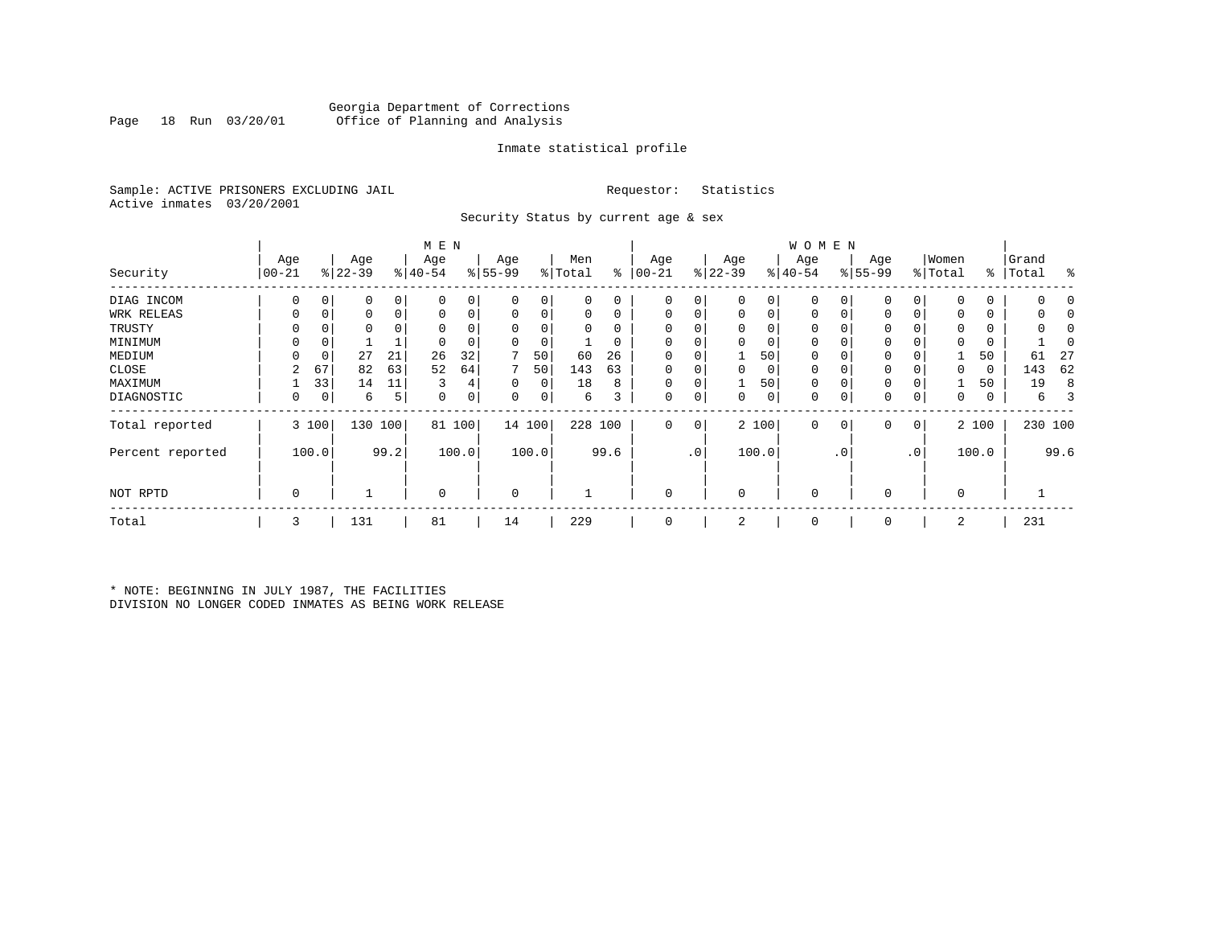Georgia Department of Corrections
Office of Planning and Analysis

Inmate statistical profile

Sample: ACTIVE PRISONERS EXCLUDING JAIL    Requestor: Statistics
Active inmates 03/20/2001

Security Status by current age & sex

| Security | MEN Age 00-21 | % | Age 22-39 | % | Age 40-54 | % | Age 55-99 | % | Men Total | % | WOMEN Age 00-21 | % | Age 22-39 | % | Age 40-54 | % | Age 55-99 | % | Women Total | % | Grand Total | % |
|---|---|---|---|---|---|---|---|---|---|---|---|---|---|---|---|---|---|---|---|---|---|---|
| DIAG INCOM | 0 | 0 | 0 | 0 | 0 | 0 | 0 | 0 | 0 | 0 | 0 | 0 | 0 | 0 | 0 | 0 | 0 | 0 | 0 | 0 | 0 | 0 |
| WRK RELEAS | 0 | 0 | 0 | 0 | 0 | 0 | 0 | 0 | 0 | 0 | 0 | 0 | 0 | 0 | 0 | 0 | 0 | 0 | 0 | 0 | 0 | 0 |
| TRUSTY | 0 | 0 | 0 | 0 | 0 | 0 | 0 | 0 | 0 | 0 | 0 | 0 | 0 | 0 | 0 | 0 | 0 | 0 | 0 | 0 | 0 | 0 |
| MINIMUM | 0 | 0 | 1 | 1 | 0 | 0 | 0 | 0 | 1 | 0 | 0 | 0 | 0 | 0 | 0 | 0 | 0 | 0 | 0 | 0 | 1 | 0 |
| MEDIUM | 0 | 0 | 27 | 21 | 26 | 32 | 7 | 50 | 60 | 26 | 0 | 0 | 1 | 50 | 0 | 0 | 0 | 0 | 1 | 50 | 61 | 27 |
| CLOSE | 2 | 67 | 82 | 63 | 52 | 64 | 7 | 50 | 143 | 63 | 0 | 0 | 0 | 0 | 0 | 0 | 0 | 0 | 0 | 0 | 143 | 62 |
| MAXIMUM | 1 | 33 | 14 | 11 | 3 | 4 | 0 | 0 | 18 | 8 | 0 | 0 | 1 | 50 | 0 | 0 | 0 | 0 | 1 | 50 | 19 | 8 |
| DIAGNOSTIC | 0 | 0 | 6 | 5 | 0 | 0 | 0 | 0 | 6 | 3 | 0 | 0 | 0 | 0 | 0 | 0 | 0 | 0 | 0 | 0 | 6 | 3 |
| Total reported | 3 | 100 | 130 | 100 | 81 | 100 | 14 | 100 | 228 | 100 | 0 | 0 | 2 | 100 | 0 | 0 | 0 | 0 | 2 | 100 | 230 | 100 |
| Percent reported | | 100.0 | | 99.2 | | 100.0 | | 100.0 | | 99.6 | | .0 | | 100.0 | | .0 | | .0 | | 100.0 | | 99.6 |
| NOT RPTD | 0 | | 1 | | 0 | | 0 | | 1 | | 0 | | 0 | | 0 | | 0 | | 0 | | 1 | |
| Total | 3 | | 131 | | 81 | | 14 | | 229 | | 0 | | 2 | | 0 | | 0 | | 2 | | 231 | |

* NOTE: BEGINNING IN JULY 1987, THE FACILITIES DIVISION NO LONGER CODED INMATES AS BEING WORK RELEASE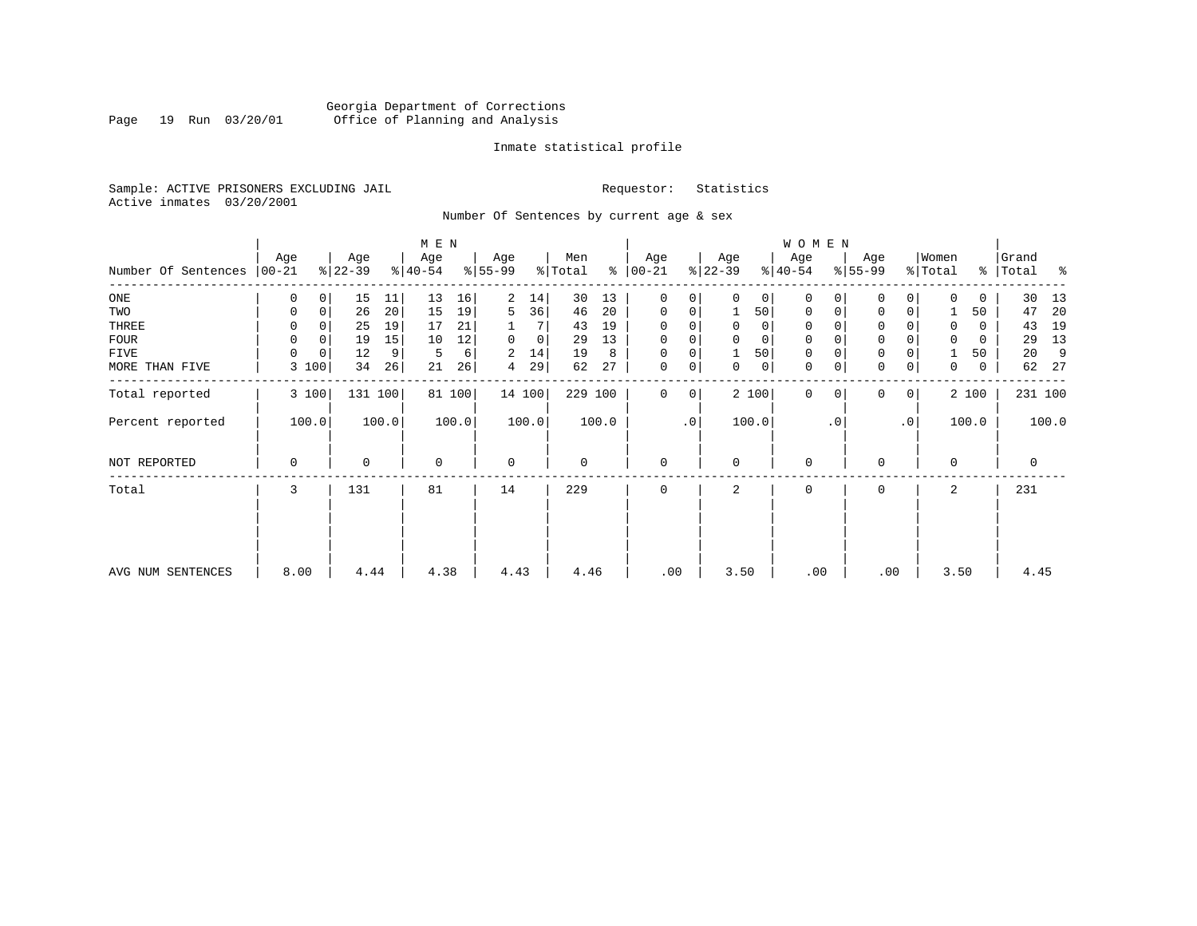Georgia Department of Corrections
Office of Planning and Analysis

Inmate statistical profile

Sample: ACTIVE PRISONERS EXCLUDING JAIL　　　　Requestor: Statistics
Active inmates 03/20/2001

Number Of Sentences by current age & sex

| Number Of Sentences | MEN Age 00-21 | % | Age 22-39 | % | Age 40-54 | % | Age 55-99 | % | Men Total | % | WOMEN Age 00-21 | % | Age 22-39 | % | Age 40-54 | % | Age 55-99 | % | Women Total | % | Grand Total | % |
|---|---|---|---|---|---|---|---|---|---|---|---|---|---|---|---|---|---|---|---|---|---|---|
| ONE | 0 | 0 | 15 | 11 | 13 | 16 | 2 | 14 | 30 | 13 | 0 | 0 | 0 | 0 | 0 | 0 | 0 | 0 | 0 | 0 | 30 | 13 |
| TWO | 0 | 0 | 26 | 20 | 15 | 19 | 5 | 36 | 46 | 20 | 0 | 0 | 1 | 50 | 0 | 0 | 0 | 0 | 1 | 50 | 47 | 20 |
| THREE | 0 | 0 | 25 | 19 | 17 | 21 | 1 | 7 | 43 | 19 | 0 | 0 | 0 | 0 | 0 | 0 | 0 | 0 | 0 | 0 | 43 | 19 |
| FOUR | 0 | 0 | 19 | 15 | 10 | 12 | 0 | 0 | 29 | 13 | 0 | 0 | 0 | 0 | 0 | 0 | 0 | 0 | 0 | 0 | 29 | 13 |
| FIVE | 0 | 0 | 12 | 9 | 5 | 6 | 2 | 14 | 19 | 8 | 0 | 0 | 1 | 50 | 0 | 0 | 0 | 0 | 1 | 50 | 20 | 9 |
| MORE THAN FIVE | 3 | 100 | 34 | 26 | 21 | 26 | 4 | 29 | 62 | 27 | 0 | 0 | 0 | 0 | 0 | 0 | 0 | 0 | 0 | 0 | 62 | 27 |
| Total reported | 3 | 100 | 131 | 100 | 81 | 100 | 14 | 100 | 229 | 100 | 0 | 0 | 2 | 100 | 0 | 0 | 0 | 0 | 2 | 100 | 231 | 100 |
| Percent reported | | 100.0 | | 100.0 | | 100.0 | | 100.0 | | 100.0 | | .0 | | 100.0 | | .0 | | .0 | | 100.0 | | 100.0 |
| NOT REPORTED | 0 | | 0 | | 0 | | 0 | | 0 | | 0 | | 0 | | 0 | | 0 | | 0 | | 0 | |
| Total | 3 | | 131 | | 81 | | 14 | | 229 | | 0 | | 2 | | 0 | | 0 | | 2 | | 231 | |
| AVG NUM SENTENCES | 8.00 | | 4.44 | | 4.38 | | 4.43 | | 4.46 | | .00 | | 3.50 | | .00 | | .00 | | 3.50 | | 4.45 | |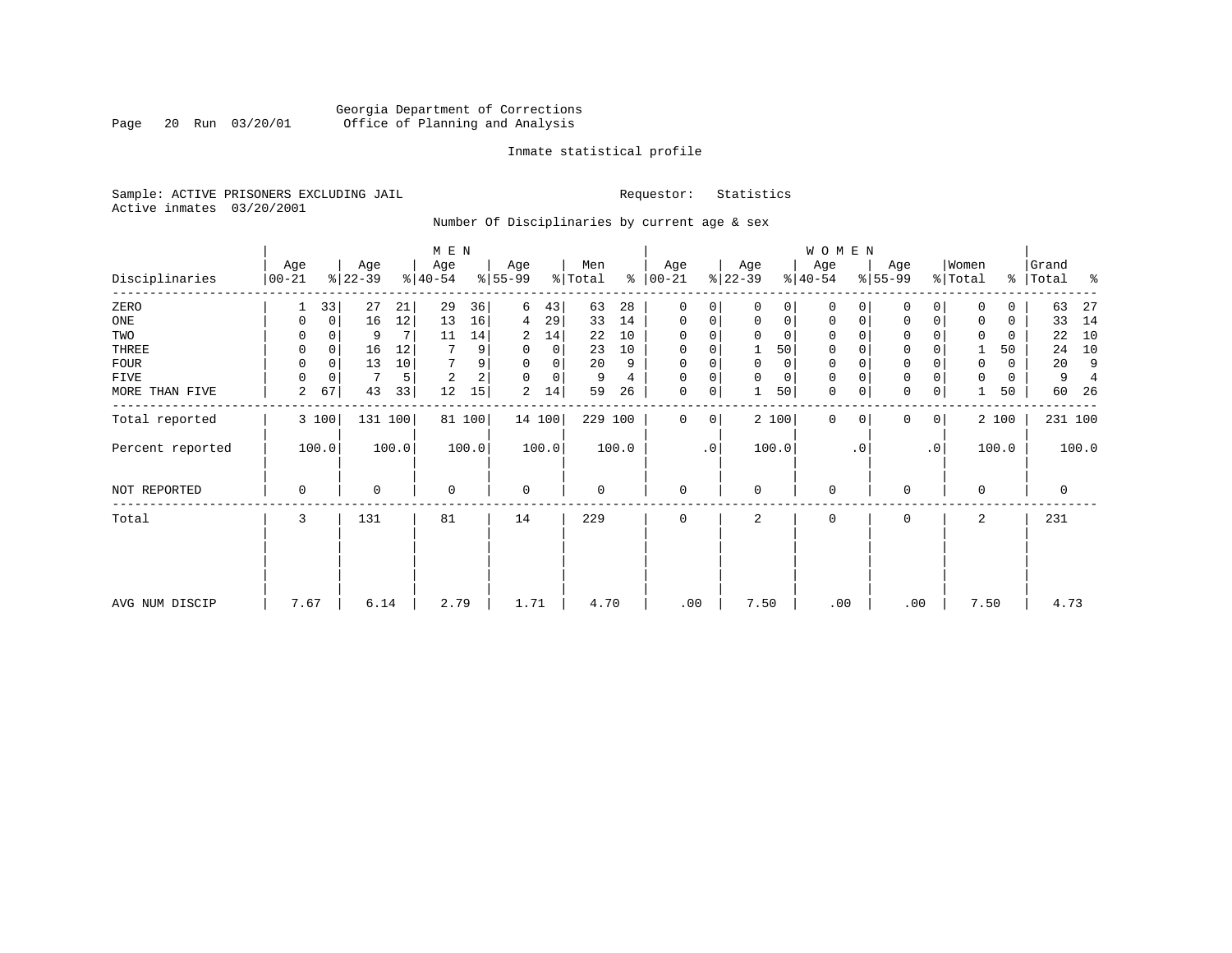Georgia Department of Corrections
Office of Planning and Analysis

Page 20 Run 03/20/01

Inmate statistical profile

Sample: ACTIVE PRISONERS EXCLUDING JAIL

Requestor: Statistics

Active inmates 03/20/2001

Number Of Disciplinaries by current age & sex

| | MEN | | | | | | | | | | WOMEN | | | | | | | | | | | |
|---|---|---|---|---|---|---|---|---|---|---|---|---|---|---|---|---|---|---|---|---|---|---|
| Disciplinaries | Age 00-21 | % | Age 22-39 | % | Age 40-54 | % | Age 55-99 | % | Men Total | % | Age 00-21 | % | Age 22-39 | % | Age 40-54 | % | Age 55-99 | % | Women Total | % | Grand Total | % |
| ZERO | 1 | 33 | 27 | 21 | 29 | 36 | 6 | 43 | 63 | 28 | 0 | 0 | 0 | 0 | 0 | 0 | 0 | 0 | 0 | 0 | 63 | 27 |
| ONE | 0 | 0 | 16 | 12 | 13 | 16 | 4 | 29 | 33 | 14 | 0 | 0 | 0 | 0 | 0 | 0 | 0 | 0 | 0 | 0 | 33 | 14 |
| TWO | 0 | 0 | 9 | 7 | 11 | 14 | 2 | 14 | 22 | 10 | 0 | 0 | 0 | 0 | 0 | 0 | 0 | 0 | 0 | 0 | 22 | 10 |
| THREE | 0 | 0 | 16 | 12 | 7 | 9 | 0 | 0 | 23 | 10 | 0 | 0 | 1 | 50 | 0 | 0 | 0 | 0 | 1 | 50 | 24 | 10 |
| FOUR | 0 | 0 | 13 | 10 | 7 | 9 | 0 | 0 | 20 | 9 | 0 | 0 | 0 | 0 | 0 | 0 | 0 | 0 | 0 | 0 | 20 | 9 |
| FIVE | 0 | 0 | 7 | 5 | 2 | 2 | 0 | 0 | 9 | 4 | 0 | 0 | 0 | 0 | 0 | 0 | 0 | 0 | 0 | 0 | 9 | 4 |
| MORE THAN FIVE | 2 | 67 | 43 | 33 | 12 | 15 | 2 | 14 | 59 | 26 | 0 | 0 | 1 | 50 | 0 | 0 | 0 | 0 | 1 | 50 | 60 | 26 |
| Total reported | 3 | 100 | 131 | 100 | 81 | 100 | 14 | 100 | 229 | 100 | 0 | 0 | 2 | 100 | 0 | 0 | 0 | 0 | 2 | 100 | 231 | 100 |
| Percent reported | 100.0 | | 100.0 | | 100.0 | | 100.0 | | 100.0 | | .0 | | 100.0 | | .0 | | .0 | | 100.0 | | 100.0 | |
| NOT REPORTED | 0 | | 0 | | 0 | | 0 | | 0 | | 0 | | 0 | | 0 | | 0 | | 0 | | 0 | |
| Total | 3 | | 131 | | 81 | | 14 | | 229 | | 0 | | 2 | | 0 | | 0 | | 2 | | 231 | |
| AVG NUM DISCIP | 7.67 | | 6.14 | | 2.79 | | 1.71 | | 4.70 | | .00 | | 7.50 | | .00 | | .00 | | 7.50 | | 4.73 | |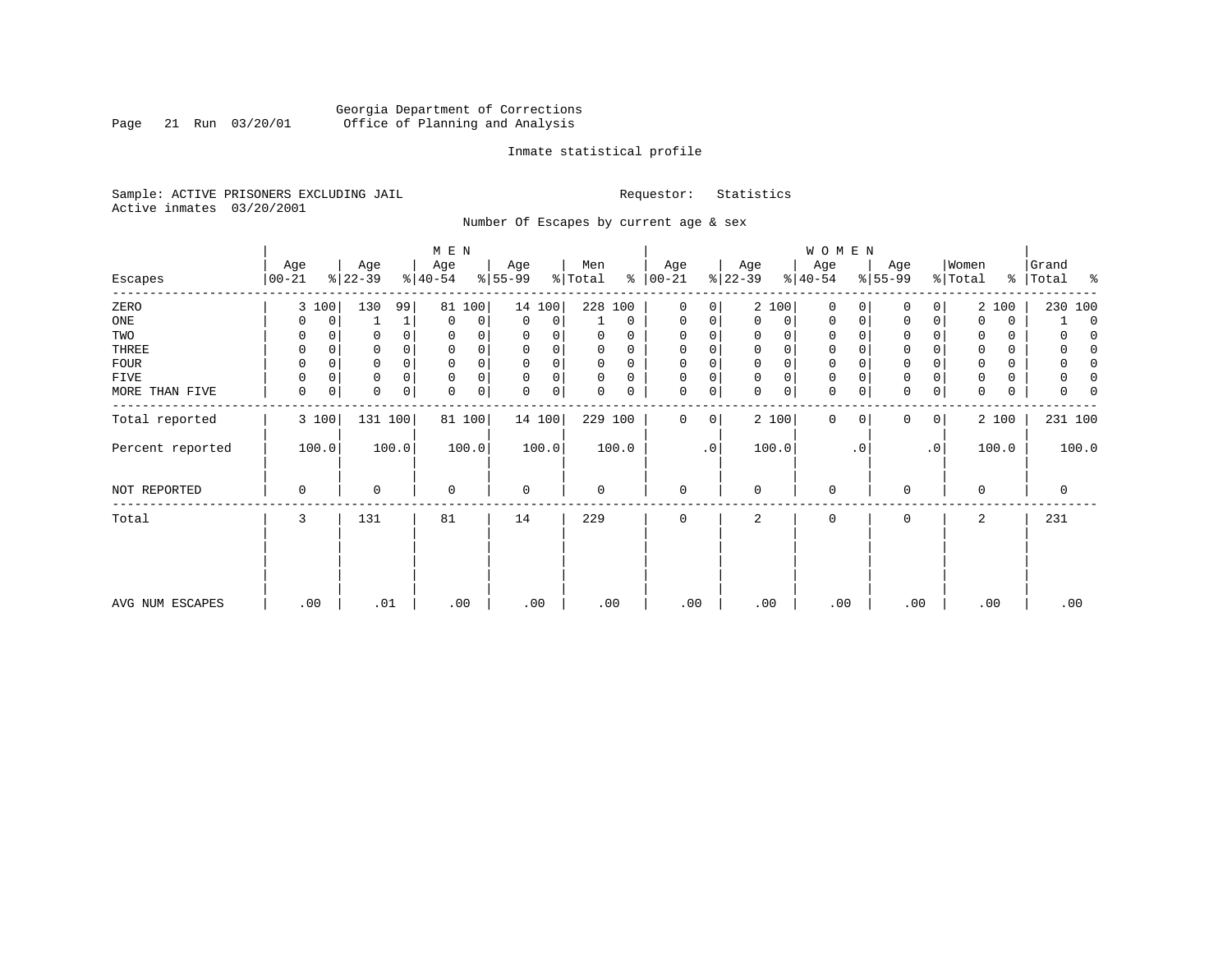Georgia Department of Corrections
Office of Planning and Analysis

Inmate statistical profile

Sample: ACTIVE PRISONERS EXCLUDING JAIL
Active inmates 03/20/2001

Requestor: Statistics

Number Of Escapes by current age & sex

| | MEN | | | | | | | | | | WOMEN | | | | | | | | | | | |
|---|---|---|---|---|---|---|---|---|---|---|---|---|---|---|---|---|---|---|---|---|---|---|
| Escapes | Age 00-21 | % | Age 22-39 | % | Age 40-54 | % | Age 55-99 | % | Men Total | % | Age 00-21 | % | Age 22-39 | % | Age 40-54 | % | Age 55-99 | % | Women Total | % | Grand Total | % |
| ZERO | 3 | 100 | 130 | 99 | 81 | 100 | 14 | 100 | 228 | 100 | 0 | 0 | 2 | 100 | 0 | 0 | 0 | 0 | 2 | 100 | 230 | 100 |
| ONE | 0 | 0 | 1 | 1 | 0 | 0 | 0 | 0 | 1 | 0 | 0 | 0 | 0 | 0 | 0 | 0 | 0 | 0 | 0 | 0 | 1 | 0 |
| TWO | 0 | 0 | 0 | 0 | 0 | 0 | 0 | 0 | 0 | 0 | 0 | 0 | 0 | 0 | 0 | 0 | 0 | 0 | 0 | 0 | 0 | 0 |
| THREE | 0 | 0 | 0 | 0 | 0 | 0 | 0 | 0 | 0 | 0 | 0 | 0 | 0 | 0 | 0 | 0 | 0 | 0 | 0 | 0 | 0 | 0 |
| FOUR | 0 | 0 | 0 | 0 | 0 | 0 | 0 | 0 | 0 | 0 | 0 | 0 | 0 | 0 | 0 | 0 | 0 | 0 | 0 | 0 | 0 | 0 |
| FIVE | 0 | 0 | 0 | 0 | 0 | 0 | 0 | 0 | 0 | 0 | 0 | 0 | 0 | 0 | 0 | 0 | 0 | 0 | 0 | 0 | 0 | 0 |
| MORE THAN FIVE | 0 | 0 | 0 | 0 | 0 | 0 | 0 | 0 | 0 | 0 | 0 | 0 | 0 | 0 | 0 | 0 | 0 | 0 | 0 | 0 | 0 | 0 |
| Total reported | 3 | 100 | 131 | 100 | 81 | 100 | 14 | 100 | 229 | 100 | 0 | 0 | 2 | 100 | 0 | 0 | 0 | 0 | 2 | 100 | 231 | 100 |
| Percent reported | 100.0 | | 100.0 | | 100.0 | | 100.0 | | 100.0 | | .0 | | 100.0 | | .0 | | .0 | | 100.0 | | 100.0 | |
| NOT REPORTED | 0 | | 0 | | 0 | | 0 | | 0 | | 0 | | 0 | | 0 | | 0 | | 0 | | 0 | |
| Total | 3 | | 131 | | 81 | | 14 | | 229 | | 0 | | 2 | | 0 | | 0 | | 2 | | 231 | |
| AVG NUM ESCAPES | .00 | | .01 | | .00 | | .00 | | .00 | | .00 | | .00 | | .00 | | .00 | | .00 | | .00 | |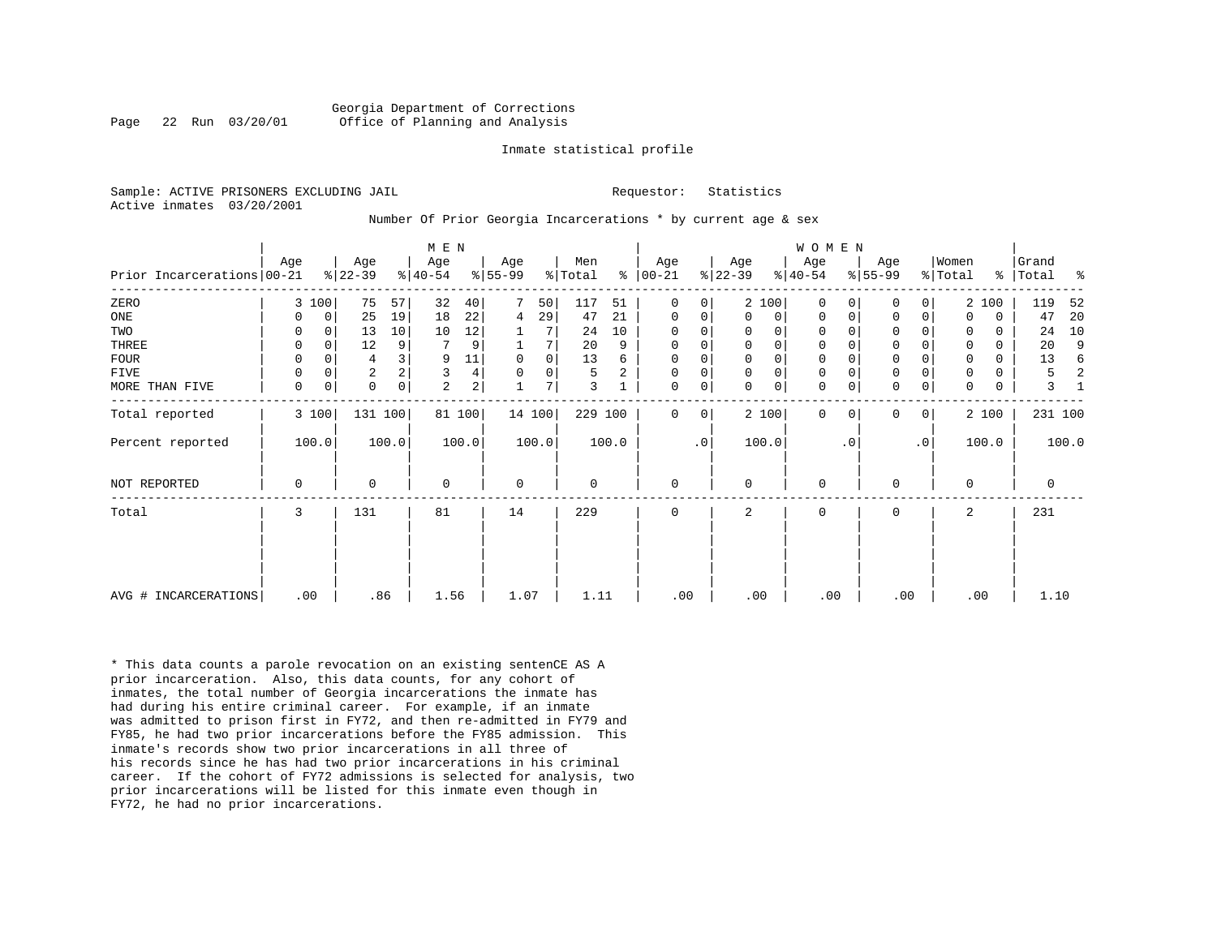Georgia Department of Corrections
Office of Planning and Analysis

Inmate statistical profile

Sample: ACTIVE PRISONERS EXCLUDING JAIL    Requestor: Statistics
Active inmates 03/20/2001

Number Of Prior Georgia Incarcerations * by current age & sex

| Prior Incarcerations | MEN Age 00-21 | % | Age 22-39 | % | Age 40-54 | % | Age 55-99 | % | Men Total | % | WOMEN Age 00-21 | % | Age 22-39 | % | Age 40-54 | % | Age 55-99 | % | Women Total | % | Grand Total | % |
|---|---|---|---|---|---|---|---|---|---|---|---|---|---|---|---|---|---|---|---|---|---|---|
| ZERO | 3 | 100 | 75 | 57 | 32 | 40 | 7 | 50 | 117 | 51 | 0 | 0 | 2 | 100 | 0 | 0 | 0 | 0 | 2 | 100 | 119 | 52 |
| ONE | 0 | 0 | 25 | 19 | 18 | 22 | 4 | 29 | 47 | 21 | 0 | 0 | 0 | 0 | 0 | 0 | 0 | 0 | 0 | 0 | 47 | 20 |
| TWO | 0 | 0 | 13 | 10 | 10 | 12 | 1 | 7 | 24 | 10 | 0 | 0 | 0 | 0 | 0 | 0 | 0 | 0 | 0 | 0 | 24 | 10 |
| THREE | 0 | 0 | 12 | 9 | 7 | 9 | 1 | 7 | 20 | 9 | 0 | 0 | 0 | 0 | 0 | 0 | 0 | 0 | 0 | 0 | 20 | 9 |
| FOUR | 0 | 0 | 4 | 3 | 9 | 11 | 0 | 0 | 13 | 6 | 0 | 0 | 0 | 0 | 0 | 0 | 0 | 0 | 0 | 0 | 13 | 6 |
| FIVE | 0 | 0 | 2 | 2 | 3 | 4 | 0 | 0 | 5 | 2 | 0 | 0 | 0 | 0 | 0 | 0 | 0 | 0 | 0 | 0 | 5 | 2 |
| MORE THAN FIVE | 0 | 0 | 0 | 0 | 2 | 2 | 1 | 7 | 3 | 1 | 0 | 0 | 0 | 0 | 0 | 0 | 0 | 0 | 0 | 0 | 3 | 1 |
| Total reported | 3 | 100 | 131 | 100 | 81 | 100 | 14 | 100 | 229 | 100 | 0 | 0 | 2 | 100 | 0 | 0 | 0 | 0 | 2 | 100 | 231 | 100 |
| Percent reported | 100.0 | | 100.0 | | 100.0 | | 100.0 | | 100.0 | | .0 | | 100.0 | | .0 | | .0 | | 100.0 | | 100.0 | |
| NOT REPORTED | 0 | | 0 | | 0 | | 0 | | 0 | | 0 | | 0 | | 0 | | 0 | | 0 | | 0 | |
| Total | 3 | | 131 | | 81 | | 14 | | 229 | | 0 | | 2 | | 0 | | 0 | | 2 | | 231 | |
| AVG # INCARCERATIONS | .00 | | .86 | | 1.56 | | 1.07 | | 1.11 | | .00 | | .00 | | .00 | | .00 | | .00 | | 1.10 | |

* This data counts a parole revocation on an existing sentenCE AS A prior incarceration. Also, this data counts, for any cohort of inmates, the total number of Georgia incarcerations the inmate has had during his entire criminal career. For example, if an inmate was admitted to prison first in FY72, and then re-admitted in FY79 and FY85, he had two prior incarcerations before the FY85 admission. This inmate's records show two prior incarcerations in all three of his records since he has had two prior incarcerations in his criminal career. If the cohort of FY72 admissions is selected for analysis, two prior incarcerations will be listed for this inmate even though in FY72, he had no prior incarcerations.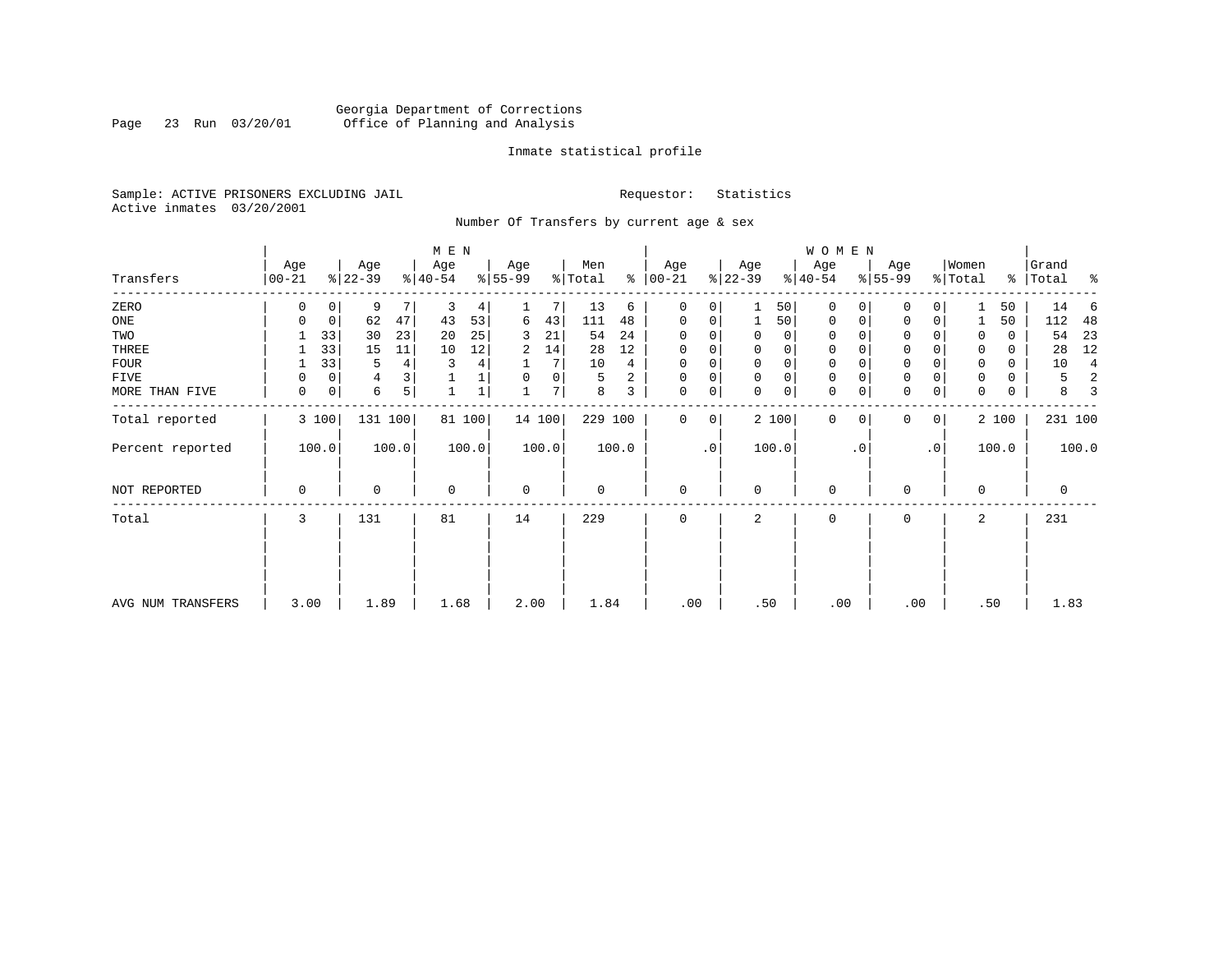Georgia Department of Corrections
Office of Planning and Analysis

Inmate statistical profile

Sample: ACTIVE PRISONERS EXCLUDING JAIL
Active inmates 03/20/2001

Requestor: Statistics

Number Of Transfers by current age & sex

| Transfers | MEN Age 00-21 | % | Age 22-39 | % | Age 40-54 | % | Age 55-99 | % | Men Total | % | WOMEN Age 00-21 | % | Age 22-39 | % | Age 40-54 | % | Age 55-99 | % | Women Total | % | Grand Total | % |
|---|---|---|---|---|---|---|---|---|---|---|---|---|---|---|---|---|---|---|---|---|---|---|
| ZERO | 0 | 0 | 9 | 7 | 3 | 4 | 1 | 7 | 13 | 6 | 0 | 0 | 1 | 50 | 0 | 0 | 0 | 0 | 1 | 50 | 14 | 6 |
| ONE | 0 | 0 | 62 | 47 | 43 | 53 | 6 | 43 | 111 | 48 | 0 | 0 | 1 | 50 | 0 | 0 | 0 | 0 | 1 | 50 | 112 | 48 |
| TWO | 1 | 33 | 30 | 23 | 20 | 25 | 3 | 21 | 54 | 24 | 0 | 0 | 0 | 0 | 0 | 0 | 0 | 0 | 0 | 0 | 54 | 23 |
| THREE | 1 | 33 | 15 | 11 | 10 | 12 | 2 | 14 | 28 | 12 | 0 | 0 | 0 | 0 | 0 | 0 | 0 | 0 | 0 | 0 | 28 | 12 |
| FOUR | 1 | 33 | 5 | 4 | 3 | 4 | 1 | 7 | 10 | 4 | 0 | 0 | 0 | 0 | 0 | 0 | 0 | 0 | 0 | 0 | 10 | 4 |
| FIVE | 0 | 0 | 4 | 3 | 1 | 1 | 0 | 0 | 5 | 2 | 0 | 0 | 0 | 0 | 0 | 0 | 0 | 0 | 0 | 0 | 5 | 2 |
| MORE THAN FIVE | 0 | 0 | 6 | 5 | 1 | 1 | 1 | 7 | 8 | 3 | 0 | 0 | 0 | 0 | 0 | 0 | 0 | 0 | 0 | 0 | 8 | 3 |
| Total reported | 3 | 100 | 131 | 100 | 81 | 100 | 14 | 100 | 229 | 100 | 0 | 0 | 2 | 100 | 0 | 0 | 0 | 0 | 2 | 100 | 231 | 100 |
| Percent reported | 100.0 | | 100.0 | | 100.0 | | 100.0 | | 100.0 | | .0 | | 100.0 | | .0 | | .0 | | 100.0 | | 100.0 | |
| NOT REPORTED | 0 | | 0 | | 0 | | 0 | | 0 | | 0 | | 0 | | 0 | | 0 | | 0 | | 0 | |
| Total | 3 | | 131 | | 81 | | 14 | | 229 | | 0 | | 2 | | 0 | | 0 | | 2 | | 231 | |
| AVG NUM TRANSFERS | 3.00 | | 1.89 | | 1.68 | | 2.00 | | 1.84 | | .00 | | .50 | | .00 | | .00 | | .50 | | 1.83 | |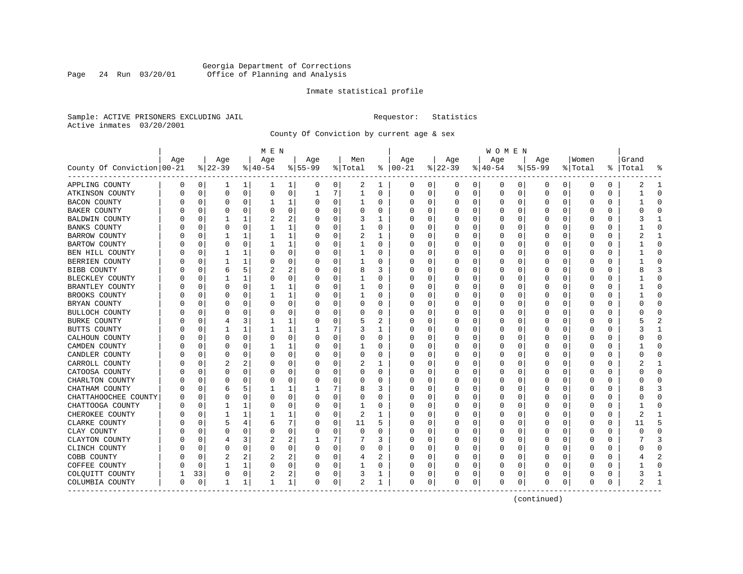Georgia Department of Corrections
Office of Planning and Analysis

Inmate statistical profile

Sample: ACTIVE PRISONERS EXCLUDING JAIL    Requestor: Statistics
Active inmates 03/20/2001

County Of Conviction by current age & sex

| County Of Conviction | MEN Age 00-21 | % | Age 22-39 | % | Age 40-54 | % | Age 55-99 | % | Men Total | % | WOMEN Age 00-21 | % | Age 22-39 | % | Age 40-54 | % | Age 55-99 | % | Women Total | % | Grand Total | % |
|---|---|---|---|---|---|---|---|---|---|---|---|---|---|---|---|---|---|---|---|---|---|---|
| APPLING COUNTY | 0 | 0 | 1 | 1 | 1 | 1 | 0 | 0 | 2 | 1 | 0 | 0 | 0 | 0 | 0 | 0 | 0 | 0 | 0 | 0 | 2 | 1 |
| ATKINSON COUNTY | 0 | 0 | 0 | 0 | 0 | 0 | 1 | 7 | 1 | 0 | 0 | 0 | 0 | 0 | 0 | 0 | 0 | 0 | 0 | 0 | 1 | 0 |
| BACON COUNTY | 0 | 0 | 0 | 0 | 1 | 1 | 0 | 0 | 1 | 0 | 0 | 0 | 0 | 0 | 0 | 0 | 0 | 0 | 0 | 0 | 1 | 0 |
| BAKER COUNTY | 0 | 0 | 0 | 0 | 0 | 0 | 0 | 0 | 0 | 0 | 0 | 0 | 0 | 0 | 0 | 0 | 0 | 0 | 0 | 0 | 0 | 0 |
| BALDWIN COUNTY | 0 | 0 | 1 | 1 | 2 | 2 | 0 | 0 | 3 | 1 | 0 | 0 | 0 | 0 | 0 | 0 | 0 | 0 | 0 | 0 | 3 | 1 |
| BANKS COUNTY | 0 | 0 | 0 | 0 | 1 | 1 | 0 | 0 | 1 | 0 | 0 | 0 | 0 | 0 | 0 | 0 | 0 | 0 | 0 | 0 | 1 | 0 |
| BARROW COUNTY | 0 | 0 | 1 | 1 | 1 | 1 | 0 | 0 | 2 | 1 | 0 | 0 | 0 | 0 | 0 | 0 | 0 | 0 | 0 | 0 | 2 | 1 |
| BARTOW COUNTY | 0 | 0 | 0 | 0 | 1 | 1 | 0 | 0 | 1 | 0 | 0 | 0 | 0 | 0 | 0 | 0 | 0 | 0 | 0 | 0 | 1 | 0 |
| BEN HILL COUNTY | 0 | 0 | 1 | 1 | 0 | 0 | 0 | 0 | 1 | 0 | 0 | 0 | 0 | 0 | 0 | 0 | 0 | 0 | 0 | 0 | 1 | 0 |
| BERRIEN COUNTY | 0 | 0 | 1 | 1 | 0 | 0 | 0 | 0 | 1 | 0 | 0 | 0 | 0 | 0 | 0 | 0 | 0 | 0 | 0 | 0 | 1 | 0 |
| BIBB COUNTY | 0 | 0 | 6 | 5 | 2 | 2 | 0 | 0 | 8 | 3 | 0 | 0 | 0 | 0 | 0 | 0 | 0 | 0 | 0 | 0 | 8 | 3 |
| BLECKLEY COUNTY | 0 | 0 | 1 | 1 | 0 | 0 | 0 | 0 | 1 | 0 | 0 | 0 | 0 | 0 | 0 | 0 | 0 | 0 | 0 | 0 | 1 | 0 |
| BRANTLEY COUNTY | 0 | 0 | 0 | 0 | 1 | 1 | 0 | 0 | 1 | 0 | 0 | 0 | 0 | 0 | 0 | 0 | 0 | 0 | 0 | 0 | 1 | 0 |
| BROOKS COUNTY | 0 | 0 | 0 | 0 | 1 | 1 | 0 | 0 | 1 | 0 | 0 | 0 | 0 | 0 | 0 | 0 | 0 | 0 | 0 | 0 | 1 | 0 |
| BRYAN COUNTY | 0 | 0 | 0 | 0 | 0 | 0 | 0 | 0 | 0 | 0 | 0 | 0 | 0 | 0 | 0 | 0 | 0 | 0 | 0 | 0 | 0 | 0 |
| BULLOCH COUNTY | 0 | 0 | 0 | 0 | 0 | 0 | 0 | 0 | 0 | 0 | 0 | 0 | 0 | 0 | 0 | 0 | 0 | 0 | 0 | 0 | 0 | 0 |
| BURKE COUNTY | 0 | 0 | 4 | 3 | 1 | 1 | 0 | 0 | 5 | 2 | 0 | 0 | 0 | 0 | 0 | 0 | 0 | 0 | 0 | 0 | 5 | 2 |
| BUTTS COUNTY | 0 | 0 | 1 | 1 | 1 | 1 | 1 | 7 | 3 | 1 | 0 | 0 | 0 | 0 | 0 | 0 | 0 | 0 | 0 | 0 | 3 | 1 |
| CALHOUN COUNTY | 0 | 0 | 0 | 0 | 0 | 0 | 0 | 0 | 0 | 0 | 0 | 0 | 0 | 0 | 0 | 0 | 0 | 0 | 0 | 0 | 0 | 0 |
| CAMDEN COUNTY | 0 | 0 | 0 | 0 | 1 | 1 | 0 | 0 | 1 | 0 | 0 | 0 | 0 | 0 | 0 | 0 | 0 | 0 | 0 | 0 | 1 | 0 |
| CANDLER COUNTY | 0 | 0 | 0 | 0 | 0 | 0 | 0 | 0 | 0 | 0 | 0 | 0 | 0 | 0 | 0 | 0 | 0 | 0 | 0 | 0 | 0 | 0 |
| CARROLL COUNTY | 0 | 0 | 2 | 2 | 0 | 0 | 0 | 0 | 2 | 1 | 0 | 0 | 0 | 0 | 0 | 0 | 0 | 0 | 0 | 0 | 2 | 1 |
| CATOOSA COUNTY | 0 | 0 | 0 | 0 | 0 | 0 | 0 | 0 | 0 | 0 | 0 | 0 | 0 | 0 | 0 | 0 | 0 | 0 | 0 | 0 | 0 | 0 |
| CHARLTON COUNTY | 0 | 0 | 0 | 0 | 0 | 0 | 0 | 0 | 0 | 0 | 0 | 0 | 0 | 0 | 0 | 0 | 0 | 0 | 0 | 0 | 0 | 0 |
| CHATHAM COUNTY | 0 | 0 | 6 | 5 | 1 | 1 | 1 | 7 | 8 | 3 | 0 | 0 | 0 | 0 | 0 | 0 | 0 | 0 | 0 | 0 | 8 | 3 |
| CHATTAHOOCHEE COUNTY | 0 | 0 | 0 | 0 | 0 | 0 | 0 | 0 | 0 | 0 | 0 | 0 | 0 | 0 | 0 | 0 | 0 | 0 | 0 | 0 | 0 | 0 |
| CHATTOOGA COUNTY | 0 | 0 | 1 | 1 | 0 | 0 | 0 | 0 | 1 | 0 | 0 | 0 | 0 | 0 | 0 | 0 | 0 | 0 | 0 | 0 | 1 | 0 |
| CHEROKEE COUNTY | 0 | 0 | 1 | 1 | 1 | 1 | 0 | 0 | 2 | 1 | 0 | 0 | 0 | 0 | 0 | 0 | 0 | 0 | 0 | 0 | 2 | 1 |
| CLARKE COUNTY | 0 | 0 | 5 | 4 | 6 | 7 | 0 | 0 | 11 | 5 | 0 | 0 | 0 | 0 | 0 | 0 | 0 | 0 | 0 | 0 | 11 | 5 |
| CLAY COUNTY | 0 | 0 | 0 | 0 | 0 | 0 | 0 | 0 | 0 | 0 | 0 | 0 | 0 | 0 | 0 | 0 | 0 | 0 | 0 | 0 | 0 | 0 |
| CLAYTON COUNTY | 0 | 0 | 4 | 3 | 2 | 2 | 1 | 7 | 7 | 3 | 0 | 0 | 0 | 0 | 0 | 0 | 0 | 0 | 0 | 0 | 7 | 3 |
| CLINCH COUNTY | 0 | 0 | 0 | 0 | 0 | 0 | 0 | 0 | 0 | 0 | 0 | 0 | 0 | 0 | 0 | 0 | 0 | 0 | 0 | 0 | 0 | 0 |
| COBB COUNTY | 0 | 0 | 2 | 2 | 2 | 2 | 0 | 0 | 4 | 2 | 0 | 0 | 0 | 0 | 0 | 0 | 0 | 0 | 0 | 0 | 4 | 2 |
| COFFEE COUNTY | 0 | 0 | 1 | 1 | 0 | 0 | 0 | 0 | 1 | 0 | 0 | 0 | 0 | 0 | 0 | 0 | 0 | 0 | 0 | 0 | 1 | 0 |
| COLQUITT COUNTY | 1 | 33 | 0 | 0 | 2 | 2 | 0 | 0 | 3 | 1 | 0 | 0 | 0 | 0 | 0 | 0 | 0 | 0 | 0 | 0 | 3 | 1 |
| COLUMBIA COUNTY | 0 | 0 | 1 | 1 | 1 | 1 | 0 | 0 | 2 | 1 | 0 | 0 | 0 | 0 | 0 | 0 | 0 | 0 | 0 | 0 | 2 | 1 |

(continued)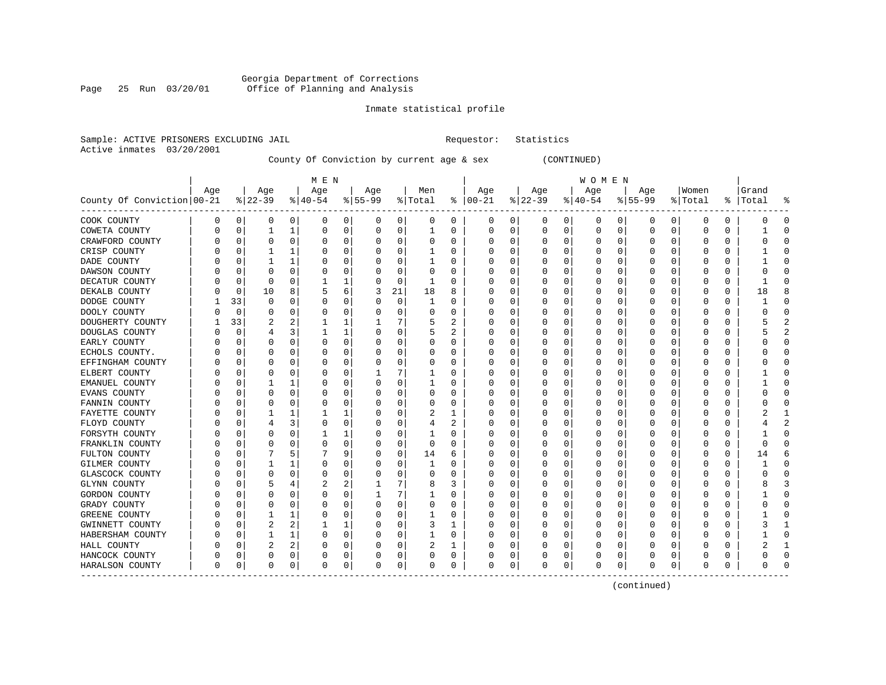Georgia Department of Corrections
Office of Planning and Analysis

Inmate statistical profile

Sample: ACTIVE PRISONERS EXCLUDING JAIL    Requestor: Statistics
Active inmates 03/20/2001

County Of Conviction by current age & sex (CONTINUED)

| County Of Conviction | MEN Age 00-21 | % | Age 22-39 | % | Age 40-54 | % | Age 55-99 | % | Men Total | % | WOMEN Age 00-21 | % | Age 22-39 | % | Age 40-54 | % | Age 55-99 | % | Women Total | % | Grand Total | % |
|---|---|---|---|---|---|---|---|---|---|---|---|---|---|---|---|---|---|---|---|---|---|---|
| COOK COUNTY | 0 | 0 | 0 | 0 | 0 | 0 | 0 | 0 | 0 | 0 | 0 | 0 | 0 | 0 | 0 | 0 | 0 | 0 | 0 | 0 | 0 | 0 |
| COWETA COUNTY | 0 | 0 | 1 | 1 | 0 | 0 | 0 | 0 | 1 | 0 | 0 | 0 | 0 | 0 | 0 | 0 | 0 | 0 | 0 | 0 | 1 | 0 |
| CRAWFORD COUNTY | 0 | 0 | 0 | 0 | 0 | 0 | 0 | 0 | 0 | 0 | 0 | 0 | 0 | 0 | 0 | 0 | 0 | 0 | 0 | 0 | 0 | 0 |
| CRISP COUNTY | 0 | 0 | 1 | 1 | 0 | 0 | 0 | 0 | 1 | 0 | 0 | 0 | 0 | 0 | 0 | 0 | 0 | 0 | 0 | 0 | 1 | 0 |
| DADE COUNTY | 0 | 0 | 1 | 1 | 0 | 0 | 0 | 0 | 1 | 0 | 0 | 0 | 0 | 0 | 0 | 0 | 0 | 0 | 0 | 0 | 1 | 0 |
| DAWSON COUNTY | 0 | 0 | 0 | 0 | 0 | 0 | 0 | 0 | 0 | 0 | 0 | 0 | 0 | 0 | 0 | 0 | 0 | 0 | 0 | 0 | 0 | 0 |
| DECATUR COUNTY | 0 | 0 | 0 | 0 | 1 | 1 | 0 | 0 | 1 | 0 | 0 | 0 | 0 | 0 | 0 | 0 | 0 | 0 | 0 | 0 | 1 | 0 |
| DEKALB COUNTY | 0 | 0 | 10 | 8 | 5 | 6 | 3 | 21 | 18 | 8 | 0 | 0 | 0 | 0 | 0 | 0 | 0 | 0 | 0 | 0 | 18 | 8 |
| DODGE COUNTY | 1 | 33 | 0 | 0 | 0 | 0 | 0 | 0 | 1 | 0 | 0 | 0 | 0 | 0 | 0 | 0 | 0 | 0 | 0 | 0 | 1 | 0 |
| DOOLY COUNTY | 0 | 0 | 0 | 0 | 0 | 0 | 0 | 0 | 0 | 0 | 0 | 0 | 0 | 0 | 0 | 0 | 0 | 0 | 0 | 0 | 0 | 0 |
| DOUGHERTY COUNTY | 1 | 33 | 2 | 2 | 1 | 1 | 1 | 7 | 5 | 2 | 0 | 0 | 0 | 0 | 0 | 0 | 0 | 0 | 0 | 0 | 5 | 2 |
| DOUGLAS COUNTY | 0 | 0 | 4 | 3 | 1 | 1 | 0 | 0 | 5 | 2 | 0 | 0 | 0 | 0 | 0 | 0 | 0 | 0 | 0 | 0 | 5 | 2 |
| EARLY COUNTY | 0 | 0 | 0 | 0 | 0 | 0 | 0 | 0 | 0 | 0 | 0 | 0 | 0 | 0 | 0 | 0 | 0 | 0 | 0 | 0 | 0 | 0 |
| ECHOLS COUNTY. | 0 | 0 | 0 | 0 | 0 | 0 | 0 | 0 | 0 | 0 | 0 | 0 | 0 | 0 | 0 | 0 | 0 | 0 | 0 | 0 | 0 | 0 |
| EFFINGHAM COUNTY | 0 | 0 | 0 | 0 | 0 | 0 | 0 | 0 | 0 | 0 | 0 | 0 | 0 | 0 | 0 | 0 | 0 | 0 | 0 | 0 | 0 | 0 |
| ELBERT COUNTY | 0 | 0 | 0 | 0 | 0 | 0 | 1 | 7 | 1 | 0 | 0 | 0 | 0 | 0 | 0 | 0 | 0 | 0 | 0 | 0 | 1 | 0 |
| EMANUEL COUNTY | 0 | 0 | 1 | 1 | 0 | 0 | 0 | 0 | 1 | 0 | 0 | 0 | 0 | 0 | 0 | 0 | 0 | 0 | 0 | 0 | 1 | 0 |
| EVANS COUNTY | 0 | 0 | 0 | 0 | 0 | 0 | 0 | 0 | 0 | 0 | 0 | 0 | 0 | 0 | 0 | 0 | 0 | 0 | 0 | 0 | 0 | 0 |
| FANNIN COUNTY | 0 | 0 | 0 | 0 | 0 | 0 | 0 | 0 | 0 | 0 | 0 | 0 | 0 | 0 | 0 | 0 | 0 | 0 | 0 | 0 | 0 | 0 |
| FAYETTE COUNTY | 0 | 0 | 1 | 1 | 1 | 1 | 0 | 0 | 2 | 1 | 0 | 0 | 0 | 0 | 0 | 0 | 0 | 0 | 0 | 0 | 2 | 1 |
| FLOYD COUNTY | 0 | 0 | 4 | 3 | 0 | 0 | 0 | 0 | 4 | 2 | 0 | 0 | 0 | 0 | 0 | 0 | 0 | 0 | 0 | 0 | 4 | 2 |
| FORSYTH COUNTY | 0 | 0 | 0 | 0 | 1 | 1 | 0 | 0 | 1 | 0 | 0 | 0 | 0 | 0 | 0 | 0 | 0 | 0 | 0 | 0 | 1 | 0 |
| FRANKLIN COUNTY | 0 | 0 | 0 | 0 | 0 | 0 | 0 | 0 | 0 | 0 | 0 | 0 | 0 | 0 | 0 | 0 | 0 | 0 | 0 | 0 | 0 | 0 |
| FULTON COUNTY | 0 | 0 | 7 | 5 | 7 | 9 | 0 | 0 | 14 | 6 | 0 | 0 | 0 | 0 | 0 | 0 | 0 | 0 | 0 | 0 | 14 | 6 |
| GILMER COUNTY | 0 | 0 | 1 | 1 | 0 | 0 | 0 | 0 | 1 | 0 | 0 | 0 | 0 | 0 | 0 | 0 | 0 | 0 | 0 | 0 | 1 | 0 |
| GLASCOCK COUNTY | 0 | 0 | 0 | 0 | 0 | 0 | 0 | 0 | 0 | 0 | 0 | 0 | 0 | 0 | 0 | 0 | 0 | 0 | 0 | 0 | 0 | 0 |
| GLYNN COUNTY | 0 | 0 | 5 | 4 | 2 | 2 | 1 | 7 | 8 | 3 | 0 | 0 | 0 | 0 | 0 | 0 | 0 | 0 | 0 | 0 | 8 | 3 |
| GORDON COUNTY | 0 | 0 | 0 | 0 | 0 | 0 | 1 | 7 | 1 | 0 | 0 | 0 | 0 | 0 | 0 | 0 | 0 | 0 | 0 | 0 | 1 | 0 |
| GRADY COUNTY | 0 | 0 | 0 | 0 | 0 | 0 | 0 | 0 | 0 | 0 | 0 | 0 | 0 | 0 | 0 | 0 | 0 | 0 | 0 | 0 | 0 | 0 |
| GREENE COUNTY | 0 | 0 | 1 | 1 | 0 | 0 | 0 | 0 | 1 | 0 | 0 | 0 | 0 | 0 | 0 | 0 | 0 | 0 | 0 | 0 | 1 | 0 |
| GWINNETT COUNTY | 0 | 0 | 2 | 2 | 1 | 1 | 0 | 0 | 3 | 1 | 0 | 0 | 0 | 0 | 0 | 0 | 0 | 0 | 0 | 0 | 3 | 1 |
| HABERSHAM COUNTY | 0 | 0 | 1 | 1 | 0 | 0 | 0 | 0 | 1 | 0 | 0 | 0 | 0 | 0 | 0 | 0 | 0 | 0 | 0 | 0 | 1 | 0 |
| HALL COUNTY | 0 | 0 | 2 | 2 | 0 | 0 | 0 | 0 | 2 | 1 | 0 | 0 | 0 | 0 | 0 | 0 | 0 | 0 | 0 | 0 | 2 | 1 |
| HANCOCK COUNTY | 0 | 0 | 0 | 0 | 0 | 0 | 0 | 0 | 0 | 0 | 0 | 0 | 0 | 0 | 0 | 0 | 0 | 0 | 0 | 0 | 0 | 0 |
| HARALSON COUNTY | 0 | 0 | 0 | 0 | 0 | 0 | 0 | 0 | 0 | 0 | 0 | 0 | 0 | 0 | 0 | 0 | 0 | 0 | 0 | 0 | 0 | 0 |

(continued)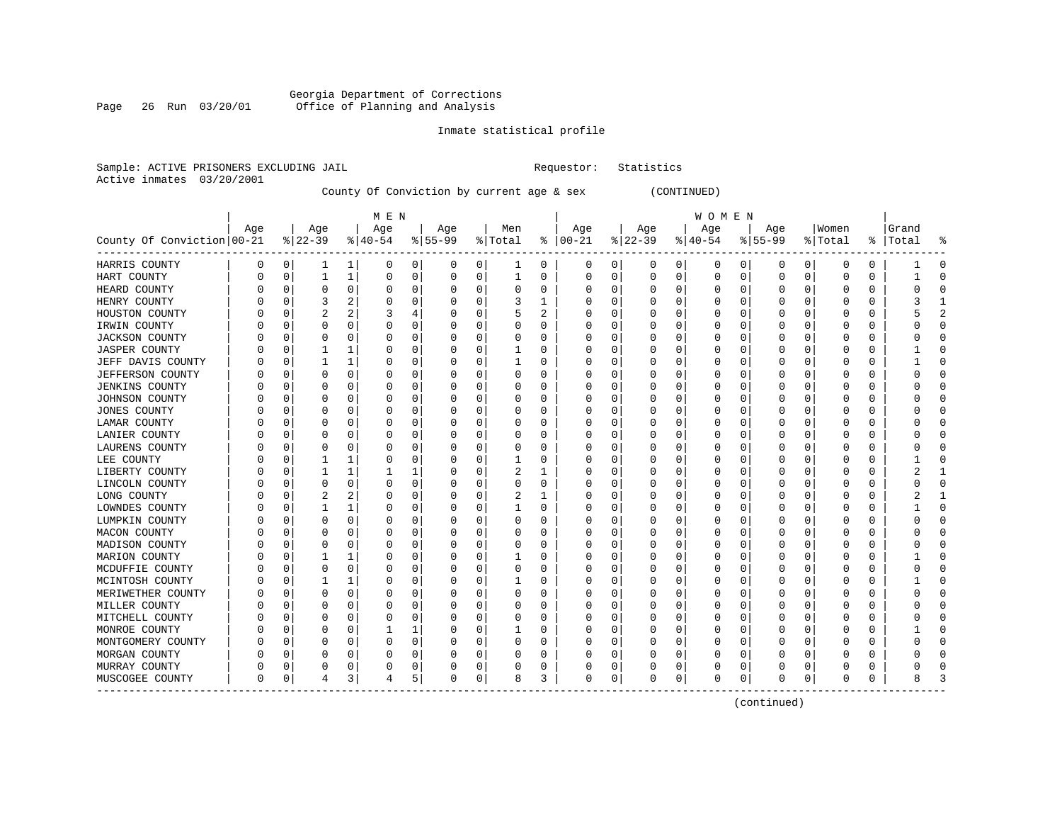Georgia Department of Corrections
Office of Planning and Analysis

Inmate statistical profile

Sample: ACTIVE PRISONERS EXCLUDING JAIL          Requestor: Statistics
Active inmates 03/20/2001

County Of Conviction by current age & sex (CONTINUED)

| County Of Conviction | MEN Age 00-21 | % | Age 22-39 | % | Age 40-54 | % | Age 55-99 | % | Men Total | % | WOMEN Age 00-21 | % | Age 22-39 | % | Age 40-54 | % | Age 55-99 | % | Women Total | % | Grand Total | % |
|---|---|---|---|---|---|---|---|---|---|---|---|---|---|---|---|---|---|---|---|---|---|---|
| HARRIS COUNTY | 0 | 0 | 1 | 1 | 0 | 0 | 0 | 0 | 1 | 0 | 0 | 0 | 0 | 0 | 0 | 0 | 0 | 0 | 0 | 0 | 1 | 0 |
| HART COUNTY | 0 | 0 | 1 | 1 | 0 | 0 | 0 | 0 | 1 | 0 | 0 | 0 | 0 | 0 | 0 | 0 | 0 | 0 | 0 | 0 | 1 | 0 |
| HEARD COUNTY | 0 | 0 | 0 | 0 | 0 | 0 | 0 | 0 | 0 | 0 | 0 | 0 | 0 | 0 | 0 | 0 | 0 | 0 | 0 | 0 | 0 | 0 |
| HENRY COUNTY | 0 | 0 | 3 | 2 | 0 | 0 | 0 | 0 | 3 | 1 | 0 | 0 | 0 | 0 | 0 | 0 | 0 | 0 | 0 | 0 | 3 | 1 |
| HOUSTON COUNTY | 0 | 0 | 2 | 2 | 3 | 4 | 0 | 0 | 5 | 2 | 0 | 0 | 0 | 0 | 0 | 0 | 0 | 0 | 0 | 0 | 5 | 2 |
| IRWIN COUNTY | 0 | 0 | 0 | 0 | 0 | 0 | 0 | 0 | 0 | 0 | 0 | 0 | 0 | 0 | 0 | 0 | 0 | 0 | 0 | 0 | 0 | 0 |
| JACKSON COUNTY | 0 | 0 | 0 | 0 | 0 | 0 | 0 | 0 | 0 | 0 | 0 | 0 | 0 | 0 | 0 | 0 | 0 | 0 | 0 | 0 | 0 | 0 |
| JASPER COUNTY | 0 | 0 | 1 | 1 | 0 | 0 | 0 | 0 | 1 | 0 | 0 | 0 | 0 | 0 | 0 | 0 | 0 | 0 | 0 | 0 | 1 | 0 |
| JEFF DAVIS COUNTY | 0 | 0 | 1 | 1 | 0 | 0 | 0 | 0 | 1 | 0 | 0 | 0 | 0 | 0 | 0 | 0 | 0 | 0 | 0 | 0 | 1 | 0 |
| JEFFERSON COUNTY | 0 | 0 | 0 | 0 | 0 | 0 | 0 | 0 | 0 | 0 | 0 | 0 | 0 | 0 | 0 | 0 | 0 | 0 | 0 | 0 | 0 | 0 |
| JENKINS COUNTY | 0 | 0 | 0 | 0 | 0 | 0 | 0 | 0 | 0 | 0 | 0 | 0 | 0 | 0 | 0 | 0 | 0 | 0 | 0 | 0 | 0 | 0 |
| JOHNSON COUNTY | 0 | 0 | 0 | 0 | 0 | 0 | 0 | 0 | 0 | 0 | 0 | 0 | 0 | 0 | 0 | 0 | 0 | 0 | 0 | 0 | 0 | 0 |
| JONES COUNTY | 0 | 0 | 0 | 0 | 0 | 0 | 0 | 0 | 0 | 0 | 0 | 0 | 0 | 0 | 0 | 0 | 0 | 0 | 0 | 0 | 0 | 0 |
| LAMAR COUNTY | 0 | 0 | 0 | 0 | 0 | 0 | 0 | 0 | 0 | 0 | 0 | 0 | 0 | 0 | 0 | 0 | 0 | 0 | 0 | 0 | 0 | 0 |
| LANIER COUNTY | 0 | 0 | 0 | 0 | 0 | 0 | 0 | 0 | 0 | 0 | 0 | 0 | 0 | 0 | 0 | 0 | 0 | 0 | 0 | 0 | 0 | 0 |
| LAURENS COUNTY | 0 | 0 | 0 | 0 | 0 | 0 | 0 | 0 | 0 | 0 | 0 | 0 | 0 | 0 | 0 | 0 | 0 | 0 | 0 | 0 | 0 | 0 |
| LEE COUNTY | 0 | 0 | 1 | 1 | 0 | 0 | 0 | 0 | 1 | 0 | 0 | 0 | 0 | 0 | 0 | 0 | 0 | 0 | 0 | 0 | 1 | 0 |
| LIBERTY COUNTY | 0 | 0 | 1 | 1 | 1 | 1 | 0 | 0 | 2 | 1 | 0 | 0 | 0 | 0 | 0 | 0 | 0 | 0 | 0 | 0 | 2 | 1 |
| LINCOLN COUNTY | 0 | 0 | 0 | 0 | 0 | 0 | 0 | 0 | 0 | 0 | 0 | 0 | 0 | 0 | 0 | 0 | 0 | 0 | 0 | 0 | 0 | 0 |
| LONG COUNTY | 0 | 0 | 2 | 2 | 0 | 0 | 0 | 0 | 2 | 1 | 0 | 0 | 0 | 0 | 0 | 0 | 0 | 0 | 0 | 0 | 2 | 1 |
| LOWNDES COUNTY | 0 | 0 | 1 | 1 | 0 | 0 | 0 | 0 | 1 | 0 | 0 | 0 | 0 | 0 | 0 | 0 | 0 | 0 | 0 | 0 | 1 | 0 |
| LUMPKIN COUNTY | 0 | 0 | 0 | 0 | 0 | 0 | 0 | 0 | 0 | 0 | 0 | 0 | 0 | 0 | 0 | 0 | 0 | 0 | 0 | 0 | 0 | 0 |
| MACON COUNTY | 0 | 0 | 0 | 0 | 0 | 0 | 0 | 0 | 0 | 0 | 0 | 0 | 0 | 0 | 0 | 0 | 0 | 0 | 0 | 0 | 0 | 0 |
| MADISON COUNTY | 0 | 0 | 0 | 0 | 0 | 0 | 0 | 0 | 0 | 0 | 0 | 0 | 0 | 0 | 0 | 0 | 0 | 0 | 0 | 0 | 0 | 0 |
| MARION COUNTY | 0 | 0 | 1 | 1 | 0 | 0 | 0 | 0 | 1 | 0 | 0 | 0 | 0 | 0 | 0 | 0 | 0 | 0 | 0 | 0 | 1 | 0 |
| MCDUFFIE COUNTY | 0 | 0 | 0 | 0 | 0 | 0 | 0 | 0 | 0 | 0 | 0 | 0 | 0 | 0 | 0 | 0 | 0 | 0 | 0 | 0 | 0 | 0 |
| MCINTOSH COUNTY | 0 | 0 | 1 | 1 | 0 | 0 | 0 | 0 | 1 | 0 | 0 | 0 | 0 | 0 | 0 | 0 | 0 | 0 | 0 | 0 | 1 | 0 |
| MERIWETHER COUNTY | 0 | 0 | 0 | 0 | 0 | 0 | 0 | 0 | 0 | 0 | 0 | 0 | 0 | 0 | 0 | 0 | 0 | 0 | 0 | 0 | 0 | 0 |
| MILLER COUNTY | 0 | 0 | 0 | 0 | 0 | 0 | 0 | 0 | 0 | 0 | 0 | 0 | 0 | 0 | 0 | 0 | 0 | 0 | 0 | 0 | 0 | 0 |
| MITCHELL COUNTY | 0 | 0 | 0 | 0 | 0 | 0 | 0 | 0 | 0 | 0 | 0 | 0 | 0 | 0 | 0 | 0 | 0 | 0 | 0 | 0 | 0 | 0 |
| MONROE COUNTY | 0 | 0 | 0 | 0 | 1 | 1 | 0 | 0 | 1 | 0 | 0 | 0 | 0 | 0 | 0 | 0 | 0 | 0 | 0 | 0 | 1 | 0 |
| MONTGOMERY COUNTY | 0 | 0 | 0 | 0 | 0 | 0 | 0 | 0 | 0 | 0 | 0 | 0 | 0 | 0 | 0 | 0 | 0 | 0 | 0 | 0 | 0 | 0 |
| MORGAN COUNTY | 0 | 0 | 0 | 0 | 0 | 0 | 0 | 0 | 0 | 0 | 0 | 0 | 0 | 0 | 0 | 0 | 0 | 0 | 0 | 0 | 0 | 0 |
| MURRAY COUNTY | 0 | 0 | 0 | 0 | 0 | 0 | 0 | 0 | 0 | 0 | 0 | 0 | 0 | 0 | 0 | 0 | 0 | 0 | 0 | 0 | 0 | 0 |
| MUSCOGEE COUNTY | 0 | 0 | 4 | 3 | 4 | 5 | 0 | 0 | 8 | 3 | 0 | 0 | 0 | 0 | 0 | 0 | 0 | 0 | 0 | 0 | 8 | 3 |

(continued)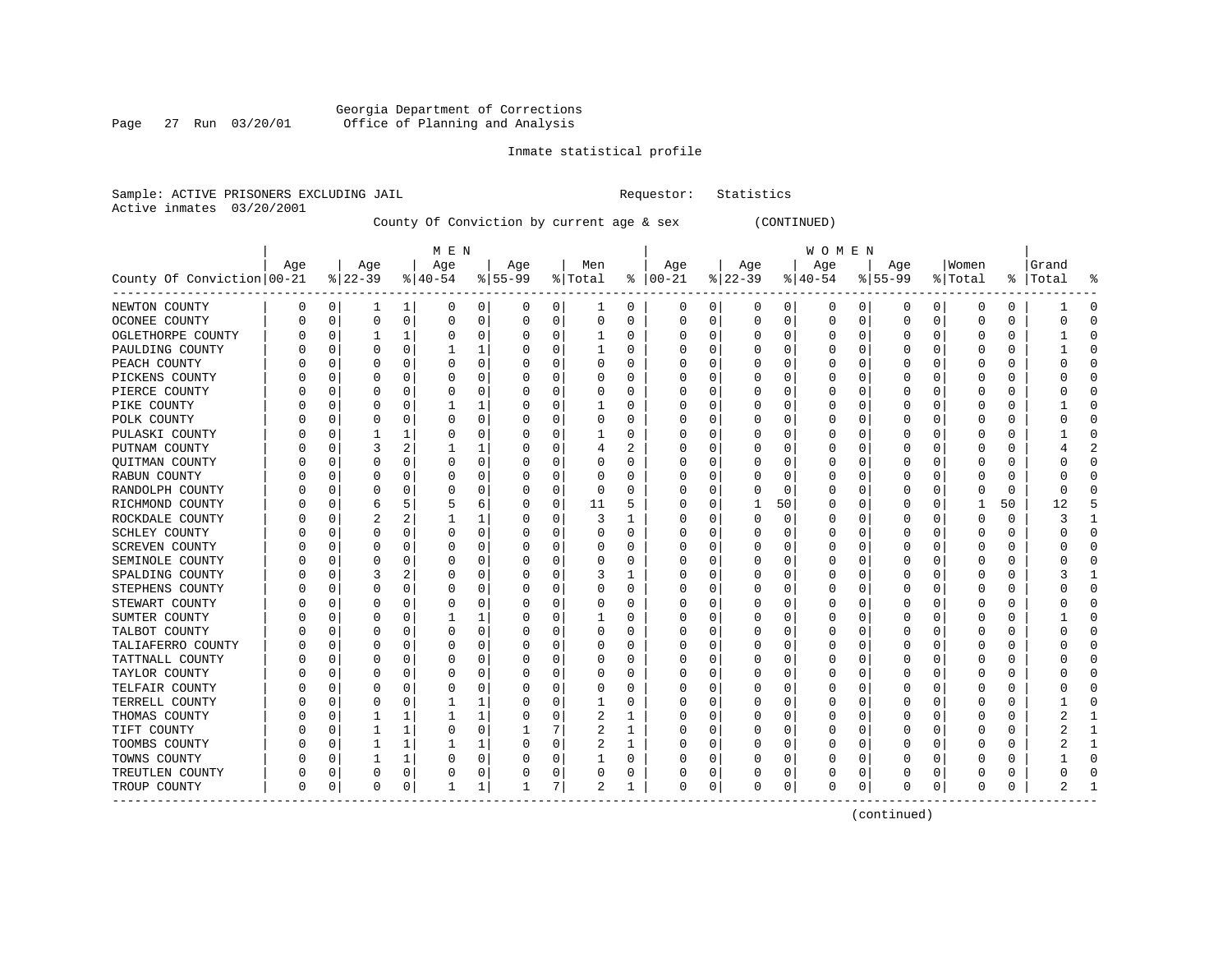Georgia Department of Corrections
Office of Planning and Analysis

Inmate statistical profile

Sample: ACTIVE PRISONERS EXCLUDING JAIL　　　　Requestor: Statistics
Active inmates 03/20/2001

County Of Conviction by current age & sex (CONTINUED)

| County Of Conviction | MEN Age 00-21 | % | Age 22-39 | % | Age 40-54 | % | Age 55-99 | % | Men Total | % | WOMEN Age 00-21 | % | Age 22-39 | % | Age 40-54 | % | Age 55-99 | % | Women Total | % | Grand Total | % |
|---|---|---|---|---|---|---|---|---|---|---|---|---|---|---|---|---|---|---|---|---|---|---|
| NEWTON COUNTY | 0 | 0 | 1 | 1 | 0 | 0 | 0 | 0 | 1 | 0 | 0 | 0 | 0 | 0 | 0 | 0 | 0 | 0 | 0 | 0 | 1 | 0 |
| OCONEE COUNTY | 0 | 0 | 0 | 0 | 0 | 0 | 0 | 0 | 0 | 0 | 0 | 0 | 0 | 0 | 0 | 0 | 0 | 0 | 0 | 0 | 0 | 0 |
| OGLETHORPE COUNTY | 0 | 0 | 1 | 1 | 0 | 0 | 0 | 0 | 1 | 0 | 0 | 0 | 0 | 0 | 0 | 0 | 0 | 0 | 0 | 0 | 1 | 0 |
| PAULDING COUNTY | 0 | 0 | 0 | 0 | 1 | 1 | 0 | 0 | 1 | 0 | 0 | 0 | 0 | 0 | 0 | 0 | 0 | 0 | 0 | 0 | 1 | 0 |
| PEACH COUNTY | 0 | 0 | 0 | 0 | 0 | 0 | 0 | 0 | 0 | 0 | 0 | 0 | 0 | 0 | 0 | 0 | 0 | 0 | 0 | 0 | 0 | 0 |
| PICKENS COUNTY | 0 | 0 | 0 | 0 | 0 | 0 | 0 | 0 | 0 | 0 | 0 | 0 | 0 | 0 | 0 | 0 | 0 | 0 | 0 | 0 | 0 | 0 |
| PIERCE COUNTY | 0 | 0 | 0 | 0 | 0 | 0 | 0 | 0 | 0 | 0 | 0 | 0 | 0 | 0 | 0 | 0 | 0 | 0 | 0 | 0 | 0 | 0 |
| PIKE COUNTY | 0 | 0 | 0 | 0 | 1 | 1 | 0 | 0 | 1 | 0 | 0 | 0 | 0 | 0 | 0 | 0 | 0 | 0 | 0 | 0 | 1 | 0 |
| POLK COUNTY | 0 | 0 | 0 | 0 | 0 | 0 | 0 | 0 | 0 | 0 | 0 | 0 | 0 | 0 | 0 | 0 | 0 | 0 | 0 | 0 | 0 | 0 |
| PULASKI COUNTY | 0 | 0 | 1 | 1 | 0 | 0 | 0 | 0 | 1 | 0 | 0 | 0 | 0 | 0 | 0 | 0 | 0 | 0 | 0 | 0 | 1 | 0 |
| PUTNAM COUNTY | 0 | 0 | 3 | 2 | 1 | 1 | 0 | 0 | 4 | 2 | 0 | 0 | 0 | 0 | 0 | 0 | 0 | 0 | 0 | 0 | 4 | 2 |
| QUITMAN COUNTY | 0 | 0 | 0 | 0 | 0 | 0 | 0 | 0 | 0 | 0 | 0 | 0 | 0 | 0 | 0 | 0 | 0 | 0 | 0 | 0 | 0 | 0 |
| RABUN COUNTY | 0 | 0 | 0 | 0 | 0 | 0 | 0 | 0 | 0 | 0 | 0 | 0 | 0 | 0 | 0 | 0 | 0 | 0 | 0 | 0 | 0 | 0 |
| RANDOLPH COUNTY | 0 | 0 | 0 | 0 | 0 | 0 | 0 | 0 | 0 | 0 | 0 | 0 | 0 | 0 | 0 | 0 | 0 | 0 | 0 | 0 | 0 | 0 |
| RICHMOND COUNTY | 0 | 0 | 6 | 5 | 5 | 6 | 0 | 0 | 11 | 5 | 0 | 0 | 1 | 50 | 0 | 0 | 0 | 0 | 1 | 50 | 12 | 5 |
| ROCKDALE COUNTY | 0 | 0 | 2 | 2 | 1 | 1 | 0 | 0 | 3 | 1 | 0 | 0 | 0 | 0 | 0 | 0 | 0 | 0 | 0 | 0 | 3 | 1 |
| SCHLEY COUNTY | 0 | 0 | 0 | 0 | 0 | 0 | 0 | 0 | 0 | 0 | 0 | 0 | 0 | 0 | 0 | 0 | 0 | 0 | 0 | 0 | 0 | 0 |
| SCREVEN COUNTY | 0 | 0 | 0 | 0 | 0 | 0 | 0 | 0 | 0 | 0 | 0 | 0 | 0 | 0 | 0 | 0 | 0 | 0 | 0 | 0 | 0 | 0 |
| SEMINOLE COUNTY | 0 | 0 | 0 | 0 | 0 | 0 | 0 | 0 | 0 | 0 | 0 | 0 | 0 | 0 | 0 | 0 | 0 | 0 | 0 | 0 | 0 | 0 |
| SPALDING COUNTY | 0 | 0 | 3 | 2 | 0 | 0 | 0 | 0 | 3 | 1 | 0 | 0 | 0 | 0 | 0 | 0 | 0 | 0 | 0 | 0 | 3 | 1 |
| STEPHENS COUNTY | 0 | 0 | 0 | 0 | 0 | 0 | 0 | 0 | 0 | 0 | 0 | 0 | 0 | 0 | 0 | 0 | 0 | 0 | 0 | 0 | 0 | 0 |
| STEWART COUNTY | 0 | 0 | 0 | 0 | 0 | 0 | 0 | 0 | 0 | 0 | 0 | 0 | 0 | 0 | 0 | 0 | 0 | 0 | 0 | 0 | 0 | 0 |
| SUMTER COUNTY | 0 | 0 | 0 | 0 | 1 | 1 | 0 | 0 | 1 | 0 | 0 | 0 | 0 | 0 | 0 | 0 | 0 | 0 | 0 | 0 | 1 | 0 |
| TALBOT COUNTY | 0 | 0 | 0 | 0 | 0 | 0 | 0 | 0 | 0 | 0 | 0 | 0 | 0 | 0 | 0 | 0 | 0 | 0 | 0 | 0 | 0 | 0 |
| TALIAFERRO COUNTY | 0 | 0 | 0 | 0 | 0 | 0 | 0 | 0 | 0 | 0 | 0 | 0 | 0 | 0 | 0 | 0 | 0 | 0 | 0 | 0 | 0 | 0 |
| TATTNALL COUNTY | 0 | 0 | 0 | 0 | 0 | 0 | 0 | 0 | 0 | 0 | 0 | 0 | 0 | 0 | 0 | 0 | 0 | 0 | 0 | 0 | 0 | 0 |
| TAYLOR COUNTY | 0 | 0 | 0 | 0 | 0 | 0 | 0 | 0 | 0 | 0 | 0 | 0 | 0 | 0 | 0 | 0 | 0 | 0 | 0 | 0 | 0 | 0 |
| TELFAIR COUNTY | 0 | 0 | 0 | 0 | 0 | 0 | 0 | 0 | 0 | 0 | 0 | 0 | 0 | 0 | 0 | 0 | 0 | 0 | 0 | 0 | 0 | 0 |
| TERRELL COUNTY | 0 | 0 | 0 | 0 | 1 | 1 | 0 | 0 | 1 | 0 | 0 | 0 | 0 | 0 | 0 | 0 | 0 | 0 | 0 | 0 | 1 | 0 |
| THOMAS COUNTY | 0 | 0 | 1 | 1 | 1 | 1 | 0 | 0 | 2 | 1 | 0 | 0 | 0 | 0 | 0 | 0 | 0 | 0 | 0 | 0 | 2 | 1 |
| TIFT COUNTY | 0 | 0 | 1 | 1 | 0 | 0 | 1 | 7 | 2 | 1 | 0 | 0 | 0 | 0 | 0 | 0 | 0 | 0 | 0 | 0 | 2 | 1 |
| TOOMBS COUNTY | 0 | 0 | 1 | 1 | 1 | 1 | 0 | 0 | 2 | 1 | 0 | 0 | 0 | 0 | 0 | 0 | 0 | 0 | 0 | 0 | 2 | 1 |
| TOWNS COUNTY | 0 | 0 | 1 | 1 | 0 | 0 | 0 | 0 | 1 | 0 | 0 | 0 | 0 | 0 | 0 | 0 | 0 | 0 | 0 | 0 | 1 | 0 |
| TREUTLEN COUNTY | 0 | 0 | 0 | 0 | 0 | 0 | 0 | 0 | 0 | 0 | 0 | 0 | 0 | 0 | 0 | 0 | 0 | 0 | 0 | 0 | 0 | 0 |
| TROUP COUNTY | 0 | 0 | 0 | 0 | 1 | 1 | 1 | 7 | 2 | 1 | 0 | 0 | 0 | 0 | 0 | 0 | 0 | 0 | 0 | 0 | 2 | 1 |

(continued)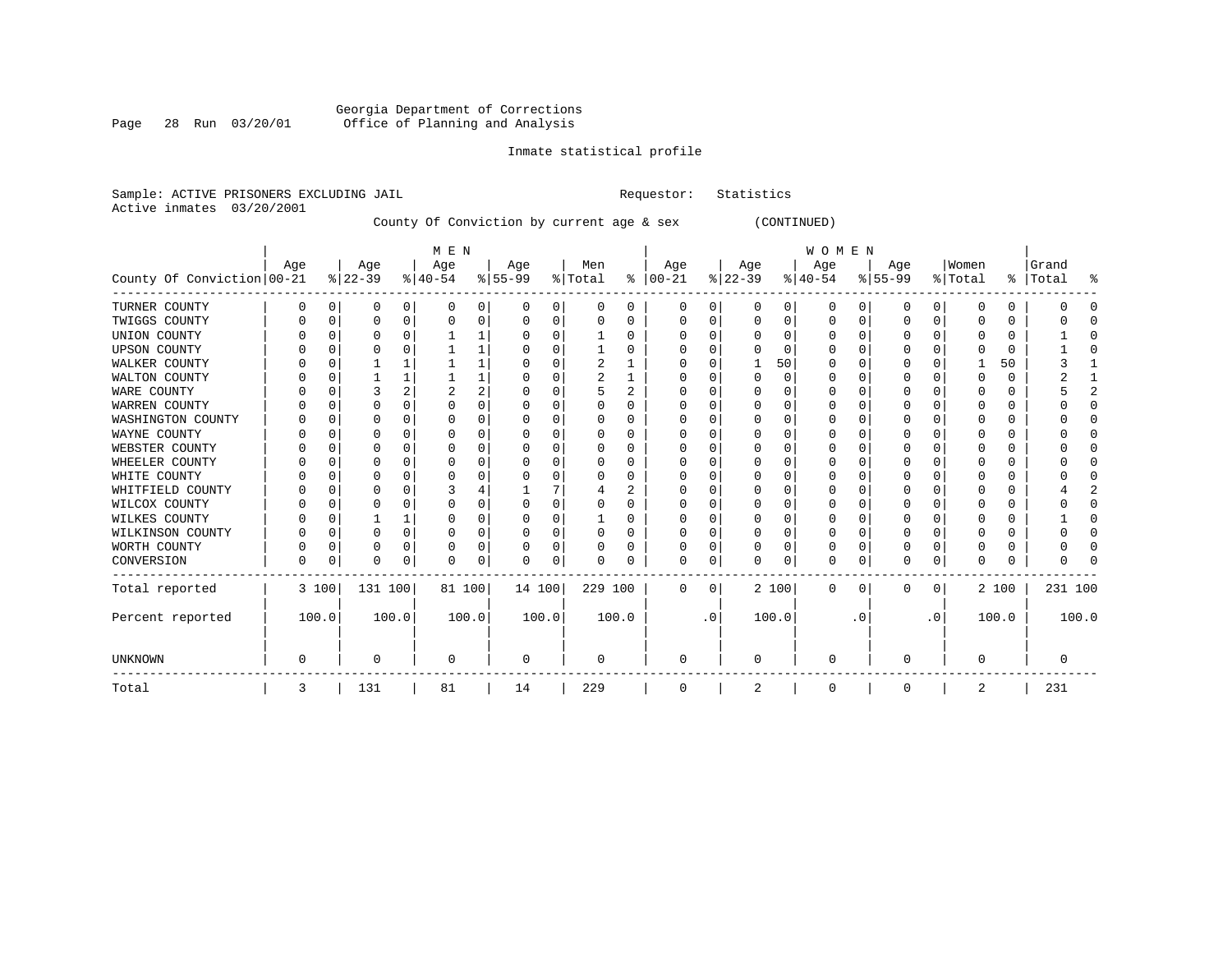Georgia Department of Corrections
Office of Planning and Analysis

Inmate statistical profile

Sample: ACTIVE PRISONERS EXCLUDING JAIL                    Requestor: Statistics
Active inmates 03/20/2001

County Of Conviction by current age & sex (CONTINUED)

| County Of Conviction | MEN Age 00-21 | % | Age 22-39 | % | Age 40-54 | % | Age 55-99 | % | Men Total | % | WOMEN Age 00-21 | % | Age 22-39 | % | Age 40-54 | % | Age 55-99 | % | Women Total | % | Grand Total | % |
|---|---|---|---|---|---|---|---|---|---|---|---|---|---|---|---|---|---|---|---|---|---|---|
| TURNER COUNTY | 0 | 0 | 0 | 0 | 0 | 0 | 0 | 0 | 0 | 0 | 0 | 0 | 0 | 0 | 0 | 0 | 0 | 0 | 0 | 0 | 0 | 0 |
| TWIGGS COUNTY | 0 | 0 | 0 | 0 | 0 | 0 | 0 | 0 | 0 | 0 | 0 | 0 | 0 | 0 | 0 | 0 | 0 | 0 | 0 | 0 | 0 | 0 |
| UNION COUNTY | 0 | 0 | 0 | 0 | 1 | 1 | 0 | 0 | 1 | 0 | 0 | 0 | 0 | 0 | 0 | 0 | 0 | 0 | 0 | 0 | 1 | 0 |
| UPSON COUNTY | 0 | 0 | 0 | 0 | 1 | 1 | 0 | 0 | 1 | 0 | 0 | 0 | 0 | 0 | 0 | 0 | 0 | 0 | 0 | 0 | 1 | 0 |
| WALKER COUNTY | 0 | 0 | 1 | 1 | 1 | 1 | 0 | 0 | 2 | 1 | 0 | 0 | 1 | 50 | 0 | 0 | 0 | 0 | 1 | 50 | 3 | 1 |
| WALTON COUNTY | 0 | 0 | 1 | 1 | 1 | 1 | 0 | 0 | 2 | 1 | 0 | 0 | 0 | 0 | 0 | 0 | 0 | 0 | 0 | 0 | 2 | 1 |
| WARE COUNTY | 0 | 0 | 3 | 2 | 2 | 2 | 0 | 0 | 5 | 2 | 0 | 0 | 0 | 0 | 0 | 0 | 0 | 0 | 0 | 0 | 5 | 2 |
| WARREN COUNTY | 0 | 0 | 0 | 0 | 0 | 0 | 0 | 0 | 0 | 0 | 0 | 0 | 0 | 0 | 0 | 0 | 0 | 0 | 0 | 0 | 0 | 0 |
| WASHINGTON COUNTY | 0 | 0 | 0 | 0 | 0 | 0 | 0 | 0 | 0 | 0 | 0 | 0 | 0 | 0 | 0 | 0 | 0 | 0 | 0 | 0 | 0 | 0 |
| WAYNE COUNTY | 0 | 0 | 0 | 0 | 0 | 0 | 0 | 0 | 0 | 0 | 0 | 0 | 0 | 0 | 0 | 0 | 0 | 0 | 0 | 0 | 0 | 0 |
| WEBSTER COUNTY | 0 | 0 | 0 | 0 | 0 | 0 | 0 | 0 | 0 | 0 | 0 | 0 | 0 | 0 | 0 | 0 | 0 | 0 | 0 | 0 | 0 | 0 |
| WHEELER COUNTY | 0 | 0 | 0 | 0 | 0 | 0 | 0 | 0 | 0 | 0 | 0 | 0 | 0 | 0 | 0 | 0 | 0 | 0 | 0 | 0 | 0 | 0 |
| WHITE COUNTY | 0 | 0 | 0 | 0 | 0 | 0 | 0 | 0 | 0 | 0 | 0 | 0 | 0 | 0 | 0 | 0 | 0 | 0 | 0 | 0 | 0 | 0 |
| WHITFIELD COUNTY | 0 | 0 | 0 | 0 | 3 | 4 | 1 | 7 | 4 | 2 | 0 | 0 | 0 | 0 | 0 | 0 | 0 | 0 | 0 | 0 | 4 | 2 |
| WILCOX COUNTY | 0 | 0 | 0 | 0 | 0 | 0 | 0 | 0 | 0 | 0 | 0 | 0 | 0 | 0 | 0 | 0 | 0 | 0 | 0 | 0 | 0 | 0 |
| WILKES COUNTY | 0 | 0 | 1 | 1 | 0 | 0 | 0 | 0 | 1 | 0 | 0 | 0 | 0 | 0 | 0 | 0 | 0 | 0 | 0 | 0 | 1 | 0 |
| WILKINSON COUNTY | 0 | 0 | 0 | 0 | 0 | 0 | 0 | 0 | 0 | 0 | 0 | 0 | 0 | 0 | 0 | 0 | 0 | 0 | 0 | 0 | 0 | 0 |
| WORTH COUNTY | 0 | 0 | 0 | 0 | 0 | 0 | 0 | 0 | 0 | 0 | 0 | 0 | 0 | 0 | 0 | 0 | 0 | 0 | 0 | 0 | 0 | 0 |
| CONVERSION | 0 | 0 | 0 | 0 | 0 | 0 | 0 | 0 | 0 | 0 | 0 | 0 | 0 | 0 | 0 | 0 | 0 | 0 | 0 | 0 | 0 | 0 |
| Total reported | 3 | 100 | 131 | 100 | 81 | 100 | 14 | 100 | 229 | 100 | 0 | 0 | 2 | 100 | 0 | 0 | 0 | 0 | 2 | 100 | 231 | 100 |
| Percent reported | 100.0 | | 100.0 | | 100.0 | | 100.0 | | 100.0 | | .0 | | 100.0 | | .0 | | .0 | | 100.0 | | 100.0 | |
| UNKNOWN | 0 | | 0 | | 0 | | 0 | | 0 | | 0 | | 0 | | 0 | | 0 | | 0 | | 0 | |
| Total | 3 | | 131 | | 81 | | 14 | | 229 | | 0 | | 2 | | 0 | | 0 | | 2 | | 231 | |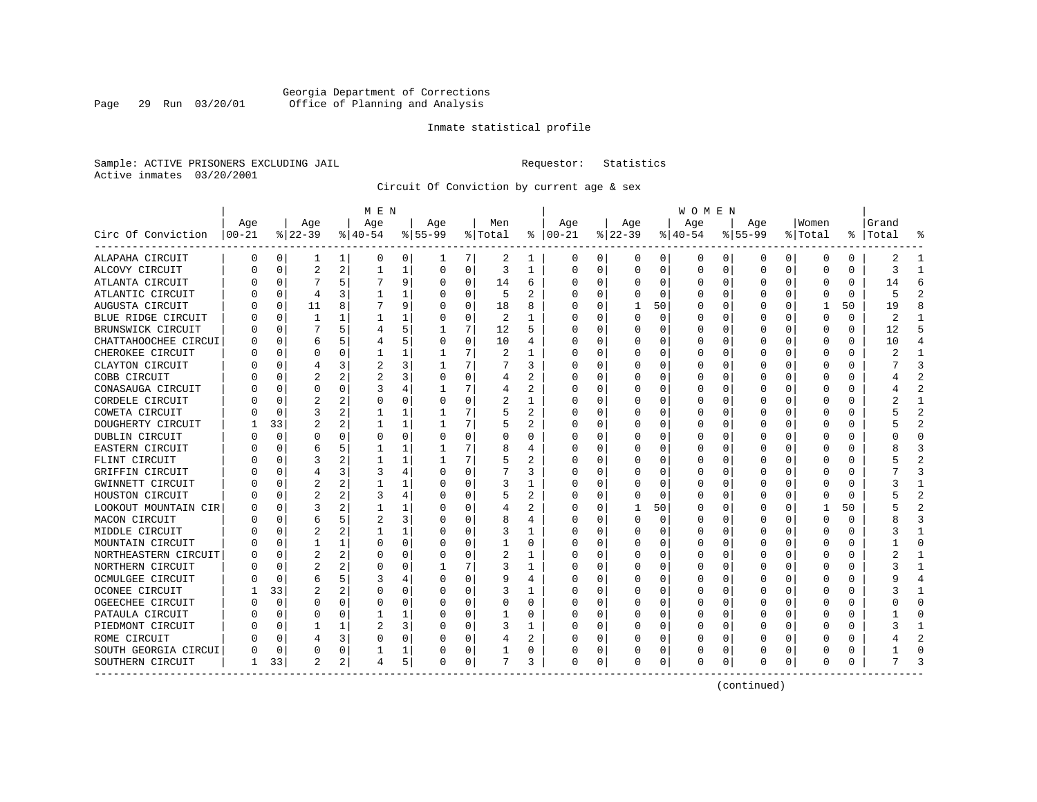Georgia Department of Corrections
Office of Planning and Analysis

Inmate statistical profile

Sample: ACTIVE PRISONERS EXCLUDING JAIL

Requestor: Statistics

Active inmates 03/20/2001

Circuit Of Conviction by current age & sex

| Circ Of Conviction | MEN Age 00-21 | % | Age 22-39 | % | Age 40-54 | % | Age 55-99 | % | Men Total | % | WOMEN Age 00-21 | % | Age 22-39 | % | Age 40-54 | % | Age 55-99 | % | Women Total | % | Grand Total | % |
|---|---|---|---|---|---|---|---|---|---|---|---|---|---|---|---|---|---|---|---|---|---|---|
| ALAPAHA CIRCUIT | 0 | 0 | 1 | 1 | 0 | 0 | 1 | 7 | 2 | 1 | 0 | 0 | 0 | 0 | 0 | 0 | 0 | 0 | 0 | 0 | 2 | 1 |
| ALCOVY CIRCUIT | 0 | 0 | 2 | 2 | 1 | 1 | 0 | 0 | 3 | 1 | 0 | 0 | 0 | 0 | 0 | 0 | 0 | 0 | 0 | 0 | 3 | 1 |
| ATLANTA CIRCUIT | 0 | 0 | 7 | 5 | 7 | 9 | 0 | 0 | 14 | 6 | 0 | 0 | 0 | 0 | 0 | 0 | 0 | 0 | 0 | 0 | 14 | 6 |
| ATLANTIC CIRCUIT | 0 | 0 | 4 | 3 | 1 | 1 | 0 | 0 | 5 | 2 | 0 | 0 | 0 | 0 | 0 | 0 | 0 | 0 | 0 | 0 | 5 | 2 |
| AUGUSTA CIRCUIT | 0 | 0 | 11 | 8 | 7 | 9 | 0 | 0 | 18 | 8 | 0 | 0 | 1 | 50 | 0 | 0 | 0 | 0 | 1 | 50 | 19 | 8 |
| BLUE RIDGE CIRCUIT | 0 | 0 | 1 | 1 | 1 | 1 | 0 | 0 | 2 | 1 | 0 | 0 | 0 | 0 | 0 | 0 | 0 | 0 | 0 | 0 | 2 | 1 |
| BRUNSWICK CIRCUIT | 0 | 0 | 7 | 5 | 4 | 5 | 1 | 7 | 12 | 5 | 0 | 0 | 0 | 0 | 0 | 0 | 0 | 0 | 0 | 0 | 12 | 5 |
| CHATTAHOOCHEE CIRCUI | 0 | 0 | 6 | 5 | 4 | 5 | 0 | 0 | 10 | 4 | 0 | 0 | 0 | 0 | 0 | 0 | 0 | 0 | 0 | 0 | 10 | 4 |
| CHEROKEE CIRCUIT | 0 | 0 | 0 | 0 | 1 | 1 | 1 | 7 | 2 | 1 | 0 | 0 | 0 | 0 | 0 | 0 | 0 | 0 | 0 | 0 | 2 | 1 |
| CLAYTON CIRCUIT | 0 | 0 | 4 | 3 | 2 | 3 | 1 | 7 | 7 | 3 | 0 | 0 | 0 | 0 | 0 | 0 | 0 | 0 | 0 | 0 | 7 | 3 |
| COBB CIRCUIT | 0 | 0 | 2 | 2 | 2 | 3 | 0 | 0 | 4 | 2 | 0 | 0 | 0 | 0 | 0 | 0 | 0 | 0 | 0 | 0 | 4 | 2 |
| CONASAUGA CIRCUIT | 0 | 0 | 0 | 0 | 3 | 4 | 1 | 7 | 4 | 2 | 0 | 0 | 0 | 0 | 0 | 0 | 0 | 0 | 0 | 0 | 4 | 2 |
| CORDELE CIRCUIT | 0 | 0 | 2 | 2 | 0 | 0 | 0 | 0 | 2 | 1 | 0 | 0 | 0 | 0 | 0 | 0 | 0 | 0 | 0 | 0 | 2 | 1 |
| COWETA CIRCUIT | 0 | 0 | 3 | 2 | 1 | 1 | 1 | 7 | 5 | 2 | 0 | 0 | 0 | 0 | 0 | 0 | 0 | 0 | 0 | 0 | 5 | 2 |
| DOUGHERTY CIRCUIT | 1 | 33 | 2 | 2 | 1 | 1 | 1 | 7 | 5 | 2 | 0 | 0 | 0 | 0 | 0 | 0 | 0 | 0 | 0 | 0 | 5 | 2 |
| DUBLIN CIRCUIT | 0 | 0 | 0 | 0 | 0 | 0 | 0 | 0 | 0 | 0 | 0 | 0 | 0 | 0 | 0 | 0 | 0 | 0 | 0 | 0 | 0 | 0 |
| EASTERN CIRCUIT | 0 | 0 | 6 | 5 | 1 | 1 | 1 | 7 | 8 | 4 | 0 | 0 | 0 | 0 | 0 | 0 | 0 | 0 | 0 | 0 | 8 | 3 |
| FLINT CIRCUIT | 0 | 0 | 3 | 2 | 1 | 1 | 1 | 7 | 5 | 2 | 0 | 0 | 0 | 0 | 0 | 0 | 0 | 0 | 0 | 0 | 5 | 2 |
| GRIFFIN CIRCUIT | 0 | 0 | 4 | 3 | 3 | 4 | 0 | 0 | 7 | 3 | 0 | 0 | 0 | 0 | 0 | 0 | 0 | 0 | 0 | 0 | 7 | 3 |
| GWINNETT CIRCUIT | 0 | 0 | 2 | 2 | 1 | 1 | 0 | 0 | 3 | 1 | 0 | 0 | 0 | 0 | 0 | 0 | 0 | 0 | 0 | 0 | 3 | 1 |
| HOUSTON CIRCUIT | 0 | 0 | 2 | 2 | 3 | 4 | 0 | 0 | 5 | 2 | 0 | 0 | 0 | 0 | 0 | 0 | 0 | 0 | 0 | 0 | 5 | 2 |
| LOOKOUT MOUNTAIN CIR | 0 | 0 | 3 | 2 | 1 | 1 | 0 | 0 | 4 | 2 | 0 | 0 | 1 | 50 | 0 | 0 | 0 | 0 | 1 | 50 | 5 | 2 |
| MACON CIRCUIT | 0 | 0 | 6 | 5 | 2 | 3 | 0 | 0 | 8 | 4 | 0 | 0 | 0 | 0 | 0 | 0 | 0 | 0 | 0 | 0 | 8 | 3 |
| MIDDLE CIRCUIT | 0 | 0 | 2 | 2 | 1 | 1 | 0 | 0 | 3 | 1 | 0 | 0 | 0 | 0 | 0 | 0 | 0 | 0 | 0 | 0 | 3 | 1 |
| MOUNTAIN CIRCUIT | 0 | 0 | 1 | 1 | 0 | 0 | 0 | 0 | 1 | 0 | 0 | 0 | 0 | 0 | 0 | 0 | 0 | 0 | 0 | 0 | 1 | 0 |
| NORTHEASTERN CIRCUIT | 0 | 0 | 2 | 2 | 0 | 0 | 0 | 0 | 2 | 1 | 0 | 0 | 0 | 0 | 0 | 0 | 0 | 0 | 0 | 0 | 2 | 1 |
| NORTHERN CIRCUIT | 0 | 0 | 2 | 2 | 0 | 0 | 1 | 7 | 3 | 1 | 0 | 0 | 0 | 0 | 0 | 0 | 0 | 0 | 0 | 0 | 3 | 1 |
| OCMULGEE CIRCUIT | 0 | 0 | 6 | 5 | 3 | 4 | 0 | 0 | 9 | 4 | 0 | 0 | 0 | 0 | 0 | 0 | 0 | 0 | 0 | 0 | 9 | 4 |
| OCONEE CIRCUIT | 1 | 33 | 2 | 2 | 0 | 0 | 0 | 0 | 3 | 1 | 0 | 0 | 0 | 0 | 0 | 0 | 0 | 0 | 0 | 0 | 3 | 1 |
| OGEECHEE CIRCUIT | 0 | 0 | 0 | 0 | 0 | 0 | 0 | 0 | 0 | 0 | 0 | 0 | 0 | 0 | 0 | 0 | 0 | 0 | 0 | 0 | 0 | 0 |
| PATAULA CIRCUIT | 0 | 0 | 0 | 0 | 1 | 1 | 0 | 0 | 1 | 0 | 0 | 0 | 0 | 0 | 0 | 0 | 0 | 0 | 0 | 0 | 1 | 0 |
| PIEDMONT CIRCUIT | 0 | 0 | 1 | 1 | 2 | 3 | 0 | 0 | 3 | 1 | 0 | 0 | 0 | 0 | 0 | 0 | 0 | 0 | 0 | 0 | 3 | 1 |
| ROME CIRCUIT | 0 | 0 | 4 | 3 | 0 | 0 | 0 | 0 | 4 | 2 | 0 | 0 | 0 | 0 | 0 | 0 | 0 | 0 | 0 | 0 | 4 | 2 |
| SOUTH GEORGIA CIRCUI | 0 | 0 | 0 | 0 | 1 | 1 | 0 | 0 | 1 | 0 | 0 | 0 | 0 | 0 | 0 | 0 | 0 | 0 | 0 | 0 | 1 | 0 |
| SOUTHERN CIRCUIT | 1 | 33 | 2 | 2 | 4 | 5 | 0 | 0 | 7 | 3 | 0 | 0 | 0 | 0 | 0 | 0 | 0 | 0 | 0 | 0 | 7 | 3 |

(continued)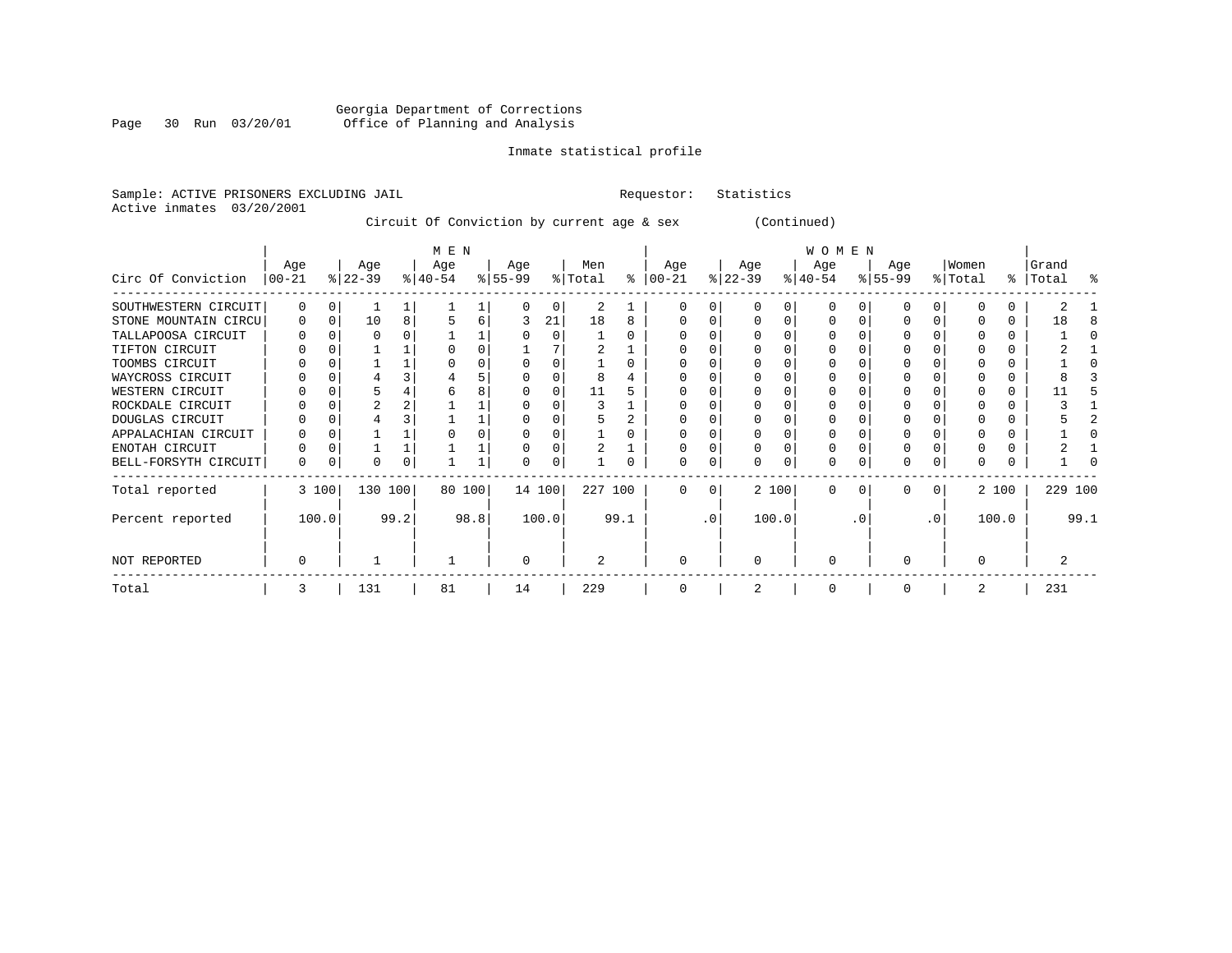Georgia Department of Corrections
Office of Planning and Analysis

Inmate statistical profile

Sample: ACTIVE PRISONERS EXCLUDING JAIL

Requestor: Statistics

Active inmates 03/20/2001

Circuit Of Conviction by current age & sex (Continued)

| Circ Of Conviction | MEN Age 00-21 | % | Age 22-39 | % | Age 40-54 | % | Age 55-99 | % | Men Total | % | WOMEN Age 00-21 | % | Age 22-39 | % | Age 40-54 | % | Age 55-99 | % | Women Total | % | Grand Total | % |
|---|---|---|---|---|---|---|---|---|---|---|---|---|---|---|---|---|---|---|---|---|---|---|
| SOUTHWESTERN CIRCUIT | 0 | 0 | 1 | 1 | 1 | 1 | 0 | 0 | 2 | 1 | 0 | 0 | 0 | 0 | 0 | 0 | 0 | 0 | 0 | 0 | 2 | 1 |
| STONE MOUNTAIN CIRCU | 0 | 0 | 10 | 8 | 5 | 6 | 3 | 21 | 18 | 8 | 0 | 0 | 0 | 0 | 0 | 0 | 0 | 0 | 0 | 0 | 18 | 8 |
| TALLAPOOSA CIRCUIT | 0 | 0 | 0 | 0 | 1 | 1 | 0 | 0 | 1 | 0 | 0 | 0 | 0 | 0 | 0 | 0 | 0 | 0 | 0 | 0 | 1 | 0 |
| TIFTON CIRCUIT | 0 | 0 | 1 | 1 | 0 | 0 | 1 | 7 | 2 | 1 | 0 | 0 | 0 | 0 | 0 | 0 | 0 | 0 | 0 | 0 | 2 | 1 |
| TOOMBS CIRCUIT | 0 | 0 | 1 | 1 | 0 | 0 | 0 | 0 | 1 | 0 | 0 | 0 | 0 | 0 | 0 | 0 | 0 | 0 | 0 | 0 | 1 | 0 |
| WAYCROSS CIRCUIT | 0 | 0 | 4 | 3 | 4 | 5 | 0 | 0 | 8 | 4 | 0 | 0 | 0 | 0 | 0 | 0 | 0 | 0 | 0 | 0 | 8 | 3 |
| WESTERN CIRCUIT | 0 | 0 | 5 | 4 | 6 | 8 | 0 | 0 | 11 | 5 | 0 | 0 | 0 | 0 | 0 | 0 | 0 | 0 | 0 | 0 | 11 | 5 |
| ROCKDALE CIRCUIT | 0 | 0 | 2 | 2 | 1 | 1 | 0 | 0 | 3 | 1 | 0 | 0 | 0 | 0 | 0 | 0 | 0 | 0 | 0 | 0 | 3 | 1 |
| DOUGLAS CIRCUIT | 0 | 0 | 4 | 3 | 1 | 1 | 0 | 0 | 5 | 2 | 0 | 0 | 0 | 0 | 0 | 0 | 0 | 0 | 0 | 0 | 5 | 2 |
| APPALACHIAN CIRCUIT | 0 | 0 | 1 | 1 | 0 | 0 | 0 | 0 | 1 | 0 | 0 | 0 | 0 | 0 | 0 | 0 | 0 | 0 | 0 | 0 | 1 | 0 |
| ENOTAH CIRCUIT | 0 | 0 | 1 | 1 | 1 | 1 | 0 | 0 | 2 | 1 | 0 | 0 | 0 | 0 | 0 | 0 | 0 | 0 | 0 | 0 | 2 | 1 |
| BELL-FORSYTH CIRCUIT | 0 | 0 | 0 | 0 | 1 | 1 | 0 | 0 | 1 | 0 | 0 | 0 | 0 | 0 | 0 | 0 | 0 | 0 | 0 | 0 | 1 | 0 |
| Total reported | 3 | 100 | 130 | 100 | 80 | 100 | 14 | 100 | 227 | 100 | 0 | 0 | 2 | 100 | 0 | 0 | 0 | 0 | 2 | 100 | 229 | 100 |
| Percent reported | | 100.0 | | 99.2 | | 98.8 | | 100.0 | | 99.1 | | .0 | | 100.0 | | .0 | | .0 | | 100.0 | | 99.1 |
| NOT REPORTED | 0 | | 1 | | 1 | | 0 | | 2 | | 0 | | 0 | | 0 | | 0 | | 0 | | 2 | |
| Total | 3 | | 131 | | 81 | | 14 | | 229 | | 0 | | 2 | | 0 | | 0 | | 2 | | 231 | |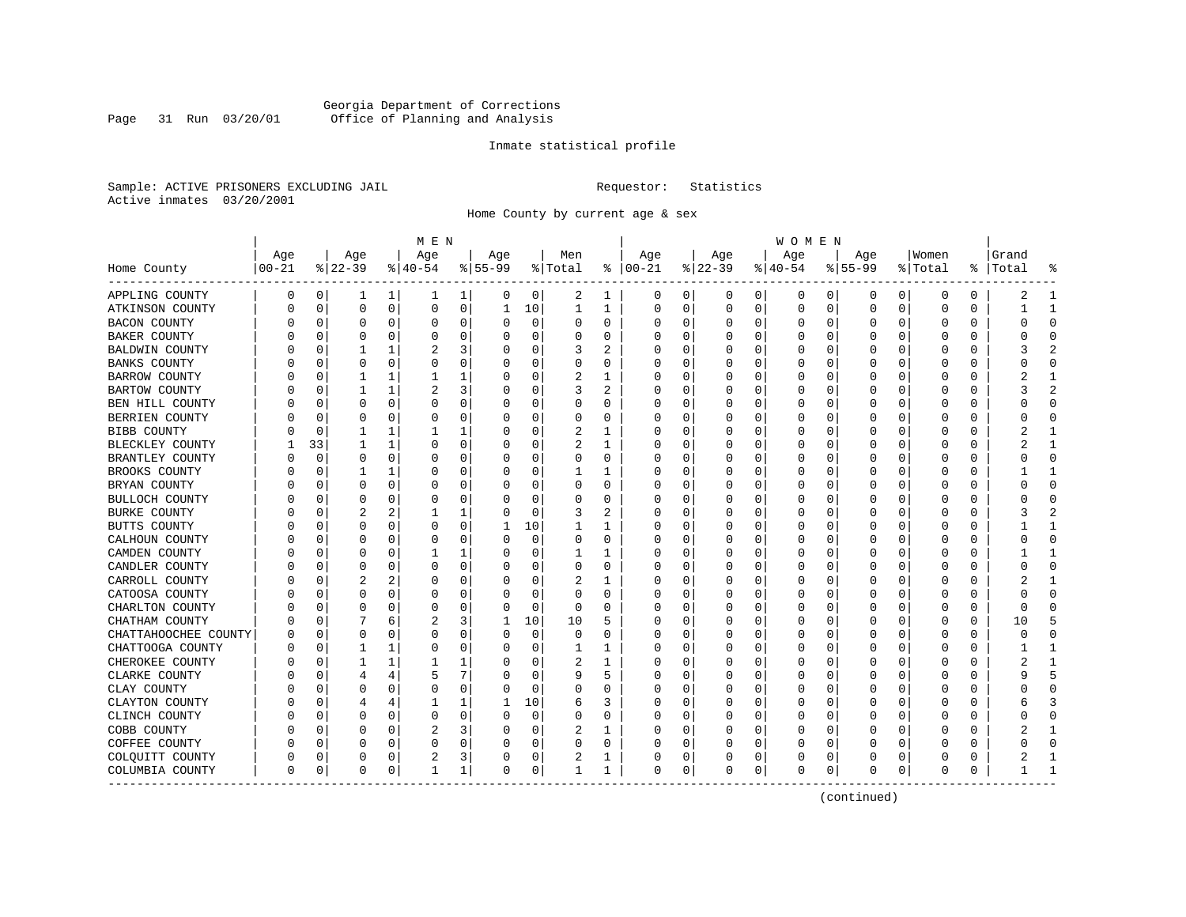Georgia Department of Corrections
Office of Planning and Analysis

Inmate statistical profile

Sample: ACTIVE PRISONERS EXCLUDING JAIL

Requestor: Statistics

Active inmates 03/20/2001

Home County by current age & sex

| Home County | MEN Age 00-21 | % | Age 22-39 | % | Age 40-54 | % | Age 55-99 | % | Men Total | % | WOMEN Age 00-21 | % | Age 22-39 | % | Age 40-54 | % | Age 55-99 | % | Women Total | % | Grand Total | % |
|---|---|---|---|---|---|---|---|---|---|---|---|---|---|---|---|---|---|---|---|---|---|---|
| APPLING COUNTY | 0 | 0 | 1 | 1 | 1 | 1 | 0 | 0 | 2 | 1 | 0 | 0 | 0 | 0 | 0 | 0 | 0 | 0 | 0 | 0 | 2 | 1 |
| ATKINSON COUNTY | 0 | 0 | 0 | 0 | 0 | 0 | 1 | 10 | 1 | 1 | 0 | 0 | 0 | 0 | 0 | 0 | 0 | 0 | 0 | 0 | 1 | 1 |
| BACON COUNTY | 0 | 0 | 0 | 0 | 0 | 0 | 0 | 0 | 0 | 0 | 0 | 0 | 0 | 0 | 0 | 0 | 0 | 0 | 0 | 0 | 0 | 0 |
| BAKER COUNTY | 0 | 0 | 0 | 0 | 0 | 0 | 0 | 0 | 0 | 0 | 0 | 0 | 0 | 0 | 0 | 0 | 0 | 0 | 0 | 0 | 0 | 0 |
| BALDWIN COUNTY | 0 | 0 | 1 | 1 | 2 | 3 | 0 | 0 | 3 | 2 | 0 | 0 | 0 | 0 | 0 | 0 | 0 | 0 | 0 | 0 | 3 | 2 |
| BANKS COUNTY | 0 | 0 | 0 | 0 | 0 | 0 | 0 | 0 | 0 | 0 | 0 | 0 | 0 | 0 | 0 | 0 | 0 | 0 | 0 | 0 | 0 | 0 |
| BARROW COUNTY | 0 | 0 | 1 | 1 | 1 | 1 | 0 | 0 | 2 | 1 | 0 | 0 | 0 | 0 | 0 | 0 | 0 | 0 | 0 | 0 | 2 | 1 |
| BARTOW COUNTY | 0 | 0 | 1 | 1 | 2 | 3 | 0 | 0 | 3 | 2 | 0 | 0 | 0 | 0 | 0 | 0 | 0 | 0 | 0 | 0 | 3 | 2 |
| BEN HILL COUNTY | 0 | 0 | 0 | 0 | 0 | 0 | 0 | 0 | 0 | 0 | 0 | 0 | 0 | 0 | 0 | 0 | 0 | 0 | 0 | 0 | 0 | 0 |
| BERRIEN COUNTY | 0 | 0 | 0 | 0 | 0 | 0 | 0 | 0 | 0 | 0 | 0 | 0 | 0 | 0 | 0 | 0 | 0 | 0 | 0 | 0 | 0 | 0 |
| BIBB COUNTY | 0 | 0 | 1 | 1 | 1 | 1 | 0 | 0 | 2 | 1 | 0 | 0 | 0 | 0 | 0 | 0 | 0 | 0 | 0 | 0 | 2 | 1 |
| BLECKLEY COUNTY | 1 | 33 | 1 | 1 | 0 | 0 | 0 | 0 | 2 | 1 | 0 | 0 | 0 | 0 | 0 | 0 | 0 | 0 | 0 | 0 | 2 | 1 |
| BRANTLEY COUNTY | 0 | 0 | 0 | 0 | 0 | 0 | 0 | 0 | 0 | 0 | 0 | 0 | 0 | 0 | 0 | 0 | 0 | 0 | 0 | 0 | 0 | 0 |
| BROOKS COUNTY | 0 | 0 | 1 | 1 | 0 | 0 | 0 | 0 | 1 | 1 | 0 | 0 | 0 | 0 | 0 | 0 | 0 | 0 | 0 | 0 | 1 | 1 |
| BRYAN COUNTY | 0 | 0 | 0 | 0 | 0 | 0 | 0 | 0 | 0 | 0 | 0 | 0 | 0 | 0 | 0 | 0 | 0 | 0 | 0 | 0 | 0 | 0 |
| BULLOCH COUNTY | 0 | 0 | 0 | 0 | 0 | 0 | 0 | 0 | 0 | 0 | 0 | 0 | 0 | 0 | 0 | 0 | 0 | 0 | 0 | 0 | 0 | 0 |
| BURKE COUNTY | 0 | 0 | 2 | 2 | 1 | 1 | 0 | 0 | 3 | 2 | 0 | 0 | 0 | 0 | 0 | 0 | 0 | 0 | 0 | 0 | 3 | 2 |
| BUTTS COUNTY | 0 | 0 | 0 | 0 | 0 | 0 | 1 | 10 | 1 | 1 | 0 | 0 | 0 | 0 | 0 | 0 | 0 | 0 | 0 | 0 | 1 | 1 |
| CALHOUN COUNTY | 0 | 0 | 0 | 0 | 0 | 0 | 0 | 0 | 0 | 0 | 0 | 0 | 0 | 0 | 0 | 0 | 0 | 0 | 0 | 0 | 0 | 0 |
| CAMDEN COUNTY | 0 | 0 | 0 | 0 | 1 | 1 | 0 | 0 | 1 | 1 | 0 | 0 | 0 | 0 | 0 | 0 | 0 | 0 | 0 | 0 | 1 | 1 |
| CANDLER COUNTY | 0 | 0 | 0 | 0 | 0 | 0 | 0 | 0 | 0 | 0 | 0 | 0 | 0 | 0 | 0 | 0 | 0 | 0 | 0 | 0 | 0 | 0 |
| CARROLL COUNTY | 0 | 0 | 2 | 2 | 0 | 0 | 0 | 0 | 2 | 1 | 0 | 0 | 0 | 0 | 0 | 0 | 0 | 0 | 0 | 0 | 2 | 1 |
| CATOOSA COUNTY | 0 | 0 | 0 | 0 | 0 | 0 | 0 | 0 | 0 | 0 | 0 | 0 | 0 | 0 | 0 | 0 | 0 | 0 | 0 | 0 | 0 | 0 |
| CHARLTON COUNTY | 0 | 0 | 0 | 0 | 0 | 0 | 0 | 0 | 0 | 0 | 0 | 0 | 0 | 0 | 0 | 0 | 0 | 0 | 0 | 0 | 0 | 0 |
| CHATHAM COUNTY | 0 | 0 | 7 | 6 | 2 | 3 | 1 | 10 | 10 | 5 | 0 | 0 | 0 | 0 | 0 | 0 | 0 | 0 | 0 | 0 | 10 | 5 |
| CHATTAHOOCHEE COUNTY | 0 | 0 | 0 | 0 | 0 | 0 | 0 | 0 | 0 | 0 | 0 | 0 | 0 | 0 | 0 | 0 | 0 | 0 | 0 | 0 | 0 | 0 |
| CHATTOOGA COUNTY | 0 | 0 | 1 | 1 | 0 | 0 | 0 | 0 | 1 | 1 | 0 | 0 | 0 | 0 | 0 | 0 | 0 | 0 | 0 | 0 | 1 | 1 |
| CHEROKEE COUNTY | 0 | 0 | 1 | 1 | 1 | 1 | 0 | 0 | 2 | 1 | 0 | 0 | 0 | 0 | 0 | 0 | 0 | 0 | 0 | 0 | 2 | 1 |
| CLARKE COUNTY | 0 | 0 | 4 | 4 | 5 | 7 | 0 | 0 | 9 | 5 | 0 | 0 | 0 | 0 | 0 | 0 | 0 | 0 | 0 | 0 | 9 | 5 |
| CLAY COUNTY | 0 | 0 | 0 | 0 | 0 | 0 | 0 | 0 | 0 | 0 | 0 | 0 | 0 | 0 | 0 | 0 | 0 | 0 | 0 | 0 | 0 | 0 |
| CLAYTON COUNTY | 0 | 0 | 4 | 4 | 1 | 1 | 1 | 10 | 6 | 3 | 0 | 0 | 0 | 0 | 0 | 0 | 0 | 0 | 0 | 0 | 6 | 3 |
| CLINCH COUNTY | 0 | 0 | 0 | 0 | 0 | 0 | 0 | 0 | 0 | 0 | 0 | 0 | 0 | 0 | 0 | 0 | 0 | 0 | 0 | 0 | 0 | 0 |
| COBB COUNTY | 0 | 0 | 0 | 0 | 2 | 3 | 0 | 0 | 2 | 1 | 0 | 0 | 0 | 0 | 0 | 0 | 0 | 0 | 0 | 0 | 2 | 1 |
| COFFEE COUNTY | 0 | 0 | 0 | 0 | 0 | 0 | 0 | 0 | 0 | 0 | 0 | 0 | 0 | 0 | 0 | 0 | 0 | 0 | 0 | 0 | 0 | 0 |
| COLQUITT COUNTY | 0 | 0 | 0 | 0 | 2 | 3 | 0 | 0 | 2 | 1 | 0 | 0 | 0 | 0 | 0 | 0 | 0 | 0 | 0 | 0 | 2 | 1 |
| COLUMBIA COUNTY | 0 | 0 | 0 | 0 | 1 | 1 | 0 | 0 | 1 | 1 | 0 | 0 | 0 | 0 | 0 | 0 | 0 | 0 | 0 | 0 | 1 | 1 |

(continued)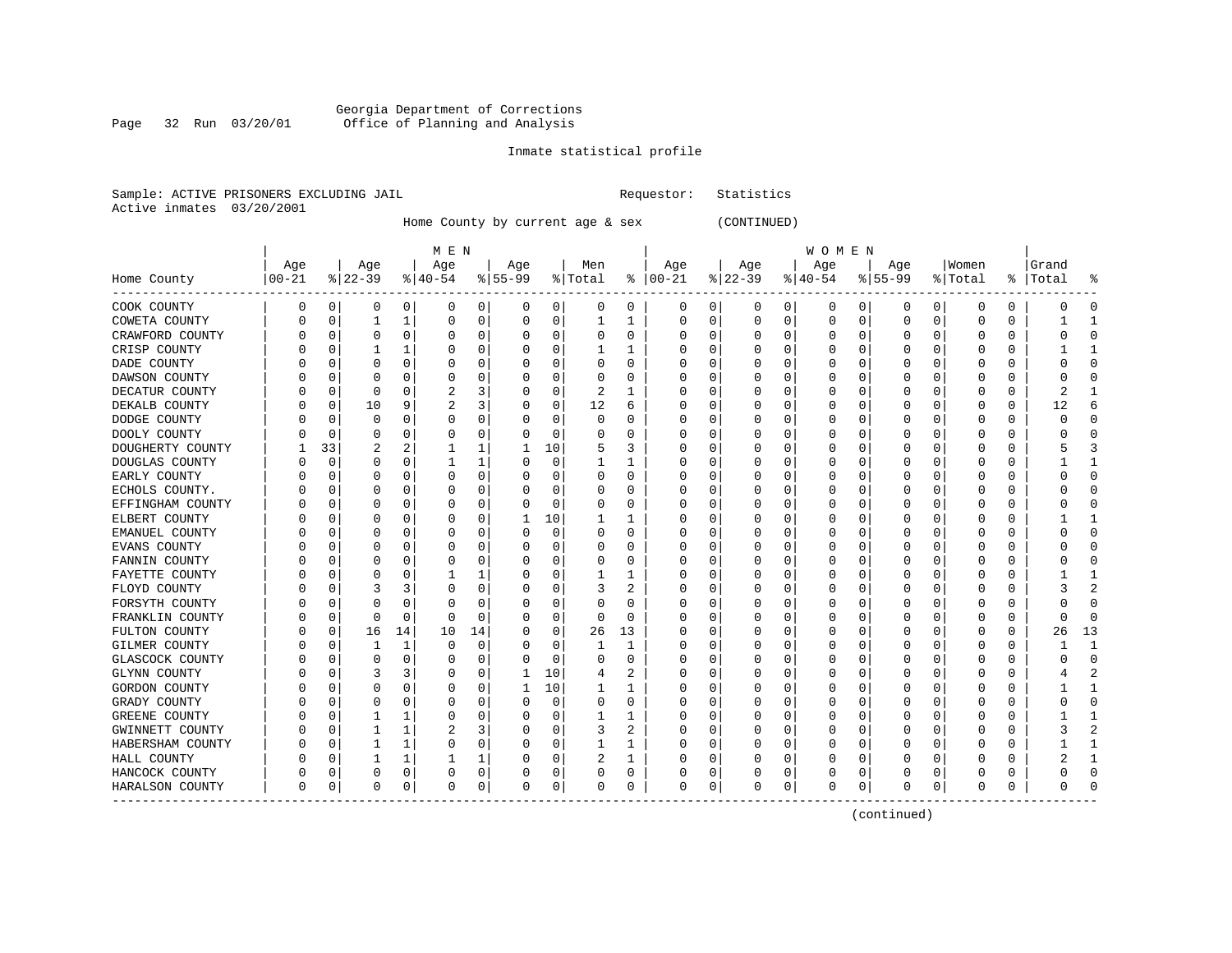Georgia Department of Corrections
Office of Planning and Analysis

Inmate statistical profile

Sample: ACTIVE PRISONERS EXCLUDING JAIL                    Requestor: Statistics
Active inmates 03/20/2001

Home County by current age & sex (CONTINUED)

| Home County | MEN Age 00-21 | % | Age 22-39 | % | Age 40-54 | % | Age 55-99 | % | Men Total | % | WOMEN Age 00-21 | % | Age 22-39 | % | Age 40-54 | % | Age 55-99 | % | Women Total | % | Grand Total | % |
|---|---|---|---|---|---|---|---|---|---|---|---|---|---|---|---|---|---|---|---|---|---|---|
| COOK COUNTY | 0 | 0 | 0 | 0 | 0 | 0 | 0 | 0 | 0 | 0 | 0 | 0 | 0 | 0 | 0 | 0 | 0 | 0 | 0 | 0 | 0 | 0 |
| COWETA COUNTY | 0 | 0 | 1 | 1 | 0 | 0 | 0 | 0 | 1 | 1 | 0 | 0 | 0 | 0 | 0 | 0 | 0 | 0 | 0 | 0 | 1 | 1 |
| CRAWFORD COUNTY | 0 | 0 | 0 | 0 | 0 | 0 | 0 | 0 | 0 | 0 | 0 | 0 | 0 | 0 | 0 | 0 | 0 | 0 | 0 | 0 | 0 | 0 |
| CRISP COUNTY | 0 | 0 | 1 | 1 | 0 | 0 | 0 | 0 | 1 | 1 | 0 | 0 | 0 | 0 | 0 | 0 | 0 | 0 | 0 | 0 | 1 | 1 |
| DADE COUNTY | 0 | 0 | 0 | 0 | 0 | 0 | 0 | 0 | 0 | 0 | 0 | 0 | 0 | 0 | 0 | 0 | 0 | 0 | 0 | 0 | 0 | 0 |
| DAWSON COUNTY | 0 | 0 | 0 | 0 | 0 | 0 | 0 | 0 | 0 | 0 | 0 | 0 | 0 | 0 | 0 | 0 | 0 | 0 | 0 | 0 | 0 | 0 |
| DECATUR COUNTY | 0 | 0 | 0 | 0 | 2 | 3 | 0 | 0 | 2 | 1 | 0 | 0 | 0 | 0 | 0 | 0 | 0 | 0 | 0 | 0 | 2 | 1 |
| DEKALB COUNTY | 0 | 0 | 10 | 9 | 2 | 3 | 0 | 0 | 12 | 6 | 0 | 0 | 0 | 0 | 0 | 0 | 0 | 0 | 0 | 0 | 12 | 6 |
| DODGE COUNTY | 0 | 0 | 0 | 0 | 0 | 0 | 0 | 0 | 0 | 0 | 0 | 0 | 0 | 0 | 0 | 0 | 0 | 0 | 0 | 0 | 0 | 0 |
| DOOLY COUNTY | 0 | 0 | 0 | 0 | 0 | 0 | 0 | 0 | 0 | 0 | 0 | 0 | 0 | 0 | 0 | 0 | 0 | 0 | 0 | 0 | 0 | 0 |
| DOUGHERTY COUNTY | 1 | 33 | 2 | 2 | 1 | 1 | 1 | 10 | 5 | 3 | 0 | 0 | 0 | 0 | 0 | 0 | 0 | 0 | 0 | 0 | 5 | 3 |
| DOUGLAS COUNTY | 0 | 0 | 0 | 0 | 1 | 1 | 0 | 0 | 1 | 1 | 0 | 0 | 0 | 0 | 0 | 0 | 0 | 0 | 0 | 0 | 1 | 1 |
| EARLY COUNTY | 0 | 0 | 0 | 0 | 0 | 0 | 0 | 0 | 0 | 0 | 0 | 0 | 0 | 0 | 0 | 0 | 0 | 0 | 0 | 0 | 0 | 0 |
| ECHOLS COUNTY. | 0 | 0 | 0 | 0 | 0 | 0 | 0 | 0 | 0 | 0 | 0 | 0 | 0 | 0 | 0 | 0 | 0 | 0 | 0 | 0 | 0 | 0 |
| EFFINGHAM COUNTY | 0 | 0 | 0 | 0 | 0 | 0 | 0 | 0 | 0 | 0 | 0 | 0 | 0 | 0 | 0 | 0 | 0 | 0 | 0 | 0 | 0 | 0 |
| ELBERT COUNTY | 0 | 0 | 0 | 0 | 0 | 0 | 1 | 10 | 1 | 1 | 0 | 0 | 0 | 0 | 0 | 0 | 0 | 0 | 0 | 0 | 1 | 1 |
| EMANUEL COUNTY | 0 | 0 | 0 | 0 | 0 | 0 | 0 | 0 | 0 | 0 | 0 | 0 | 0 | 0 | 0 | 0 | 0 | 0 | 0 | 0 | 0 | 0 |
| EVANS COUNTY | 0 | 0 | 0 | 0 | 0 | 0 | 0 | 0 | 0 | 0 | 0 | 0 | 0 | 0 | 0 | 0 | 0 | 0 | 0 | 0 | 0 | 0 |
| FANNIN COUNTY | 0 | 0 | 0 | 0 | 0 | 0 | 0 | 0 | 0 | 0 | 0 | 0 | 0 | 0 | 0 | 0 | 0 | 0 | 0 | 0 | 0 | 0 |
| FAYETTE COUNTY | 0 | 0 | 0 | 0 | 1 | 1 | 0 | 0 | 1 | 1 | 0 | 0 | 0 | 0 | 0 | 0 | 0 | 0 | 0 | 0 | 1 | 1 |
| FLOYD COUNTY | 0 | 0 | 3 | 3 | 0 | 0 | 0 | 0 | 3 | 2 | 0 | 0 | 0 | 0 | 0 | 0 | 0 | 0 | 0 | 0 | 3 | 2 |
| FORSYTH COUNTY | 0 | 0 | 0 | 0 | 0 | 0 | 0 | 0 | 0 | 0 | 0 | 0 | 0 | 0 | 0 | 0 | 0 | 0 | 0 | 0 | 0 | 0 |
| FRANKLIN COUNTY | 0 | 0 | 0 | 0 | 0 | 0 | 0 | 0 | 0 | 0 | 0 | 0 | 0 | 0 | 0 | 0 | 0 | 0 | 0 | 0 | 0 | 0 |
| FULTON COUNTY | 0 | 0 | 16 | 14 | 10 | 14 | 0 | 0 | 26 | 13 | 0 | 0 | 0 | 0 | 0 | 0 | 0 | 0 | 0 | 0 | 26 | 13 |
| GILMER COUNTY | 0 | 0 | 1 | 1 | 0 | 0 | 0 | 0 | 1 | 1 | 0 | 0 | 0 | 0 | 0 | 0 | 0 | 0 | 0 | 0 | 1 | 1 |
| GLASCOCK COUNTY | 0 | 0 | 0 | 0 | 0 | 0 | 0 | 0 | 0 | 0 | 0 | 0 | 0 | 0 | 0 | 0 | 0 | 0 | 0 | 0 | 0 | 0 |
| GLYNN COUNTY | 0 | 0 | 3 | 3 | 0 | 0 | 1 | 10 | 4 | 2 | 0 | 0 | 0 | 0 | 0 | 0 | 0 | 0 | 0 | 0 | 4 | 2 |
| GORDON COUNTY | 0 | 0 | 0 | 0 | 0 | 0 | 1 | 10 | 1 | 1 | 0 | 0 | 0 | 0 | 0 | 0 | 0 | 0 | 0 | 0 | 1 | 1 |
| GRADY COUNTY | 0 | 0 | 0 | 0 | 0 | 0 | 0 | 0 | 0 | 0 | 0 | 0 | 0 | 0 | 0 | 0 | 0 | 0 | 0 | 0 | 0 | 0 |
| GREENE COUNTY | 0 | 0 | 1 | 1 | 0 | 0 | 0 | 0 | 1 | 1 | 0 | 0 | 0 | 0 | 0 | 0 | 0 | 0 | 0 | 0 | 1 | 1 |
| GWINNETT COUNTY | 0 | 0 | 1 | 1 | 2 | 3 | 0 | 0 | 3 | 2 | 0 | 0 | 0 | 0 | 0 | 0 | 0 | 0 | 0 | 0 | 3 | 2 |
| HABERSHAM COUNTY | 0 | 0 | 1 | 1 | 0 | 0 | 0 | 0 | 1 | 1 | 0 | 0 | 0 | 0 | 0 | 0 | 0 | 0 | 0 | 0 | 1 | 1 |
| HALL COUNTY | 0 | 0 | 1 | 1 | 1 | 1 | 0 | 0 | 2 | 1 | 0 | 0 | 0 | 0 | 0 | 0 | 0 | 0 | 0 | 0 | 2 | 1 |
| HANCOCK COUNTY | 0 | 0 | 0 | 0 | 0 | 0 | 0 | 0 | 0 | 0 | 0 | 0 | 0 | 0 | 0 | 0 | 0 | 0 | 0 | 0 | 0 | 0 |
| HARALSON COUNTY | 0 | 0 | 0 | 0 | 0 | 0 | 0 | 0 | 0 | 0 | 0 | 0 | 0 | 0 | 0 | 0 | 0 | 0 | 0 | 0 | 0 | 0 |

(continued)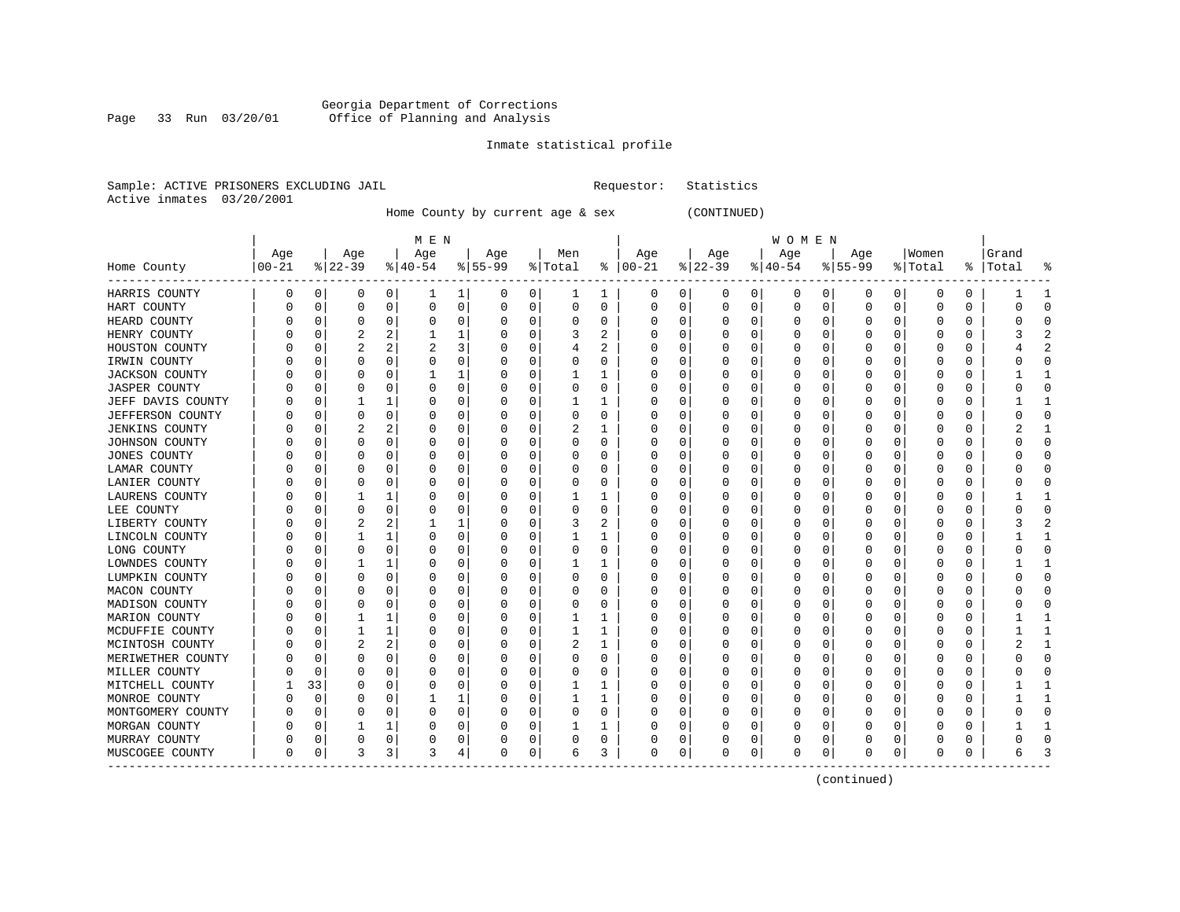Georgia Department of Corrections
Office of Planning and Analysis

Inmate statistical profile

Sample: ACTIVE PRISONERS EXCLUDING JAIL

Requestor: Statistics

Active inmates 03/20/2001

Home County by current age & sex (CONTINUED)

| Home County | MEN Age 00-21 | % | Age 22-39 | % | Age 40-54 | % | Age 55-99 | % | Men Total | % | WOMEN Age 00-21 | % | Age 22-39 | % | Age 40-54 | % | Age 55-99 | % | Women Total | % | Grand Total | % |
|---|---|---|---|---|---|---|---|---|---|---|---|---|---|---|---|---|---|---|---|---|---|---|
| HARRIS COUNTY | 0 | 0 | 0 | 0 | 1 | 1 | 0 | 0 | 1 | 1 | 0 | 0 | 0 | 0 | 0 | 0 | 0 | 0 | 0 | 0 | 1 | 1 |
| HART COUNTY | 0 | 0 | 0 | 0 | 0 | 0 | 0 | 0 | 0 | 0 | 0 | 0 | 0 | 0 | 0 | 0 | 0 | 0 | 0 | 0 | 0 | 0 |
| HEARD COUNTY | 0 | 0 | 0 | 0 | 0 | 0 | 0 | 0 | 0 | 0 | 0 | 0 | 0 | 0 | 0 | 0 | 0 | 0 | 0 | 0 | 0 | 0 |
| HENRY COUNTY | 0 | 0 | 2 | 2 | 1 | 1 | 0 | 0 | 3 | 2 | 0 | 0 | 0 | 0 | 0 | 0 | 0 | 0 | 0 | 0 | 3 | 2 |
| HOUSTON COUNTY | 0 | 0 | 2 | 2 | 2 | 3 | 0 | 0 | 4 | 2 | 0 | 0 | 0 | 0 | 0 | 0 | 0 | 0 | 0 | 0 | 4 | 2 |
| IRWIN COUNTY | 0 | 0 | 0 | 0 | 0 | 0 | 0 | 0 | 0 | 0 | 0 | 0 | 0 | 0 | 0 | 0 | 0 | 0 | 0 | 0 | 0 | 0 |
| JACKSON COUNTY | 0 | 0 | 0 | 0 | 1 | 1 | 0 | 0 | 1 | 1 | 0 | 0 | 0 | 0 | 0 | 0 | 0 | 0 | 0 | 0 | 1 | 1 |
| JASPER COUNTY | 0 | 0 | 0 | 0 | 0 | 0 | 0 | 0 | 0 | 0 | 0 | 0 | 0 | 0 | 0 | 0 | 0 | 0 | 0 | 0 | 0 | 0 |
| JEFF DAVIS COUNTY | 0 | 0 | 1 | 1 | 0 | 0 | 0 | 0 | 1 | 1 | 0 | 0 | 0 | 0 | 0 | 0 | 0 | 0 | 0 | 0 | 1 | 1 |
| JEFFERSON COUNTY | 0 | 0 | 0 | 0 | 0 | 0 | 0 | 0 | 0 | 0 | 0 | 0 | 0 | 0 | 0 | 0 | 0 | 0 | 0 | 0 | 0 | 0 |
| JENKINS COUNTY | 0 | 0 | 2 | 2 | 0 | 0 | 0 | 0 | 2 | 1 | 0 | 0 | 0 | 0 | 0 | 0 | 0 | 0 | 0 | 0 | 2 | 1 |
| JOHNSON COUNTY | 0 | 0 | 0 | 0 | 0 | 0 | 0 | 0 | 0 | 0 | 0 | 0 | 0 | 0 | 0 | 0 | 0 | 0 | 0 | 0 | 0 | 0 |
| JONES COUNTY | 0 | 0 | 0 | 0 | 0 | 0 | 0 | 0 | 0 | 0 | 0 | 0 | 0 | 0 | 0 | 0 | 0 | 0 | 0 | 0 | 0 | 0 |
| LAMAR COUNTY | 0 | 0 | 0 | 0 | 0 | 0 | 0 | 0 | 0 | 0 | 0 | 0 | 0 | 0 | 0 | 0 | 0 | 0 | 0 | 0 | 0 | 0 |
| LANIER COUNTY | 0 | 0 | 0 | 0 | 0 | 0 | 0 | 0 | 0 | 0 | 0 | 0 | 0 | 0 | 0 | 0 | 0 | 0 | 0 | 0 | 0 | 0 |
| LAURENS COUNTY | 0 | 0 | 1 | 1 | 0 | 0 | 0 | 0 | 1 | 1 | 0 | 0 | 0 | 0 | 0 | 0 | 0 | 0 | 0 | 0 | 1 | 1 |
| LEE COUNTY | 0 | 0 | 0 | 0 | 0 | 0 | 0 | 0 | 0 | 0 | 0 | 0 | 0 | 0 | 0 | 0 | 0 | 0 | 0 | 0 | 0 | 0 |
| LIBERTY COUNTY | 0 | 0 | 2 | 2 | 1 | 1 | 0 | 0 | 3 | 2 | 0 | 0 | 0 | 0 | 0 | 0 | 0 | 0 | 0 | 0 | 3 | 2 |
| LINCOLN COUNTY | 0 | 0 | 1 | 1 | 0 | 0 | 0 | 0 | 1 | 1 | 0 | 0 | 0 | 0 | 0 | 0 | 0 | 0 | 0 | 0 | 1 | 1 |
| LONG COUNTY | 0 | 0 | 0 | 0 | 0 | 0 | 0 | 0 | 0 | 0 | 0 | 0 | 0 | 0 | 0 | 0 | 0 | 0 | 0 | 0 | 0 | 0 |
| LOWNDES COUNTY | 0 | 0 | 1 | 1 | 0 | 0 | 0 | 0 | 1 | 1 | 0 | 0 | 0 | 0 | 0 | 0 | 0 | 0 | 0 | 0 | 1 | 1 |
| LUMPKIN COUNTY | 0 | 0 | 0 | 0 | 0 | 0 | 0 | 0 | 0 | 0 | 0 | 0 | 0 | 0 | 0 | 0 | 0 | 0 | 0 | 0 | 0 | 0 |
| MACON COUNTY | 0 | 0 | 0 | 0 | 0 | 0 | 0 | 0 | 0 | 0 | 0 | 0 | 0 | 0 | 0 | 0 | 0 | 0 | 0 | 0 | 0 | 0 |
| MADISON COUNTY | 0 | 0 | 0 | 0 | 0 | 0 | 0 | 0 | 0 | 0 | 0 | 0 | 0 | 0 | 0 | 0 | 0 | 0 | 0 | 0 | 0 | 0 |
| MARION COUNTY | 0 | 0 | 1 | 1 | 0 | 0 | 0 | 0 | 1 | 1 | 0 | 0 | 0 | 0 | 0 | 0 | 0 | 0 | 0 | 0 | 1 | 1 |
| MCDUFFIE COUNTY | 0 | 0 | 1 | 1 | 0 | 0 | 0 | 0 | 1 | 1 | 0 | 0 | 0 | 0 | 0 | 0 | 0 | 0 | 0 | 0 | 1 | 1 |
| MCINTOSH COUNTY | 0 | 0 | 2 | 2 | 0 | 0 | 0 | 0 | 2 | 1 | 0 | 0 | 0 | 0 | 0 | 0 | 0 | 0 | 0 | 0 | 2 | 1 |
| MERIWETHER COUNTY | 0 | 0 | 0 | 0 | 0 | 0 | 0 | 0 | 0 | 0 | 0 | 0 | 0 | 0 | 0 | 0 | 0 | 0 | 0 | 0 | 0 | 0 |
| MILLER COUNTY | 0 | 0 | 0 | 0 | 0 | 0 | 0 | 0 | 0 | 0 | 0 | 0 | 0 | 0 | 0 | 0 | 0 | 0 | 0 | 0 | 0 | 0 |
| MITCHELL COUNTY | 1 | 33 | 0 | 0 | 0 | 0 | 0 | 0 | 1 | 1 | 0 | 0 | 0 | 0 | 0 | 0 | 0 | 0 | 0 | 0 | 1 | 1 |
| MONROE COUNTY | 0 | 0 | 0 | 0 | 1 | 1 | 0 | 0 | 1 | 1 | 0 | 0 | 0 | 0 | 0 | 0 | 0 | 0 | 0 | 0 | 1 | 1 |
| MONTGOMERY COUNTY | 0 | 0 | 0 | 0 | 0 | 0 | 0 | 0 | 0 | 0 | 0 | 0 | 0 | 0 | 0 | 0 | 0 | 0 | 0 | 0 | 0 | 0 |
| MORGAN COUNTY | 0 | 0 | 1 | 1 | 0 | 0 | 0 | 0 | 1 | 1 | 0 | 0 | 0 | 0 | 0 | 0 | 0 | 0 | 0 | 0 | 1 | 1 |
| MURRAY COUNTY | 0 | 0 | 0 | 0 | 0 | 0 | 0 | 0 | 0 | 0 | 0 | 0 | 0 | 0 | 0 | 0 | 0 | 0 | 0 | 0 | 0 | 0 |
| MUSCOGEE COUNTY | 0 | 0 | 3 | 3 | 3 | 4 | 0 | 0 | 6 | 3 | 0 | 0 | 0 | 0 | 0 | 0 | 0 | 0 | 0 | 0 | 6 | 3 |

(continued)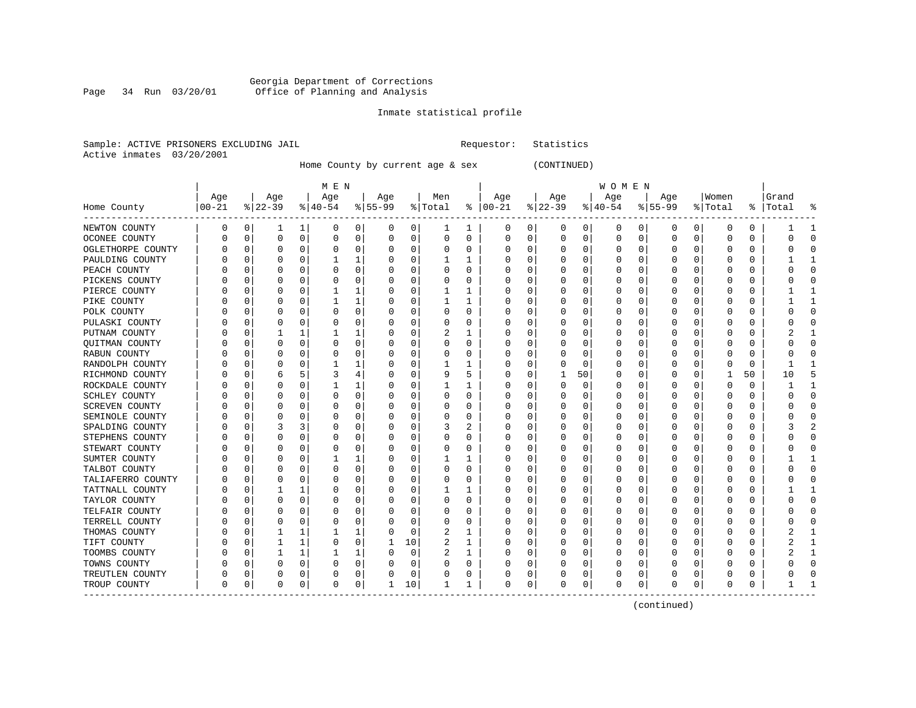Georgia Department of Corrections
Office of Planning and Analysis

Inmate statistical profile

Sample: ACTIVE PRISONERS EXCLUDING JAIL                Requestor: Statistics
Active inmates 03/20/2001

Home County by current age & sex (CONTINUED)

| Home County | MEN Age 00-21 | % | Age 22-39 | % | Age 40-54 | % | Age 55-99 | % | Men Total | % | WOMEN Age 00-21 | % | Age 22-39 | % | Age 40-54 | % | Age 55-99 | % | Women Total | % | Grand Total | % |
|---|---|---|---|---|---|---|---|---|---|---|---|---|---|---|---|---|---|---|---|---|---|---|
| NEWTON COUNTY | 0 | 0 | 1 | 1 | 0 | 0 | 0 | 0 | 1 | 1 | 0 | 0 | 0 | 0 | 0 | 0 | 0 | 0 | 0 | 0 | 1 | 1 |
| OCONEE COUNTY | 0 | 0 | 0 | 0 | 0 | 0 | 0 | 0 | 0 | 0 | 0 | 0 | 0 | 0 | 0 | 0 | 0 | 0 | 0 | 0 | 0 | 0 |
| OGLETHORPE COUNTY | 0 | 0 | 0 | 0 | 0 | 0 | 0 | 0 | 0 | 0 | 0 | 0 | 0 | 0 | 0 | 0 | 0 | 0 | 0 | 0 | 0 | 0 |
| PAULDING COUNTY | 0 | 0 | 0 | 0 | 1 | 1 | 0 | 0 | 1 | 1 | 0 | 0 | 0 | 0 | 0 | 0 | 0 | 0 | 0 | 0 | 1 | 1 |
| PEACH COUNTY | 0 | 0 | 0 | 0 | 0 | 0 | 0 | 0 | 0 | 0 | 0 | 0 | 0 | 0 | 0 | 0 | 0 | 0 | 0 | 0 | 0 | 0 |
| PICKENS COUNTY | 0 | 0 | 0 | 0 | 0 | 0 | 0 | 0 | 0 | 0 | 0 | 0 | 0 | 0 | 0 | 0 | 0 | 0 | 0 | 0 | 0 | 0 |
| PIERCE COUNTY | 0 | 0 | 0 | 0 | 1 | 1 | 0 | 0 | 1 | 1 | 0 | 0 | 0 | 0 | 0 | 0 | 0 | 0 | 0 | 0 | 1 | 1 |
| PIKE COUNTY | 0 | 0 | 0 | 0 | 1 | 1 | 0 | 0 | 1 | 1 | 0 | 0 | 0 | 0 | 0 | 0 | 0 | 0 | 0 | 0 | 1 | 1 |
| POLK COUNTY | 0 | 0 | 0 | 0 | 0 | 0 | 0 | 0 | 0 | 0 | 0 | 0 | 0 | 0 | 0 | 0 | 0 | 0 | 0 | 0 | 0 | 0 |
| PULASKI COUNTY | 0 | 0 | 0 | 0 | 0 | 0 | 0 | 0 | 0 | 0 | 0 | 0 | 0 | 0 | 0 | 0 | 0 | 0 | 0 | 0 | 0 | 0 |
| PUTNAM COUNTY | 0 | 0 | 1 | 1 | 1 | 1 | 0 | 0 | 2 | 1 | 0 | 0 | 0 | 0 | 0 | 0 | 0 | 0 | 0 | 0 | 2 | 1 |
| QUITMAN COUNTY | 0 | 0 | 0 | 0 | 0 | 0 | 0 | 0 | 0 | 0 | 0 | 0 | 0 | 0 | 0 | 0 | 0 | 0 | 0 | 0 | 0 | 0 |
| RABUN COUNTY | 0 | 0 | 0 | 0 | 0 | 0 | 0 | 0 | 0 | 0 | 0 | 0 | 0 | 0 | 0 | 0 | 0 | 0 | 0 | 0 | 0 | 0 |
| RANDOLPH COUNTY | 0 | 0 | 0 | 0 | 1 | 1 | 0 | 0 | 1 | 1 | 0 | 0 | 0 | 0 | 0 | 0 | 0 | 0 | 0 | 0 | 1 | 1 |
| RICHMOND COUNTY | 0 | 0 | 6 | 5 | 3 | 4 | 0 | 0 | 9 | 5 | 0 | 0 | 1 | 50 | 0 | 0 | 0 | 0 | 1 | 50 | 10 | 5 |
| ROCKDALE COUNTY | 0 | 0 | 0 | 0 | 1 | 1 | 0 | 0 | 1 | 1 | 0 | 0 | 0 | 0 | 0 | 0 | 0 | 0 | 0 | 0 | 1 | 1 |
| SCHLEY COUNTY | 0 | 0 | 0 | 0 | 0 | 0 | 0 | 0 | 0 | 0 | 0 | 0 | 0 | 0 | 0 | 0 | 0 | 0 | 0 | 0 | 0 | 0 |
| SCREVEN COUNTY | 0 | 0 | 0 | 0 | 0 | 0 | 0 | 0 | 0 | 0 | 0 | 0 | 0 | 0 | 0 | 0 | 0 | 0 | 0 | 0 | 0 | 0 |
| SEMINOLE COUNTY | 0 | 0 | 0 | 0 | 0 | 0 | 0 | 0 | 0 | 0 | 0 | 0 | 0 | 0 | 0 | 0 | 0 | 0 | 0 | 0 | 0 | 0 |
| SPALDING COUNTY | 0 | 0 | 3 | 3 | 0 | 0 | 0 | 0 | 3 | 2 | 0 | 0 | 0 | 0 | 0 | 0 | 0 | 0 | 0 | 0 | 3 | 2 |
| STEPHENS COUNTY | 0 | 0 | 0 | 0 | 0 | 0 | 0 | 0 | 0 | 0 | 0 | 0 | 0 | 0 | 0 | 0 | 0 | 0 | 0 | 0 | 0 | 0 |
| STEWART COUNTY | 0 | 0 | 0 | 0 | 0 | 0 | 0 | 0 | 0 | 0 | 0 | 0 | 0 | 0 | 0 | 0 | 0 | 0 | 0 | 0 | 0 | 0 |
| SUMTER COUNTY | 0 | 0 | 0 | 0 | 1 | 1 | 0 | 0 | 1 | 1 | 0 | 0 | 0 | 0 | 0 | 0 | 0 | 0 | 0 | 0 | 1 | 1 |
| TALBOT COUNTY | 0 | 0 | 0 | 0 | 0 | 0 | 0 | 0 | 0 | 0 | 0 | 0 | 0 | 0 | 0 | 0 | 0 | 0 | 0 | 0 | 0 | 0 |
| TALIAFERRO COUNTY | 0 | 0 | 0 | 0 | 0 | 0 | 0 | 0 | 0 | 0 | 0 | 0 | 0 | 0 | 0 | 0 | 0 | 0 | 0 | 0 | 0 | 0 |
| TATTNALL COUNTY | 0 | 0 | 1 | 1 | 0 | 0 | 0 | 0 | 1 | 1 | 0 | 0 | 0 | 0 | 0 | 0 | 0 | 0 | 0 | 0 | 1 | 1 |
| TAYLOR COUNTY | 0 | 0 | 0 | 0 | 0 | 0 | 0 | 0 | 0 | 0 | 0 | 0 | 0 | 0 | 0 | 0 | 0 | 0 | 0 | 0 | 0 | 0 |
| TELFAIR COUNTY | 0 | 0 | 0 | 0 | 0 | 0 | 0 | 0 | 0 | 0 | 0 | 0 | 0 | 0 | 0 | 0 | 0 | 0 | 0 | 0 | 0 | 0 |
| TERRELL COUNTY | 0 | 0 | 0 | 0 | 0 | 0 | 0 | 0 | 0 | 0 | 0 | 0 | 0 | 0 | 0 | 0 | 0 | 0 | 0 | 0 | 0 | 0 |
| THOMAS COUNTY | 0 | 0 | 1 | 1 | 1 | 1 | 0 | 0 | 2 | 1 | 0 | 0 | 0 | 0 | 0 | 0 | 0 | 0 | 0 | 0 | 2 | 1 |
| TIFT COUNTY | 0 | 0 | 1 | 1 | 0 | 0 | 1 | 10 | 2 | 1 | 0 | 0 | 0 | 0 | 0 | 0 | 0 | 0 | 0 | 0 | 2 | 1 |
| TOOMBS COUNTY | 0 | 0 | 1 | 1 | 1 | 1 | 0 | 0 | 2 | 1 | 0 | 0 | 0 | 0 | 0 | 0 | 0 | 0 | 0 | 0 | 2 | 1 |
| TOWNS COUNTY | 0 | 0 | 0 | 0 | 0 | 0 | 0 | 0 | 0 | 0 | 0 | 0 | 0 | 0 | 0 | 0 | 0 | 0 | 0 | 0 | 0 | 0 |
| TREUTLEN COUNTY | 0 | 0 | 0 | 0 | 0 | 0 | 0 | 0 | 0 | 0 | 0 | 0 | 0 | 0 | 0 | 0 | 0 | 0 | 0 | 0 | 0 | 0 |
| TROUP COUNTY | 0 | 0 | 0 | 0 | 0 | 0 | 1 | 10 | 1 | 1 | 0 | 0 | 0 | 0 | 0 | 0 | 0 | 0 | 0 | 0 | 1 | 1 |

(continued)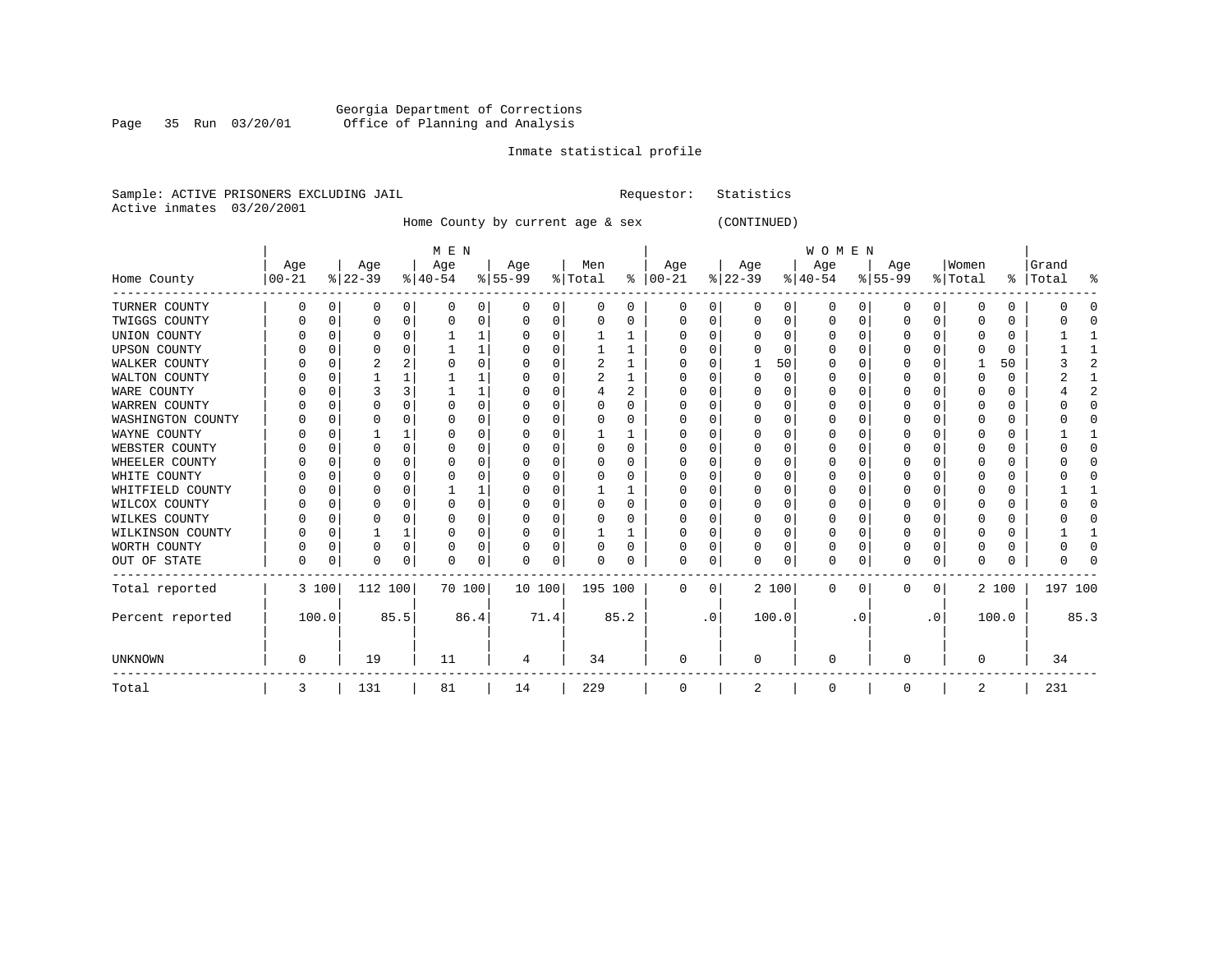Georgia Department of Corrections
Office of Planning and Analysis

Inmate statistical profile

Sample: ACTIVE PRISONERS EXCLUDING JAIL        Requestor: Statistics
Active inmates 03/20/2001

Home County by current age & sex (CONTINUED)

| Home County | MEN Age 00-21 | % | Age 22-39 | % | Age 40-54 | % | Age 55-99 | % | Men Total | % | WOMEN Age 00-21 | % | Age 22-39 | % | Age 40-54 | % | Age 55-99 | % | Women Total | % | Grand Total | % |
|---|---|---|---|---|---|---|---|---|---|---|---|---|---|---|---|---|---|---|---|---|---|---|
| TURNER COUNTY | 0 | 0 | 0 | 0 | 0 | 0 | 0 | 0 | 0 | 0 | 0 | 0 | 0 | 0 | 0 | 0 | 0 | 0 | 0 | 0 | 0 | 0 |
| TWIGGS COUNTY | 0 | 0 | 0 | 0 | 0 | 0 | 0 | 0 | 0 | 0 | 0 | 0 | 0 | 0 | 0 | 0 | 0 | 0 | 0 | 0 | 0 | 0 |
| UNION COUNTY | 0 | 0 | 0 | 0 | 1 | 1 | 0 | 0 | 1 | 1 | 0 | 0 | 0 | 0 | 0 | 0 | 0 | 0 | 0 | 0 | 1 | 1 |
| UPSON COUNTY | 0 | 0 | 0 | 0 | 1 | 1 | 0 | 0 | 1 | 1 | 0 | 0 | 0 | 0 | 0 | 0 | 0 | 0 | 0 | 0 | 1 | 1 |
| WALKER COUNTY | 0 | 0 | 2 | 2 | 0 | 0 | 0 | 0 | 2 | 1 | 0 | 0 | 1 | 50 | 0 | 0 | 0 | 0 | 1 | 50 | 3 | 2 |
| WALTON COUNTY | 0 | 0 | 1 | 1 | 1 | 1 | 0 | 0 | 2 | 1 | 0 | 0 | 0 | 0 | 0 | 0 | 0 | 0 | 0 | 0 | 2 | 1 |
| WARE COUNTY | 0 | 0 | 3 | 3 | 1 | 1 | 0 | 0 | 4 | 2 | 0 | 0 | 0 | 0 | 0 | 0 | 0 | 0 | 0 | 0 | 4 | 2 |
| WARREN COUNTY | 0 | 0 | 0 | 0 | 0 | 0 | 0 | 0 | 0 | 0 | 0 | 0 | 0 | 0 | 0 | 0 | 0 | 0 | 0 | 0 | 0 | 0 |
| WASHINGTON COUNTY | 0 | 0 | 0 | 0 | 0 | 0 | 0 | 0 | 0 | 0 | 0 | 0 | 0 | 0 | 0 | 0 | 0 | 0 | 0 | 0 | 0 | 0 |
| WAYNE COUNTY | 0 | 0 | 1 | 1 | 0 | 0 | 0 | 0 | 1 | 1 | 0 | 0 | 0 | 0 | 0 | 0 | 0 | 0 | 0 | 0 | 1 | 1 |
| WEBSTER COUNTY | 0 | 0 | 0 | 0 | 0 | 0 | 0 | 0 | 0 | 0 | 0 | 0 | 0 | 0 | 0 | 0 | 0 | 0 | 0 | 0 | 0 | 0 |
| WHEELER COUNTY | 0 | 0 | 0 | 0 | 0 | 0 | 0 | 0 | 0 | 0 | 0 | 0 | 0 | 0 | 0 | 0 | 0 | 0 | 0 | 0 | 0 | 0 |
| WHITE COUNTY | 0 | 0 | 0 | 0 | 0 | 0 | 0 | 0 | 0 | 0 | 0 | 0 | 0 | 0 | 0 | 0 | 0 | 0 | 0 | 0 | 0 | 0 |
| WHITFIELD COUNTY | 0 | 0 | 0 | 0 | 1 | 1 | 0 | 0 | 1 | 1 | 0 | 0 | 0 | 0 | 0 | 0 | 0 | 0 | 0 | 0 | 1 | 1 |
| WILCOX COUNTY | 0 | 0 | 0 | 0 | 0 | 0 | 0 | 0 | 0 | 0 | 0 | 0 | 0 | 0 | 0 | 0 | 0 | 0 | 0 | 0 | 0 | 0 |
| WILKES COUNTY | 0 | 0 | 0 | 0 | 0 | 0 | 0 | 0 | 0 | 0 | 0 | 0 | 0 | 0 | 0 | 0 | 0 | 0 | 0 | 0 | 0 | 0 |
| WILKINSON COUNTY | 0 | 0 | 1 | 1 | 0 | 0 | 0 | 0 | 1 | 1 | 0 | 0 | 0 | 0 | 0 | 0 | 0 | 0 | 0 | 0 | 1 | 1 |
| WORTH COUNTY | 0 | 0 | 0 | 0 | 0 | 0 | 0 | 0 | 0 | 0 | 0 | 0 | 0 | 0 | 0 | 0 | 0 | 0 | 0 | 0 | 0 | 0 |
| OUT OF STATE | 0 | 0 | 0 | 0 | 0 | 0 | 0 | 0 | 0 | 0 | 0 | 0 | 0 | 0 | 0 | 0 | 0 | 0 | 0 | 0 | 0 | 0 |
| Total reported | 3 | 100 | 112 | 100 | 70 | 100 | 10 | 100 | 195 | 100 | 0 | 0 | 2 | 100 | 0 | 0 | 0 | 0 | 2 | 100 | 197 | 100 |
| Percent reported | | 100.0 | | 85.5 | | 86.4 | | 71.4 | | 85.2 | | .0 | | 100.0 | | .0 | | .0 | | 100.0 | | 85.3 |
| UNKNOWN | 0 | | 19 | | 11 | | 4 | | 34 | | 0 | | 0 | | 0 | | 0 | | 0 | | 34 | |
| Total | 3 | | 131 | | 81 | | 14 | | 229 | | 0 | | 2 | | 0 | | 0 | | 2 | | 231 | |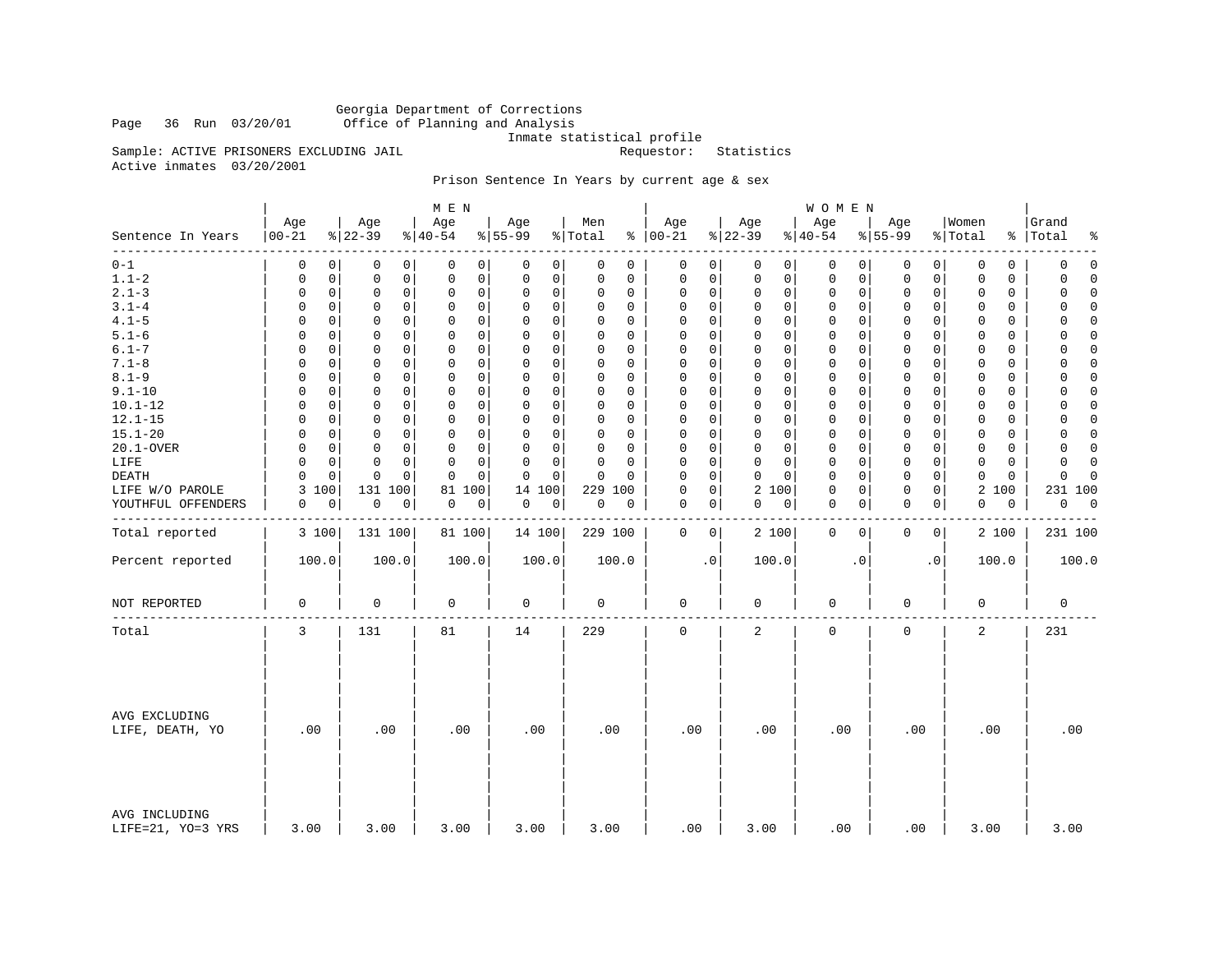Georgia Department of Corrections
Office of Planning and Analysis
Inmate statistical profile

Page 36 Run 03/20/01

Sample: ACTIVE PRISONERS EXCLUDING JAIL    Requestor: Statistics

Active inmates 03/20/2001

Prison Sentence In Years by current age & sex

| | MEN | | | | | | | | | | WOMEN | | | | | | | | | | | |
|---|---|---|---|---|---|---|---|---|---|---|---|---|---|---|---|---|---|---|---|---|---|---|
| Sentence In Years | Age 00-21 | % | Age 22-39 | % | Age 40-54 | % | Age 55-99 | % | Men Total | % | Age 00-21 | % | Age 22-39 | % | Age 40-54 | % | Age 55-99 | % | Women Total | % | Grand Total | % |
| 0-1 | 0 | 0 | 0 | 0 | 0 | 0 | 0 | 0 | 0 | 0 | 0 | 0 | 0 | 0 | 0 | 0 | 0 | 0 | 0 | 0 | 0 | 0 |
| 1.1-2 | 0 | 0 | 0 | 0 | 0 | 0 | 0 | 0 | 0 | 0 | 0 | 0 | 0 | 0 | 0 | 0 | 0 | 0 | 0 | 0 | 0 | 0 |
| 2.1-3 | 0 | 0 | 0 | 0 | 0 | 0 | 0 | 0 | 0 | 0 | 0 | 0 | 0 | 0 | 0 | 0 | 0 | 0 | 0 | 0 | 0 | 0 |
| 3.1-4 | 0 | 0 | 0 | 0 | 0 | 0 | 0 | 0 | 0 | 0 | 0 | 0 | 0 | 0 | 0 | 0 | 0 | 0 | 0 | 0 | 0 | 0 |
| 4.1-5 | 0 | 0 | 0 | 0 | 0 | 0 | 0 | 0 | 0 | 0 | 0 | 0 | 0 | 0 | 0 | 0 | 0 | 0 | 0 | 0 | 0 | 0 |
| 5.1-6 | 0 | 0 | 0 | 0 | 0 | 0 | 0 | 0 | 0 | 0 | 0 | 0 | 0 | 0 | 0 | 0 | 0 | 0 | 0 | 0 | 0 | 0 |
| 6.1-7 | 0 | 0 | 0 | 0 | 0 | 0 | 0 | 0 | 0 | 0 | 0 | 0 | 0 | 0 | 0 | 0 | 0 | 0 | 0 | 0 | 0 | 0 |
| 7.1-8 | 0 | 0 | 0 | 0 | 0 | 0 | 0 | 0 | 0 | 0 | 0 | 0 | 0 | 0 | 0 | 0 | 0 | 0 | 0 | 0 | 0 | 0 |
| 8.1-9 | 0 | 0 | 0 | 0 | 0 | 0 | 0 | 0 | 0 | 0 | 0 | 0 | 0 | 0 | 0 | 0 | 0 | 0 | 0 | 0 | 0 | 0 |
| 9.1-10 | 0 | 0 | 0 | 0 | 0 | 0 | 0 | 0 | 0 | 0 | 0 | 0 | 0 | 0 | 0 | 0 | 0 | 0 | 0 | 0 | 0 | 0 |
| 10.1-12 | 0 | 0 | 0 | 0 | 0 | 0 | 0 | 0 | 0 | 0 | 0 | 0 | 0 | 0 | 0 | 0 | 0 | 0 | 0 | 0 | 0 | 0 |
| 12.1-15 | 0 | 0 | 0 | 0 | 0 | 0 | 0 | 0 | 0 | 0 | 0 | 0 | 0 | 0 | 0 | 0 | 0 | 0 | 0 | 0 | 0 | 0 |
| 15.1-20 | 0 | 0 | 0 | 0 | 0 | 0 | 0 | 0 | 0 | 0 | 0 | 0 | 0 | 0 | 0 | 0 | 0 | 0 | 0 | 0 | 0 | 0 |
| 20.1-OVER | 0 | 0 | 0 | 0 | 0 | 0 | 0 | 0 | 0 | 0 | 0 | 0 | 0 | 0 | 0 | 0 | 0 | 0 | 0 | 0 | 0 | 0 |
| LIFE | 0 | 0 | 0 | 0 | 0 | 0 | 0 | 0 | 0 | 0 | 0 | 0 | 0 | 0 | 0 | 0 | 0 | 0 | 0 | 0 | 0 | 0 |
| DEATH | 0 | 0 | 0 | 0 | 0 | 0 | 0 | 0 | 0 | 0 | 0 | 0 | 0 | 0 | 0 | 0 | 0 | 0 | 0 | 0 | 0 | 0 |
| LIFE W/O PAROLE | 3 | 100 | 131 | 100 | 81 | 100 | 14 | 100 | 229 | 100 | 0 | 0 | 2 | 100 | 0 | 0 | 0 | 0 | 2 | 100 | 231 | 100 |
| YOUTHFUL OFFENDERS | 0 | 0 | 0 | 0 | 0 | 0 | 0 | 0 | 0 | 0 | 0 | 0 | 0 | 0 | 0 | 0 | 0 | 0 | 0 | 0 | 0 | 0 |
| Total reported | 3 | 100 | 131 | 100 | 81 | 100 | 14 | 100 | 229 | 100 | 0 | 0 | 2 | 100 | 0 | 0 | 0 | 0 | 2 | 100 | 231 | 100 |
| Percent reported | 100.0 | | 100.0 | | 100.0 | | 100.0 | | 100.0 | | .0 | | 100.0 | | .0 | | .0 | | 100.0 | | 100.0 | |
| NOT REPORTED | 0 | | 0 | | 0 | | 0 | | 0 | | 0 | | 0 | | 0 | | 0 | | 0 | | 0 | |
| Total | 3 | | 131 | | 81 | | 14 | | 229 | | 0 | | 2 | | 0 | | 0 | | 2 | | 231 | |
| AVG EXCLUDING LIFE, DEATH, YO | .00 | | .00 | | .00 | | .00 | | .00 | | .00 | | .00 | | .00 | | .00 | | .00 | | .00 | |
| AVG INCLUDING LIFE=21, YO=3 YRS | 3.00 | | 3.00 | | 3.00 | | 3.00 | | 3.00 | | .00 | | 3.00 | | .00 | | .00 | | 3.00 | | 3.00 | |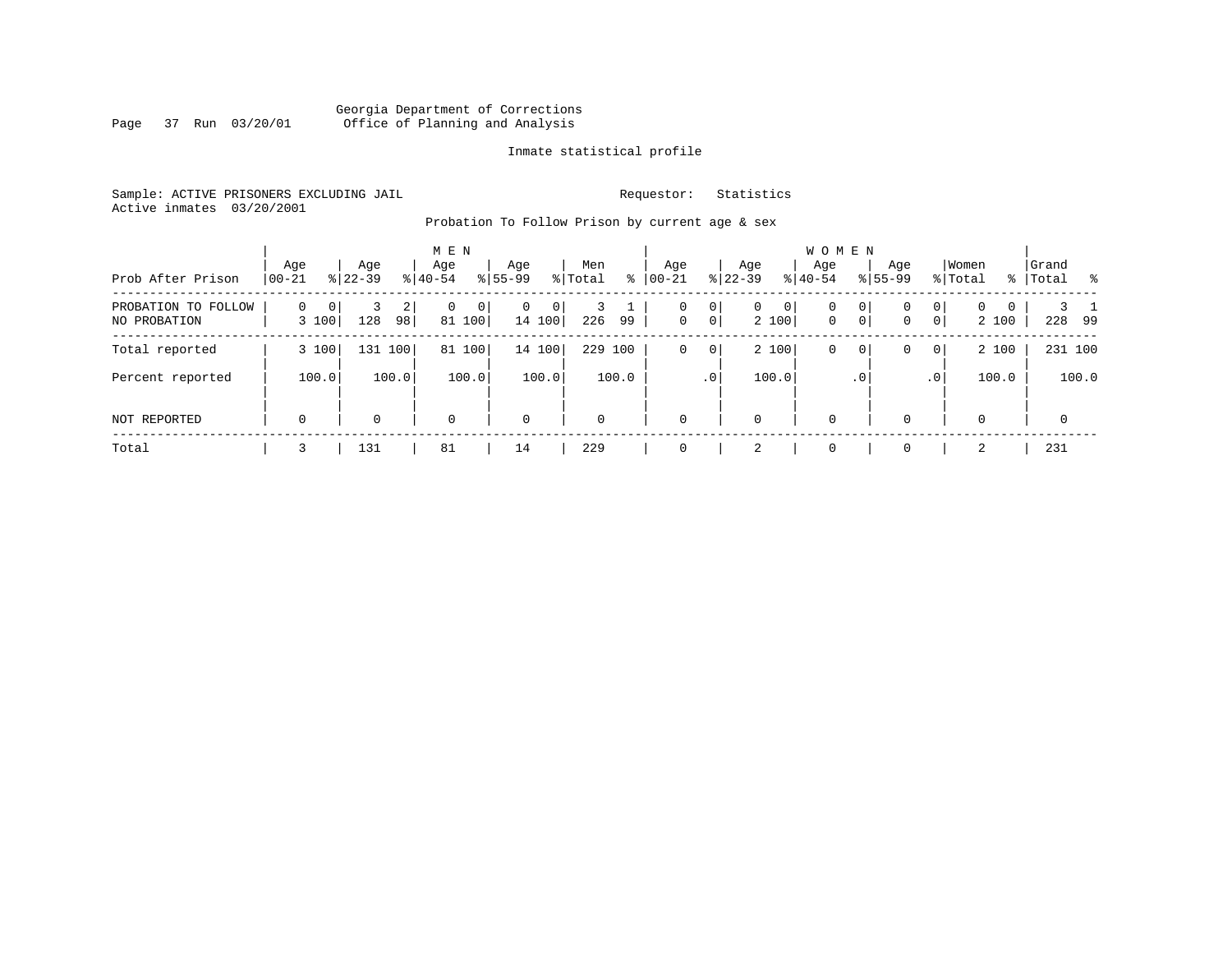Georgia Department of Corrections
Office of Planning and Analysis

Inmate statistical profile

Sample: ACTIVE PRISONERS EXCLUDING JAIL    Requestor: Statistics
Active inmates 03/20/2001

Probation To Follow Prison by current age & sex

| Prob After Prison | MEN Age 00-21 | % | Age 22-39 | % | Age 40-54 | % | Age 55-99 | % | Men Total | % | WOMEN Age 00-21 | % | Age 22-39 | % | Age 40-54 | % | Age 55-99 | % | Women Total | % | Grand Total | % |
|---|---|---|---|---|---|---|---|---|---|---|---|---|---|---|---|---|---|---|---|---|---|---|
| PROBATION TO FOLLOW | 0 | 0 | 3 | 2 | 0 | 0 | 0 | 0 | 3 | 1 | 0 | 0 | 0 | 0 | 0 | 0 | 0 | 0 | 0 | 0 | 3 | 1 |
| NO PROBATION | 3 | 100 | 128 | 98 | 81 | 100 | 14 | 100 | 226 | 99 | 0 | 0 | 2 | 100 | 0 | 0 | 0 | 0 | 2 | 100 | 228 | 99 |
| Total reported | 3 | 100 | 131 | 100 | 81 | 100 | 14 | 100 | 229 | 100 | 0 | 0 | 2 | 100 | 0 | 0 | 0 | 0 | 2 | 100 | 231 | 100 |
| Percent reported | | 100.0 | | 100.0 | | 100.0 | | 100.0 | | 100.0 | | .0 | | 100.0 | | .0 | | .0 | | 100.0 | | 100.0 |
| NOT REPORTED | 0 | | 0 | | 0 | | 0 | | 0 | | 0 | | 0 | | 0 | | 0 | | 0 | | 0 | |
| Total | 3 | | 131 | | 81 | | 14 | | 229 | | 0 | | 2 | | 0 | | 0 | | 2 | | 231 | |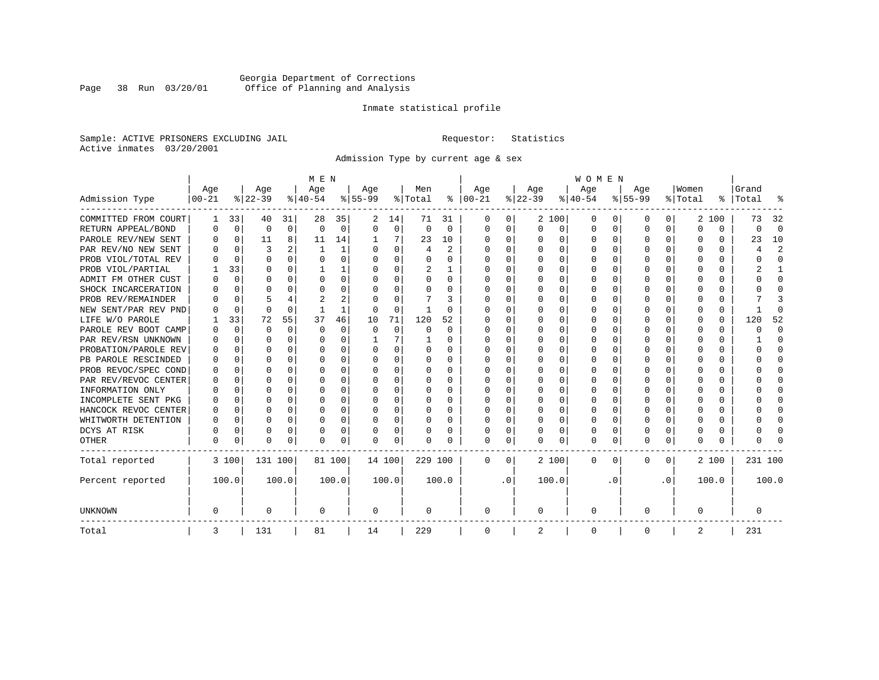Georgia Department of Corrections
Office of Planning and Analysis

Inmate statistical profile

Sample: ACTIVE PRISONERS EXCLUDING JAIL        Requestor: Statistics
Active inmates 03/20/2001

Admission Type by current age & sex

| Admission Type | MEN Age 00-21 | % | Age 22-39 | % | Age 40-54 | % | Age 55-99 | % | Men Total | % | WOMEN Age 00-21 | % | Age 22-39 | % | Age 40-54 | % | Age 55-99 | % | Women Total | % | Grand Total | % |
|---|---|---|---|---|---|---|---|---|---|---|---|---|---|---|---|---|---|---|---|---|---|---|
| COMMITTED FROM COURT | 1 | 33 | 40 | 31 | 28 | 35 | 2 | 14 | 71 | 31 | 0 | 0 | 2 | 100 | 0 | 0 | 0 | 0 | 2 | 100 | 73 | 32 |
| RETURN APPEAL/BOND | 0 | 0 | 0 | 0 | 0 | 0 | 0 | 0 | 0 | 0 | 0 | 0 | 0 | 0 | 0 | 0 | 0 | 0 | 0 | 0 | 0 | 0 |
| PAROLE REV/NEW SENT | 0 | 0 | 11 | 8 | 11 | 14 | 1 | 7 | 23 | 10 | 0 | 0 | 0 | 0 | 0 | 0 | 0 | 0 | 0 | 0 | 23 | 10 |
| PAR REV/NO NEW SENT | 0 | 0 | 3 | 2 | 1 | 1 | 0 | 0 | 4 | 2 | 0 | 0 | 0 | 0 | 0 | 0 | 0 | 0 | 0 | 0 | 4 | 2 |
| PROB VIOL/TOTAL REV | 0 | 0 | 0 | 0 | 0 | 0 | 0 | 0 | 0 | 0 | 0 | 0 | 0 | 0 | 0 | 0 | 0 | 0 | 0 | 0 | 0 | 0 |
| PROB VIOL/PARTIAL | 1 | 33 | 0 | 0 | 1 | 1 | 0 | 0 | 2 | 1 | 0 | 0 | 0 | 0 | 0 | 0 | 0 | 0 | 0 | 0 | 2 | 1 |
| ADMIT FM OTHER CUST | 0 | 0 | 0 | 0 | 0 | 0 | 0 | 0 | 0 | 0 | 0 | 0 | 0 | 0 | 0 | 0 | 0 | 0 | 0 | 0 | 0 | 0 |
| SHOCK INCARCERATION | 0 | 0 | 0 | 0 | 0 | 0 | 0 | 0 | 0 | 0 | 0 | 0 | 0 | 0 | 0 | 0 | 0 | 0 | 0 | 0 | 0 | 0 |
| PROB REV/REMAINDER | 0 | 0 | 5 | 4 | 2 | 2 | 0 | 0 | 7 | 3 | 0 | 0 | 0 | 0 | 0 | 0 | 0 | 0 | 0 | 0 | 7 | 3 |
| NEW SENT/PAR REV PND | 0 | 0 | 0 | 0 | 1 | 1 | 0 | 0 | 1 | 0 | 0 | 0 | 0 | 0 | 0 | 0 | 0 | 0 | 0 | 0 | 1 | 0 |
| LIFE W/O PAROLE | 1 | 33 | 72 | 55 | 37 | 46 | 10 | 71 | 120 | 52 | 0 | 0 | 0 | 0 | 0 | 0 | 0 | 0 | 0 | 0 | 120 | 52 |
| PAROLE REV BOOT CAMP | 0 | 0 | 0 | 0 | 0 | 0 | 0 | 0 | 0 | 0 | 0 | 0 | 0 | 0 | 0 | 0 | 0 | 0 | 0 | 0 | 0 | 0 |
| PAR REV/RSN UNKNOWN | 0 | 0 | 0 | 0 | 0 | 0 | 1 | 7 | 1 | 0 | 0 | 0 | 0 | 0 | 0 | 0 | 0 | 0 | 0 | 0 | 1 | 0 |
| PROBATION/PAROLE REV | 0 | 0 | 0 | 0 | 0 | 0 | 0 | 0 | 0 | 0 | 0 | 0 | 0 | 0 | 0 | 0 | 0 | 0 | 0 | 0 | 0 | 0 |
| PB PAROLE RESCINDED | 0 | 0 | 0 | 0 | 0 | 0 | 0 | 0 | 0 | 0 | 0 | 0 | 0 | 0 | 0 | 0 | 0 | 0 | 0 | 0 | 0 | 0 |
| PROB REVOC/SPEC COND | 0 | 0 | 0 | 0 | 0 | 0 | 0 | 0 | 0 | 0 | 0 | 0 | 0 | 0 | 0 | 0 | 0 | 0 | 0 | 0 | 0 | 0 |
| PAR REV/REVOC CENTER | 0 | 0 | 0 | 0 | 0 | 0 | 0 | 0 | 0 | 0 | 0 | 0 | 0 | 0 | 0 | 0 | 0 | 0 | 0 | 0 | 0 | 0 |
| INFORMATION ONLY | 0 | 0 | 0 | 0 | 0 | 0 | 0 | 0 | 0 | 0 | 0 | 0 | 0 | 0 | 0 | 0 | 0 | 0 | 0 | 0 | 0 | 0 |
| INCOMPLETE SENT PKG | 0 | 0 | 0 | 0 | 0 | 0 | 0 | 0 | 0 | 0 | 0 | 0 | 0 | 0 | 0 | 0 | 0 | 0 | 0 | 0 | 0 | 0 |
| HANCOCK REVOC CENTER | 0 | 0 | 0 | 0 | 0 | 0 | 0 | 0 | 0 | 0 | 0 | 0 | 0 | 0 | 0 | 0 | 0 | 0 | 0 | 0 | 0 | 0 |
| WHITWORTH DETENTION | 0 | 0 | 0 | 0 | 0 | 0 | 0 | 0 | 0 | 0 | 0 | 0 | 0 | 0 | 0 | 0 | 0 | 0 | 0 | 0 | 0 | 0 |
| DCYS AT RISK | 0 | 0 | 0 | 0 | 0 | 0 | 0 | 0 | 0 | 0 | 0 | 0 | 0 | 0 | 0 | 0 | 0 | 0 | 0 | 0 | 0 | 0 |
| OTHER | 0 | 0 | 0 | 0 | 0 | 0 | 0 | 0 | 0 | 0 | 0 | 0 | 0 | 0 | 0 | 0 | 0 | 0 | 0 | 0 | 0 | 0 |
| Total reported | 3 | 100 | 131 | 100 | 81 | 100 | 14 | 100 | 229 | 100 | 0 | 0 | 2 | 100 | 0 | 0 | 0 | 0 | 2 | 100 | 231 | 100 |
| Percent reported | | 100.0 | | 100.0 | | 100.0 | | 100.0 | | 100.0 | | .0 | | 100.0 | | .0 | | .0 | | 100.0 | | 100.0 |
| UNKNOWN | 0 | | 0 | | 0 | | 0 | | 0 | | 0 | | 0 | | 0 | | 0 | | 0 | | 0 | |
| Total | 3 | | 131 | | 81 | | 14 | | 229 | | 0 | | 2 | | 0 | | 0 | | 2 | | 231 | |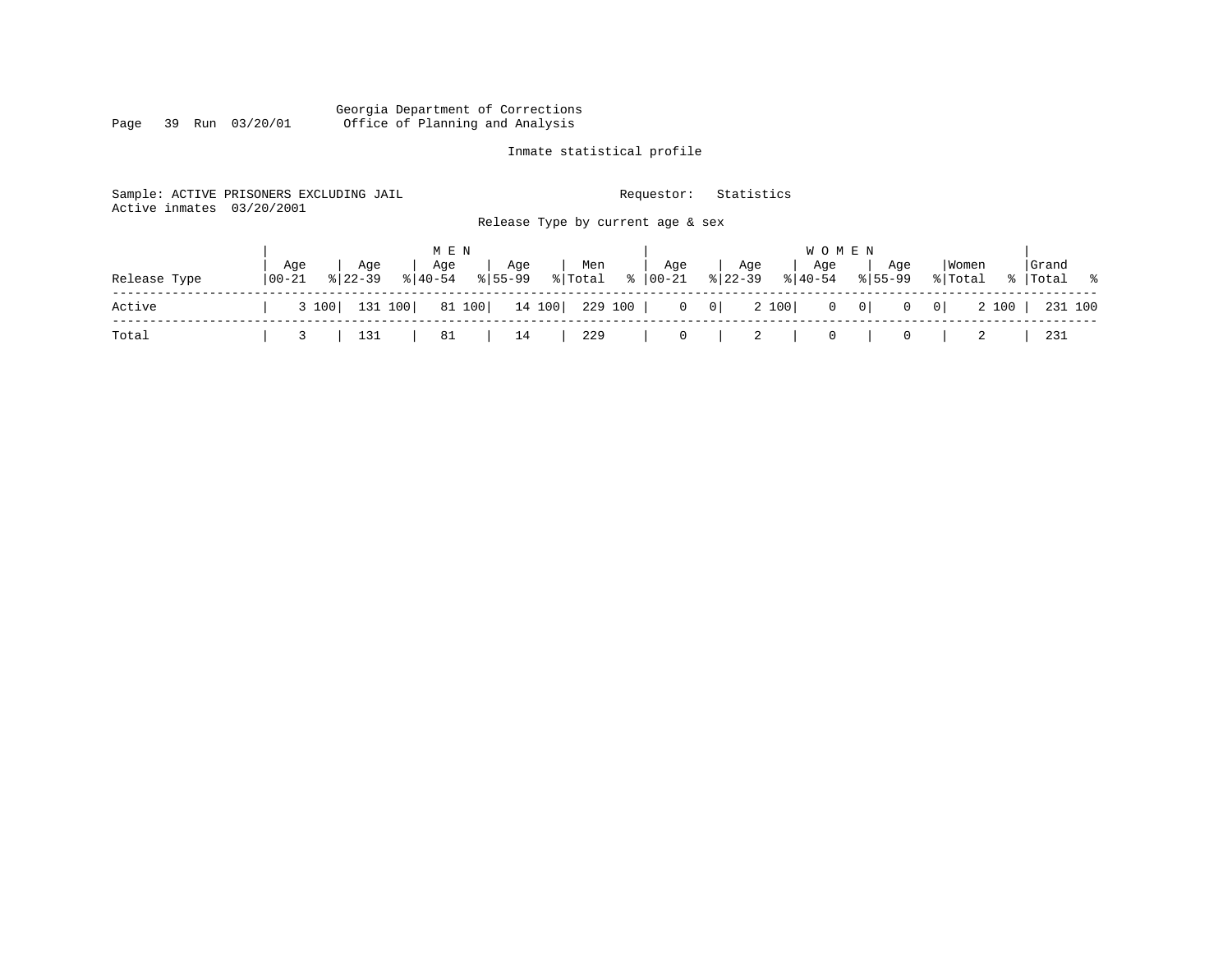Georgia Department of Corrections
Office of Planning and Analysis

Inmate statistical profile

Sample: ACTIVE PRISONERS EXCLUDING JAIL          Requestor: Statistics
Active inmates 03/20/2001

Release Type by current age & sex

| Release Type | MEN Age 00-21 | % | Age 22-39 | % | Age 40-54 | % | Age 55-99 | % | Men Total | % | WOMEN Age 00-21 | % | Age 22-39 | % | Age 40-54 | % | Age 55-99 | % | Women Total | % | Grand Total | % |
|---|---|---|---|---|---|---|---|---|---|---|---|---|---|---|---|---|---|---|---|---|---|---|
| Active | 3 | 100 | 131 | 100 | 81 | 100 | 14 | 100 | 229 | 100 | 0 | 0 | 2 | 100 | 0 | 0 | 0 | 0 | 2 | 100 | 231 | 100 |
| Total | 3 | | 131 | | 81 | | 14 | | 229 | | 0 | | 2 | | 0 | | 0 | | 2 | | 231 | |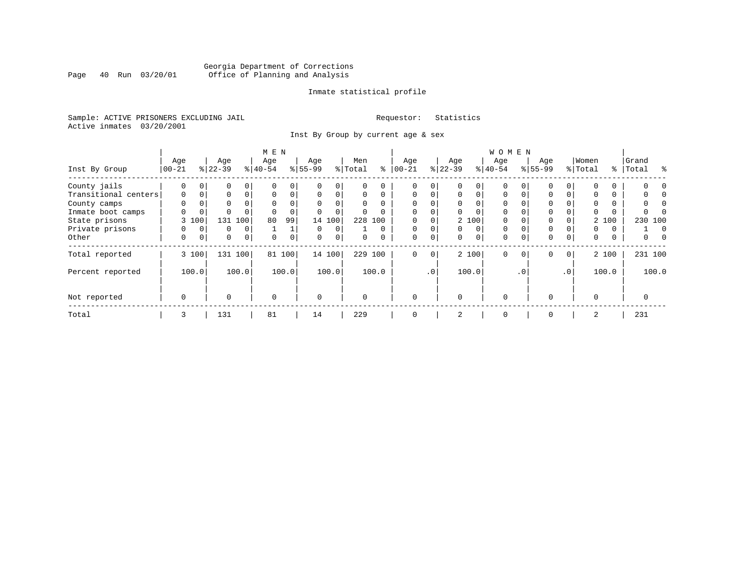Georgia Department of Corrections
Office of Planning and Analysis

Inmate statistical profile

Sample: ACTIVE PRISONERS EXCLUDING JAIL                    Requestor: Statistics
Active inmates 03/20/2001

Inst By Group by current age & sex

| Inst By Group | MEN Age 00-21 | % | Age 22-39 | % | Age 40-54 | % | Age 55-99 | % | Men Total | % | WOMEN Age 00-21 | % | Age 22-39 | % | Age 40-54 | % | Age 55-99 | % | Women Total | % | Grand Total | % |
|---|---|---|---|---|---|---|---|---|---|---|---|---|---|---|---|---|---|---|---|---|---|---|
| County jails | 0 | 0 | 0 | 0 | 0 | 0 | 0 | 0 | 0 | 0 | 0 | 0 | 0 | 0 | 0 | 0 | 0 | 0 | 0 | 0 | 0 | 0 |
| Transitional centers | 0 | 0 | 0 | 0 | 0 | 0 | 0 | 0 | 0 | 0 | 0 | 0 | 0 | 0 | 0 | 0 | 0 | 0 | 0 | 0 | 0 | 0 |
| County camps | 0 | 0 | 0 | 0 | 0 | 0 | 0 | 0 | 0 | 0 | 0 | 0 | 0 | 0 | 0 | 0 | 0 | 0 | 0 | 0 | 0 | 0 |
| Inmate boot camps | 0 | 0 | 0 | 0 | 0 | 0 | 0 | 0 | 0 | 0 | 0 | 0 | 0 | 0 | 0 | 0 | 0 | 0 | 0 | 0 | 0 | 0 |
| State prisons | 3 | 100 | 131 | 100 | 80 | 99 | 14 | 100 | 228 | 100 | 0 | 0 | 2 | 100 | 0 | 0 | 0 | 0 | 2 | 100 | 230 | 100 |
| Private prisons | 0 | 0 | 0 | 0 | 1 | 1 | 0 | 0 | 1 | 0 | 0 | 0 | 0 | 0 | 0 | 0 | 0 | 0 | 0 | 0 | 1 | 0 |
| Other | 0 | 0 | 0 | 0 | 0 | 0 | 0 | 0 | 0 | 0 | 0 | 0 | 0 | 0 | 0 | 0 | 0 | 0 | 0 | 0 | 0 | 0 |
| Total reported | 3 | 100 | 131 | 100 | 81 | 100 | 14 | 100 | 229 | 100 | 0 | 0 | 2 | 100 | 0 | 0 | 0 | 0 | 2 | 100 | 231 | 100 |
| Percent reported | 100.0 | | 100.0 | | 100.0 | | 100.0 | | 100.0 | | .0 | | 100.0 | | .0 | | .0 | | 100.0 | | 100.0 | |
| Not reported | 0 | | 0 | | 0 | | 0 | | 0 | | 0 | | 0 | | 0 | | 0 | | 0 | | 0 | |
| Total | 3 | | 131 | | 81 | | 14 | | 229 | | 0 | | 2 | | 0 | | 0 | | 2 | | 231 | |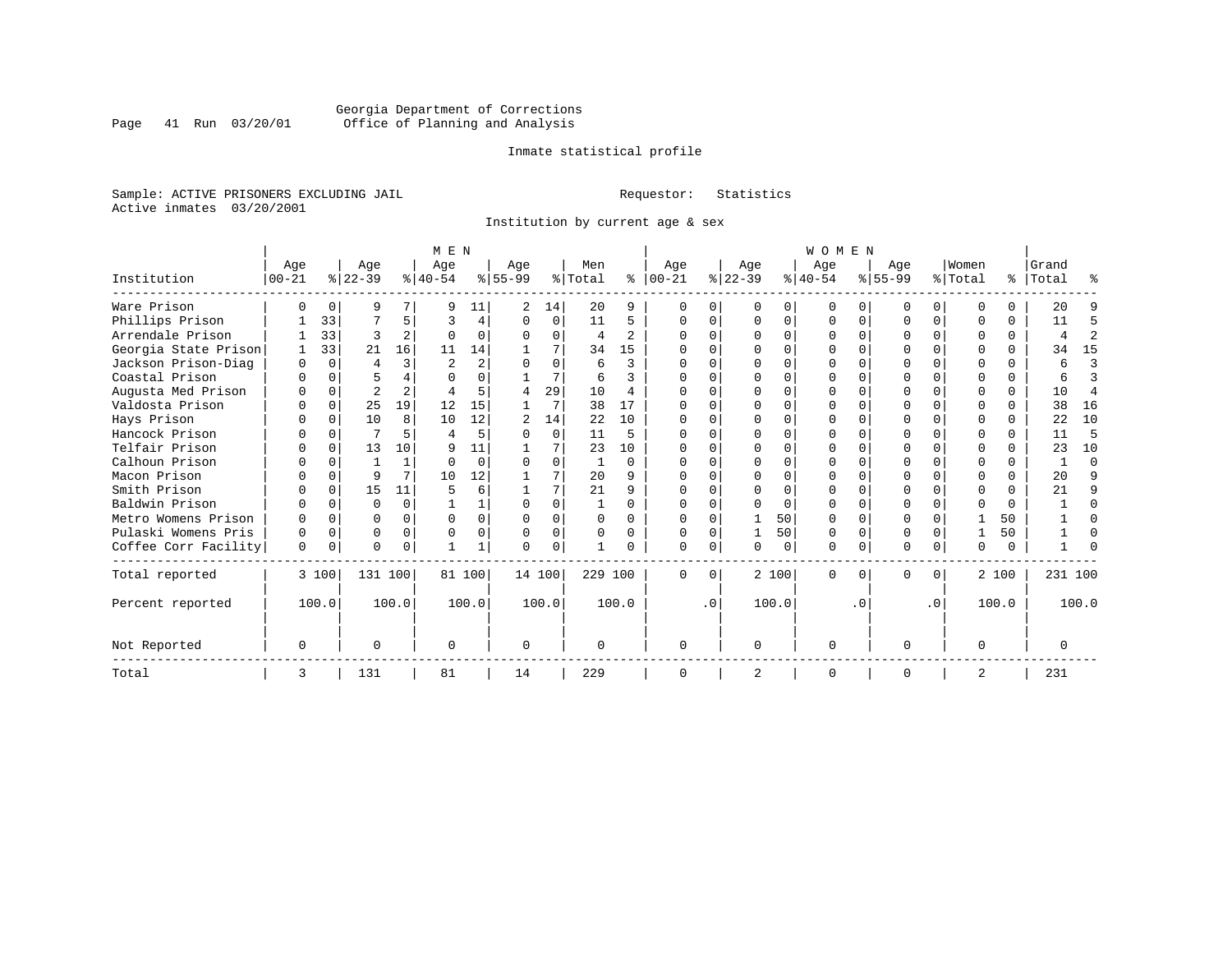Georgia Department of Corrections
Office of Planning and Analysis

Inmate statistical profile

Sample: ACTIVE PRISONERS EXCLUDING JAIL                Requestor: Statistics
Active inmates 03/20/2001

Institution by current age & sex

| Institution | MEN Age 00-21 | % | Age 22-39 | % | Age 40-54 | % | Age 55-99 | % | Men Total | % | WOMEN Age 00-21 | % | Age 22-39 | % | Age 40-54 | % | Age 55-99 | % | Women Total | % | Grand Total | % |
|---|---|---|---|---|---|---|---|---|---|---|---|---|---|---|---|---|---|---|---|---|---|---|
| Ware Prison | 0 | 0 | 9 | 7 | 9 | 11 | 2 | 14 | 20 | 9 | 0 | 0 | 0 | 0 | 0 | 0 | 0 | 0 | 0 | 0 | 20 | 9 |
| Phillips Prison | 1 | 33 | 7 | 5 | 3 | 4 | 0 | 0 | 11 | 5 | 0 | 0 | 0 | 0 | 0 | 0 | 0 | 0 | 0 | 0 | 11 | 5 |
| Arrendale Prison | 1 | 33 | 3 | 2 | 0 | 0 | 0 | 0 | 4 | 2 | 0 | 0 | 0 | 0 | 0 | 0 | 0 | 0 | 0 | 0 | 4 | 2 |
| Georgia State Prison | 1 | 33 | 21 | 16 | 11 | 14 | 1 | 7 | 34 | 15 | 0 | 0 | 0 | 0 | 0 | 0 | 0 | 0 | 0 | 0 | 34 | 15 |
| Jackson Prison-Diag | 0 | 0 | 4 | 3 | 2 | 2 | 0 | 0 | 6 | 3 | 0 | 0 | 0 | 0 | 0 | 0 | 0 | 0 | 0 | 0 | 6 | 3 |
| Coastal Prison | 0 | 0 | 5 | 4 | 0 | 0 | 1 | 7 | 6 | 3 | 0 | 0 | 0 | 0 | 0 | 0 | 0 | 0 | 0 | 0 | 6 | 3 |
| Augusta Med Prison | 0 | 0 | 2 | 2 | 4 | 5 | 4 | 29 | 10 | 4 | 0 | 0 | 0 | 0 | 0 | 0 | 0 | 0 | 0 | 0 | 10 | 4 |
| Valdosta Prison | 0 | 0 | 25 | 19 | 12 | 15 | 1 | 7 | 38 | 17 | 0 | 0 | 0 | 0 | 0 | 0 | 0 | 0 | 0 | 0 | 38 | 16 |
| Hays Prison | 0 | 0 | 10 | 8 | 10 | 12 | 2 | 14 | 22 | 10 | 0 | 0 | 0 | 0 | 0 | 0 | 0 | 0 | 0 | 0 | 22 | 10 |
| Hancock Prison | 0 | 0 | 7 | 5 | 4 | 5 | 0 | 0 | 11 | 5 | 0 | 0 | 0 | 0 | 0 | 0 | 0 | 0 | 0 | 0 | 11 | 5 |
| Telfair Prison | 0 | 0 | 13 | 10 | 9 | 11 | 1 | 7 | 23 | 10 | 0 | 0 | 0 | 0 | 0 | 0 | 0 | 0 | 0 | 0 | 23 | 10 |
| Calhoun Prison | 0 | 0 | 1 | 1 | 0 | 0 | 0 | 0 | 1 | 0 | 0 | 0 | 0 | 0 | 0 | 0 | 0 | 0 | 0 | 0 | 1 | 0 |
| Macon Prison | 0 | 0 | 9 | 7 | 10 | 12 | 1 | 7 | 20 | 9 | 0 | 0 | 0 | 0 | 0 | 0 | 0 | 0 | 0 | 0 | 20 | 9 |
| Smith Prison | 0 | 0 | 15 | 11 | 5 | 6 | 1 | 7 | 21 | 9 | 0 | 0 | 0 | 0 | 0 | 0 | 0 | 0 | 0 | 0 | 21 | 9 |
| Baldwin Prison | 0 | 0 | 0 | 0 | 1 | 1 | 0 | 0 | 1 | 0 | 0 | 0 | 0 | 0 | 0 | 0 | 0 | 0 | 0 | 0 | 1 | 0 |
| Metro Womens Prison | 0 | 0 | 0 | 0 | 0 | 0 | 0 | 0 | 0 | 0 | 0 | 0 | 1 | 50 | 0 | 0 | 0 | 0 | 1 | 50 | 1 | 0 |
| Pulaski Womens Pris | 0 | 0 | 0 | 0 | 0 | 0 | 0 | 0 | 0 | 0 | 0 | 0 | 1 | 50 | 0 | 0 | 0 | 0 | 1 | 50 | 1 | 0 |
| Coffee Corr Facility | 0 | 0 | 0 | 0 | 1 | 1 | 0 | 0 | 1 | 0 | 0 | 0 | 0 | 0 | 0 | 0 | 0 | 0 | 0 | 0 | 1 | 0 |
| Total reported | 3 | 100 | 131 | 100 | 81 | 100 | 14 | 100 | 229 | 100 | 0 | 0 | 2 | 100 | 0 | 0 | 0 | 0 | 2 | 100 | 231 | 100 |
| Percent reported | | 100.0 | | 100.0 | | 100.0 | | 100.0 | | 100.0 | | .0 | | 100.0 | | .0 | | .0 | | 100.0 | | 100.0 |
| Not Reported | 0 | | 0 | | 0 | | 0 | | 0 | | 0 | | 0 | | 0 | | 0 | | 0 | | 0 | |
| Total | 3 | | 131 | | 81 | | 14 | | 229 | | 0 | | 2 | | 0 | | 0 | | 2 | | 231 | |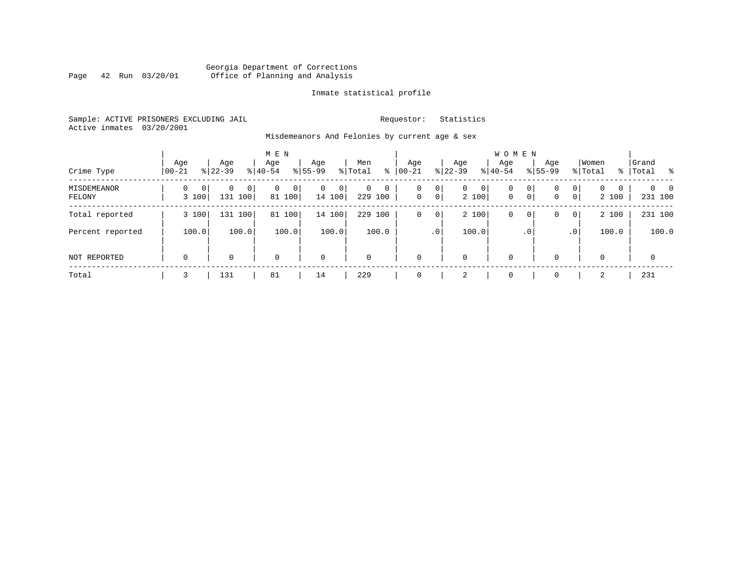Georgia Department of Corrections
Office of Planning and Analysis

Inmate statistical profile

Sample: ACTIVE PRISONERS EXCLUDING JAIL

Requestor: Statistics

Active inmates 03/20/2001

Misdemeanors And Felonies by current age & sex

| Crime Type | MEN Age 00-21 | % | Age 22-39 | % | Age 40-54 | % | Age 55-99 | % | Men Total | % | WOMEN Age 00-21 | % | Age 22-39 | % | Age 40-54 | % | Age 55-99 | % | Women Total | % | Grand Total | % |
|---|---|---|---|---|---|---|---|---|---|---|---|---|---|---|---|---|---|---|---|---|---|---|
| MISDEMEANOR | 0 | 0 | 0 | 0 | 0 | 0 | 0 | 0 | 0 | 0 | 0 | 0 | 0 | 0 | 0 | 0 | 0 | 0 | 0 | 0 | 0 | 0 |
| FELONY | 3 | 100 | 131 | 100 | 81 | 100 | 14 | 100 | 229 | 100 | 0 | 0 | 2 | 100 | 0 | 0 | 0 | 0 | 2 | 100 | 231 | 100 |
| Total reported | 3 | 100 | 131 | 100 | 81 | 100 | 14 | 100 | 229 | 100 | 0 | 0 | 2 | 100 | 0 | 0 | 0 | 0 | 2 | 100 | 231 | 100 |
| Percent reported | | 100.0 | | 100.0 | | 100.0 | | 100.0 | | 100.0 | | .0 | | 100.0 | | .0 | | .0 | | 100.0 | | 100.0 |
| NOT REPORTED | 0 | | 0 | | 0 | | 0 | | 0 | | 0 | | 0 | | 0 | | 0 | | 0 | | 0 | |
| Total | 3 | | 131 | | 81 | | 14 | | 229 | | 0 | | 2 | | 0 | | 0 | | 2 | | 231 | |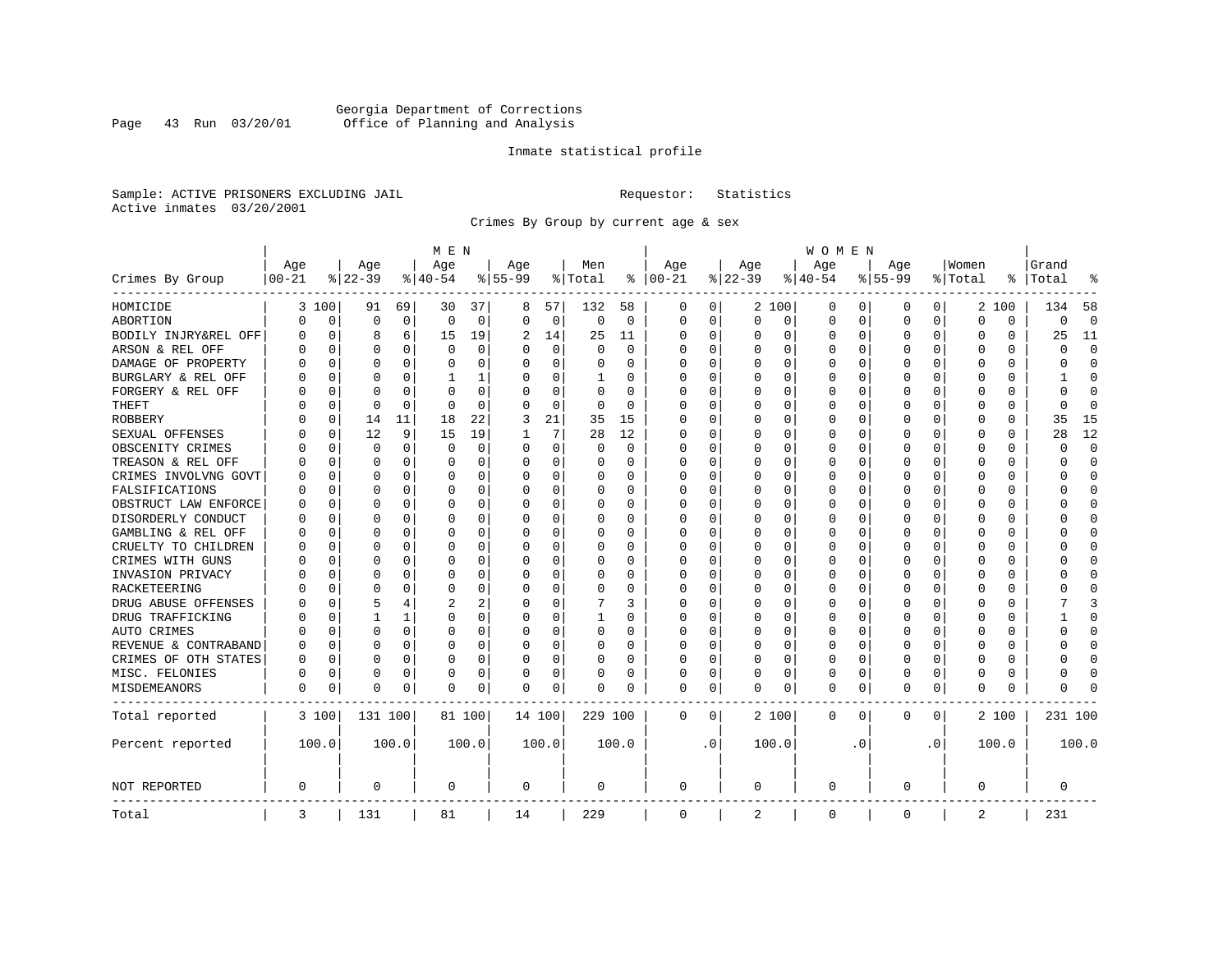Georgia Department of Corrections
Office of Planning and Analysis

Inmate statistical profile

Sample: ACTIVE PRISONERS EXCLUDING JAIL    Requestor: Statistics
Active inmates 03/20/2001

Crimes By Group by current age & sex

| Crimes By Group | MEN Age 00-21 | % | Age 22-39 | % | Age 40-54 | % | Age 55-99 | % | Men Total | % | WOMEN Age 00-21 | % | Age 22-39 | % | Age 40-54 | % | Age 55-99 | % | Women Total | % | Grand Total | % |
|---|---|---|---|---|---|---|---|---|---|---|---|---|---|---|---|---|---|---|---|---|---|---|
| HOMICIDE | 3 | 100 | 91 | 69 | 30 | 37 | 8 | 57 | 132 | 58 | 0 | 0 | 2 | 100 | 0 | 0 | 0 | 0 | 2 | 100 | 134 | 58 |
| ABORTION | 0 | 0 | 0 | 0 | 0 | 0 | 0 | 0 | 0 | 0 | 0 | 0 | 0 | 0 | 0 | 0 | 0 | 0 | 0 | 0 | 0 | 0 |
| BODILY INJRY&REL OFF | 0 | 0 | 8 | 6 | 15 | 19 | 2 | 14 | 25 | 11 | 0 | 0 | 0 | 0 | 0 | 0 | 0 | 0 | 0 | 0 | 25 | 11 |
| ARSON & REL OFF | 0 | 0 | 0 | 0 | 0 | 0 | 0 | 0 | 0 | 0 | 0 | 0 | 0 | 0 | 0 | 0 | 0 | 0 | 0 | 0 | 0 | 0 |
| DAMAGE OF PROPERTY | 0 | 0 | 0 | 0 | 0 | 0 | 0 | 0 | 0 | 0 | 0 | 0 | 0 | 0 | 0 | 0 | 0 | 0 | 0 | 0 | 0 | 0 |
| BURGLARY & REL OFF | 0 | 0 | 0 | 0 | 1 | 1 | 0 | 0 | 1 | 0 | 0 | 0 | 0 | 0 | 0 | 0 | 0 | 0 | 0 | 0 | 1 | 0 |
| FORGERY & REL OFF | 0 | 0 | 0 | 0 | 0 | 0 | 0 | 0 | 0 | 0 | 0 | 0 | 0 | 0 | 0 | 0 | 0 | 0 | 0 | 0 | 0 | 0 |
| THEFT | 0 | 0 | 0 | 0 | 0 | 0 | 0 | 0 | 0 | 0 | 0 | 0 | 0 | 0 | 0 | 0 | 0 | 0 | 0 | 0 | 0 | 0 |
| ROBBERY | 0 | 0 | 14 | 11 | 18 | 22 | 3 | 21 | 35 | 15 | 0 | 0 | 0 | 0 | 0 | 0 | 0 | 0 | 0 | 0 | 35 | 15 |
| SEXUAL OFFENSES | 0 | 0 | 12 | 9 | 15 | 19 | 1 | 7 | 28 | 12 | 0 | 0 | 0 | 0 | 0 | 0 | 0 | 0 | 0 | 0 | 28 | 12 |
| OBSCENITY CRIMES | 0 | 0 | 0 | 0 | 0 | 0 | 0 | 0 | 0 | 0 | 0 | 0 | 0 | 0 | 0 | 0 | 0 | 0 | 0 | 0 | 0 | 0 |
| TREASON & REL OFF | 0 | 0 | 0 | 0 | 0 | 0 | 0 | 0 | 0 | 0 | 0 | 0 | 0 | 0 | 0 | 0 | 0 | 0 | 0 | 0 | 0 | 0 |
| CRIMES INVOLVNG GOVT | 0 | 0 | 0 | 0 | 0 | 0 | 0 | 0 | 0 | 0 | 0 | 0 | 0 | 0 | 0 | 0 | 0 | 0 | 0 | 0 | 0 | 0 |
| FALSIFICATIONS | 0 | 0 | 0 | 0 | 0 | 0 | 0 | 0 | 0 | 0 | 0 | 0 | 0 | 0 | 0 | 0 | 0 | 0 | 0 | 0 | 0 | 0 |
| OBSTRUCT LAW ENFORCE | 0 | 0 | 0 | 0 | 0 | 0 | 0 | 0 | 0 | 0 | 0 | 0 | 0 | 0 | 0 | 0 | 0 | 0 | 0 | 0 | 0 | 0 |
| DISORDERLY CONDUCT | 0 | 0 | 0 | 0 | 0 | 0 | 0 | 0 | 0 | 0 | 0 | 0 | 0 | 0 | 0 | 0 | 0 | 0 | 0 | 0 | 0 | 0 |
| GAMBLING & REL OFF | 0 | 0 | 0 | 0 | 0 | 0 | 0 | 0 | 0 | 0 | 0 | 0 | 0 | 0 | 0 | 0 | 0 | 0 | 0 | 0 | 0 | 0 |
| CRUELTY TO CHILDREN | 0 | 0 | 0 | 0 | 0 | 0 | 0 | 0 | 0 | 0 | 0 | 0 | 0 | 0 | 0 | 0 | 0 | 0 | 0 | 0 | 0 | 0 |
| CRIMES WITH GUNS | 0 | 0 | 0 | 0 | 0 | 0 | 0 | 0 | 0 | 0 | 0 | 0 | 0 | 0 | 0 | 0 | 0 | 0 | 0 | 0 | 0 | 0 |
| INVASION PRIVACY | 0 | 0 | 0 | 0 | 0 | 0 | 0 | 0 | 0 | 0 | 0 | 0 | 0 | 0 | 0 | 0 | 0 | 0 | 0 | 0 | 0 | 0 |
| RACKETEERING | 0 | 0 | 0 | 0 | 0 | 0 | 0 | 0 | 0 | 0 | 0 | 0 | 0 | 0 | 0 | 0 | 0 | 0 | 0 | 0 | 0 | 0 |
| DRUG ABUSE OFFENSES | 0 | 0 | 5 | 4 | 2 | 2 | 0 | 0 | 7 | 3 | 0 | 0 | 0 | 0 | 0 | 0 | 0 | 0 | 0 | 0 | 7 | 3 |
| DRUG TRAFFICKING | 0 | 0 | 1 | 1 | 0 | 0 | 0 | 0 | 1 | 0 | 0 | 0 | 0 | 0 | 0 | 0 | 0 | 0 | 0 | 0 | 1 | 0 |
| AUTO CRIMES | 0 | 0 | 0 | 0 | 0 | 0 | 0 | 0 | 0 | 0 | 0 | 0 | 0 | 0 | 0 | 0 | 0 | 0 | 0 | 0 | 0 | 0 |
| REVENUE & CONTRABAND | 0 | 0 | 0 | 0 | 0 | 0 | 0 | 0 | 0 | 0 | 0 | 0 | 0 | 0 | 0 | 0 | 0 | 0 | 0 | 0 | 0 | 0 |
| CRIMES OF OTH STATES | 0 | 0 | 0 | 0 | 0 | 0 | 0 | 0 | 0 | 0 | 0 | 0 | 0 | 0 | 0 | 0 | 0 | 0 | 0 | 0 | 0 | 0 |
| MISC. FELONIES | 0 | 0 | 0 | 0 | 0 | 0 | 0 | 0 | 0 | 0 | 0 | 0 | 0 | 0 | 0 | 0 | 0 | 0 | 0 | 0 | 0 | 0 |
| MISDEMEANORS | 0 | 0 | 0 | 0 | 0 | 0 | 0 | 0 | 0 | 0 | 0 | 0 | 0 | 0 | 0 | 0 | 0 | 0 | 0 | 0 | 0 | 0 |
| Total reported | 3 | 100 | 131 | 100 | 81 | 100 | 14 | 100 | 229 | 100 | 0 | 0 | 2 | 100 | 0 | 0 | 0 | 0 | 2 | 100 | 231 | 100 |
| Percent reported | 100.0 | | 100.0 | | 100.0 | | 100.0 | | 100.0 | | .0 | | 100.0 | | .0 | | .0 | | 100.0 | | 100.0 | |
| NOT REPORTED | 0 | | 0 | | 0 | | 0 | | 0 | | 0 | | 0 | | 0 | | 0 | | 0 | | 0 | |
| Total | 3 | | 131 | | 81 | | 14 | | 229 | | 0 | | 2 | | 0 | | 0 | | 2 | | 231 | |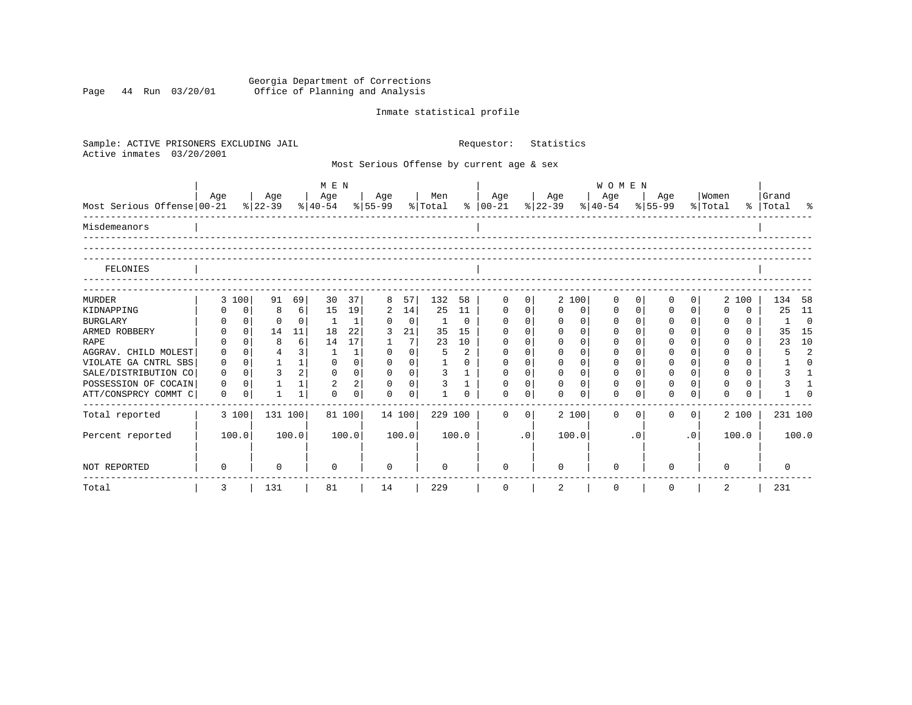Georgia Department of Corrections
Office of Planning and Analysis

Inmate statistical profile

Sample: ACTIVE PRISONERS EXCLUDING JAIL                Requestor: Statistics
Active inmates 03/20/2001

Most Serious Offense by current age & sex

| Most Serious Offense | MEN Age 00-21 | % | Age 22-39 | % | Age 40-54 | % | Age 55-99 | % | Men Total | % | WOMEN Age 00-21 | % | Age 22-39 | % | Age 40-54 | % | Age 55-99 | % | Women Total | % | Grand Total | % |
|---|---|---|---|---|---|---|---|---|---|---|---|---|---|---|---|---|---|---|---|---|---|---|
| Misdemeanors | | | | | | | | | | | | | | | | | | | | | | |
| FELONIES | | | | | | | | | | | | | | | | | | | | | | |
| MURDER | 3 | 100 | 91 | 69 | 30 | 37 | 8 | 57 | 132 | 58 | 0 | 0 | 2 | 100 | 0 | 0 | 0 | 0 | 2 | 100 | 134 | 58 |
| KIDNAPPING | 0 | 0 | 8 | 6 | 15 | 19 | 2 | 14 | 25 | 11 | 0 | 0 | 0 | 0 | 0 | 0 | 0 | 0 | 0 | 0 | 25 | 11 |
| BURGLARY | 0 | 0 | 0 | 0 | 1 | 1 | 0 | 0 | 1 | 0 | 0 | 0 | 0 | 0 | 0 | 0 | 0 | 0 | 0 | 0 | 1 | 0 |
| ARMED ROBBERY | 0 | 0 | 14 | 11 | 18 | 22 | 3 | 21 | 35 | 15 | 0 | 0 | 0 | 0 | 0 | 0 | 0 | 0 | 0 | 0 | 35 | 15 |
| RAPE | 0 | 0 | 8 | 6 | 14 | 17 | 1 | 7 | 23 | 10 | 0 | 0 | 0 | 0 | 0 | 0 | 0 | 0 | 0 | 0 | 23 | 10 |
| AGGRAV. CHILD MOLEST | 0 | 0 | 4 | 3 | 1 | 1 | 0 | 0 | 5 | 2 | 0 | 0 | 0 | 0 | 0 | 0 | 0 | 0 | 0 | 0 | 5 | 2 |
| VIOLATE GA CNTRL SBS | 0 | 0 | 1 | 1 | 0 | 0 | 0 | 0 | 1 | 0 | 0 | 0 | 0 | 0 | 0 | 0 | 0 | 0 | 0 | 0 | 1 | 0 |
| SALE/DISTRIBUTION CO | 0 | 0 | 3 | 2 | 0 | 0 | 0 | 0 | 3 | 1 | 0 | 0 | 0 | 0 | 0 | 0 | 0 | 0 | 0 | 0 | 3 | 1 |
| POSSESSION OF COCAIN | 0 | 0 | 1 | 1 | 2 | 2 | 0 | 0 | 3 | 1 | 0 | 0 | 0 | 0 | 0 | 0 | 0 | 0 | 0 | 0 | 3 | 1 |
| ATT/CONSPRCY COMMT C | 0 | 0 | 1 | 1 | 0 | 0 | 0 | 0 | 1 | 0 | 0 | 0 | 0 | 0 | 0 | 0 | 0 | 0 | 0 | 0 | 1 | 0 |
| Total reported | 3 | 100 | 131 | 100 | 81 | 100 | 14 | 100 | 229 | 100 | 0 | 0 | 2 | 100 | 0 | 0 | 0 | 0 | 2 | 100 | 231 | 100 |
| Percent reported | | 100.0 | | 100.0 | | 100.0 | | 100.0 | | 100.0 | | .0 | | 100.0 | | .0 | | .0 | | 100.0 | | 100.0 |
| NOT REPORTED | 0 | | 0 | | 0 | | 0 | | 0 | | 0 | | 0 | | 0 | | 0 | | 0 | | 0 | |
| Total | 3 | | 131 | | 81 | | 14 | | 229 | | 0 | | 2 | | 0 | | 0 | | 2 | | 231 | |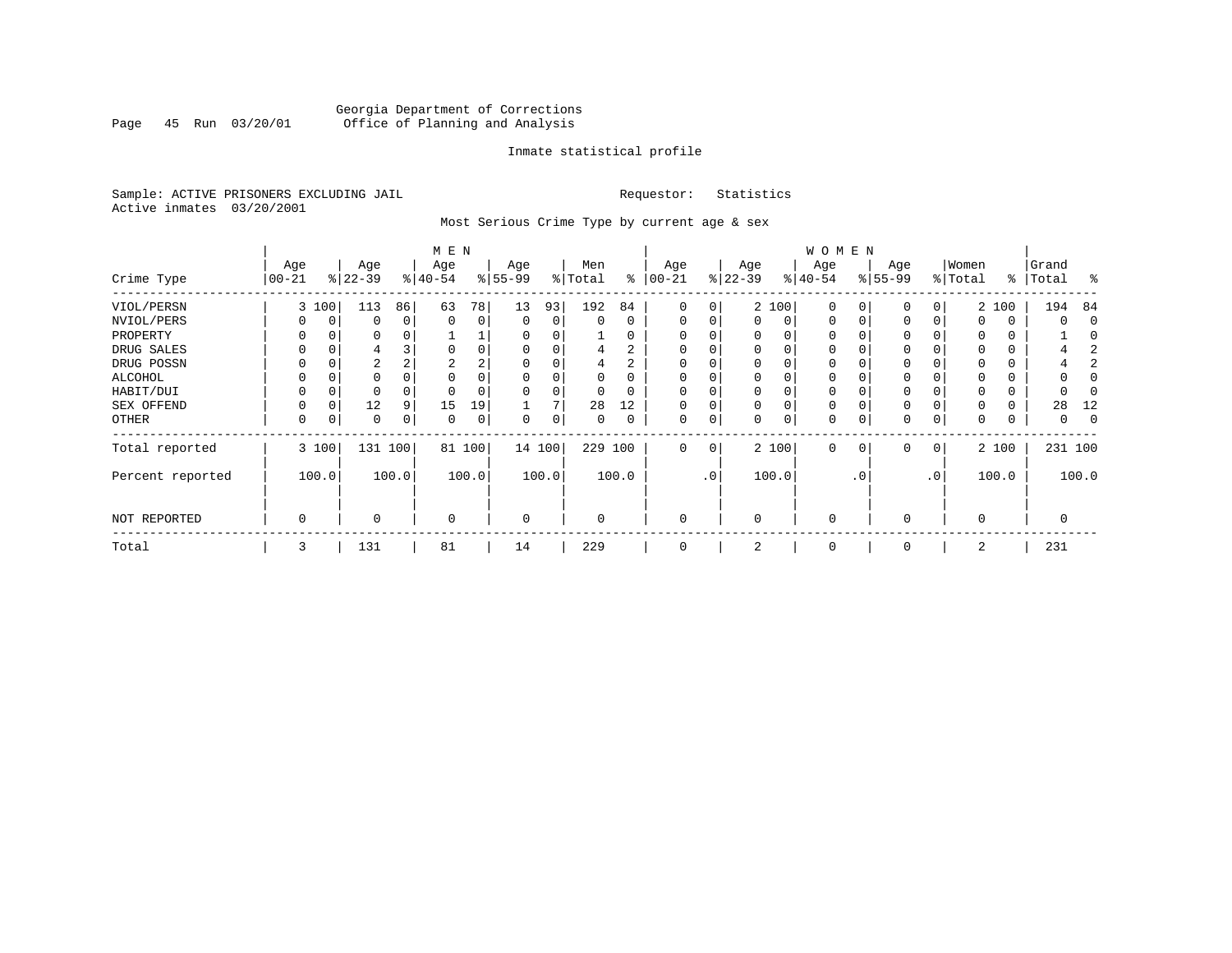Georgia Department of Corrections
Office of Planning and Analysis

Inmate statistical profile

Sample: ACTIVE PRISONERS EXCLUDING JAIL  Requestor: Statistics
Active inmates 03/20/2001

Most Serious Crime Type by current age & sex

| Crime Type | MEN Age 00-21 | % | Age 22-39 | % | Age 40-54 | % | Age 55-99 | % | Men Total | % | WOMEN Age 00-21 | % | Age 22-39 | % | Age 40-54 | % | Age 55-99 | % | Women Total | % | Grand Total | % |
|---|---|---|---|---|---|---|---|---|---|---|---|---|---|---|---|---|---|---|---|---|---|---|
| VIOL/PERSN | 3 | 100 | 113 | 86 | 63 | 78 | 13 | 93 | 192 | 84 | 0 | 0 | 2 | 100 | 0 | 0 | 0 | 0 | 2 | 100 | 194 | 84 |
| NVIOL/PERS | 0 | 0 | 0 | 0 | 0 | 0 | 0 | 0 | 0 | 0 | 0 | 0 | 0 | 0 | 0 | 0 | 0 | 0 | 0 | 0 | 0 | 0 |
| PROPERTY | 0 | 0 | 0 | 0 | 1 | 1 | 0 | 0 | 1 | 0 | 0 | 0 | 0 | 0 | 0 | 0 | 0 | 0 | 0 | 0 | 1 | 0 |
| DRUG SALES | 0 | 0 | 4 | 3 | 0 | 0 | 0 | 0 | 4 | 2 | 0 | 0 | 0 | 0 | 0 | 0 | 0 | 0 | 0 | 0 | 4 | 2 |
| DRUG POSSN | 0 | 0 | 2 | 2 | 2 | 2 | 0 | 0 | 4 | 2 | 0 | 0 | 0 | 0 | 0 | 0 | 0 | 0 | 0 | 0 | 4 | 2 |
| ALCOHOL | 0 | 0 | 0 | 0 | 0 | 0 | 0 | 0 | 0 | 0 | 0 | 0 | 0 | 0 | 0 | 0 | 0 | 0 | 0 | 0 | 0 | 0 |
| HABIT/DUI | 0 | 0 | 0 | 0 | 0 | 0 | 0 | 0 | 0 | 0 | 0 | 0 | 0 | 0 | 0 | 0 | 0 | 0 | 0 | 0 | 0 | 0 |
| SEX OFFEND | 0 | 0 | 12 | 9 | 15 | 19 | 1 | 7 | 28 | 12 | 0 | 0 | 0 | 0 | 0 | 0 | 0 | 0 | 0 | 0 | 28 | 12 |
| OTHER | 0 | 0 | 0 | 0 | 0 | 0 | 0 | 0 | 0 | 0 | 0 | 0 | 0 | 0 | 0 | 0 | 0 | 0 | 0 | 0 | 0 | 0 |
| Total reported | 3 | 100 | 131 | 100 | 81 | 100 | 14 | 100 | 229 | 100 | 0 | 0 | 2 | 100 | 0 | 0 | 0 | 0 | 2 | 100 | 231 | 100 |
| Percent reported | | 100.0 | | 100.0 | | 100.0 | | 100.0 | | 100.0 | | .0 | | 100.0 | | .0 | | .0 | | 100.0 | | 100.0 |
| NOT REPORTED | 0 | | 0 | | 0 | | 0 | | 0 | | 0 | | 0 | | 0 | | 0 | | 0 | | 0 | |
| Total | 3 | | 131 | | 81 | | 14 | | 229 | | 0 | | 2 | | 0 | | 0 | | 2 | | 231 | |